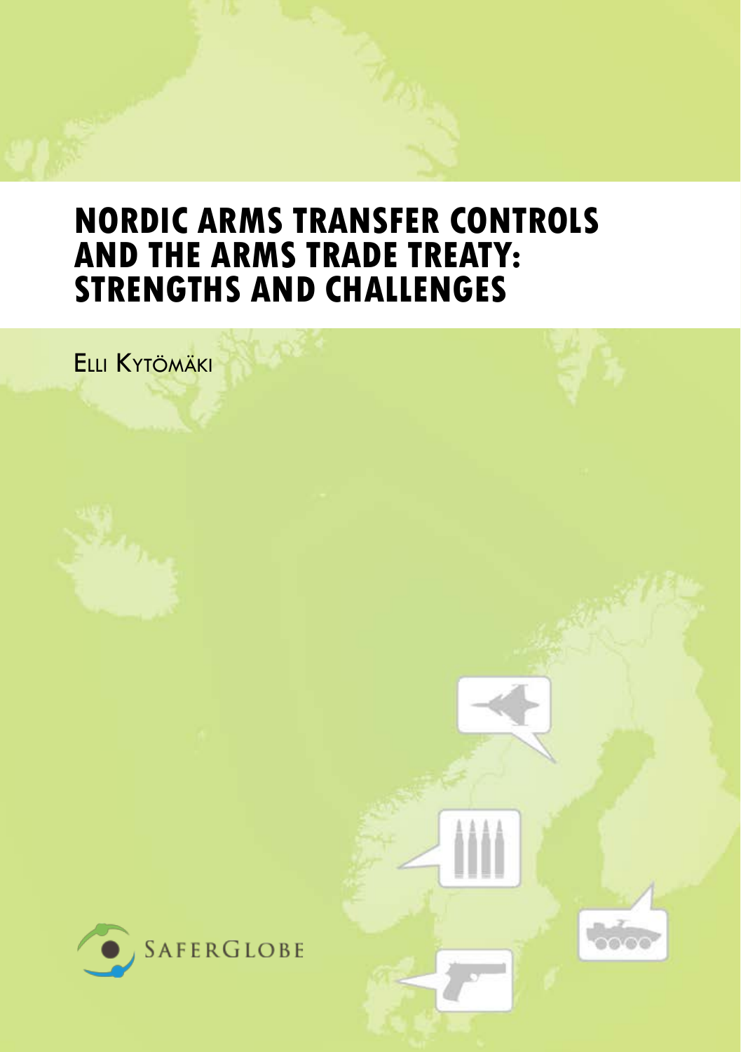# NORDIC ARMS TRANSFER CONTROLS AND THE ARMS TRADE TREATY: STRENGTHS AND CHALLENGES

Elli Kytömäki

SaferGlobe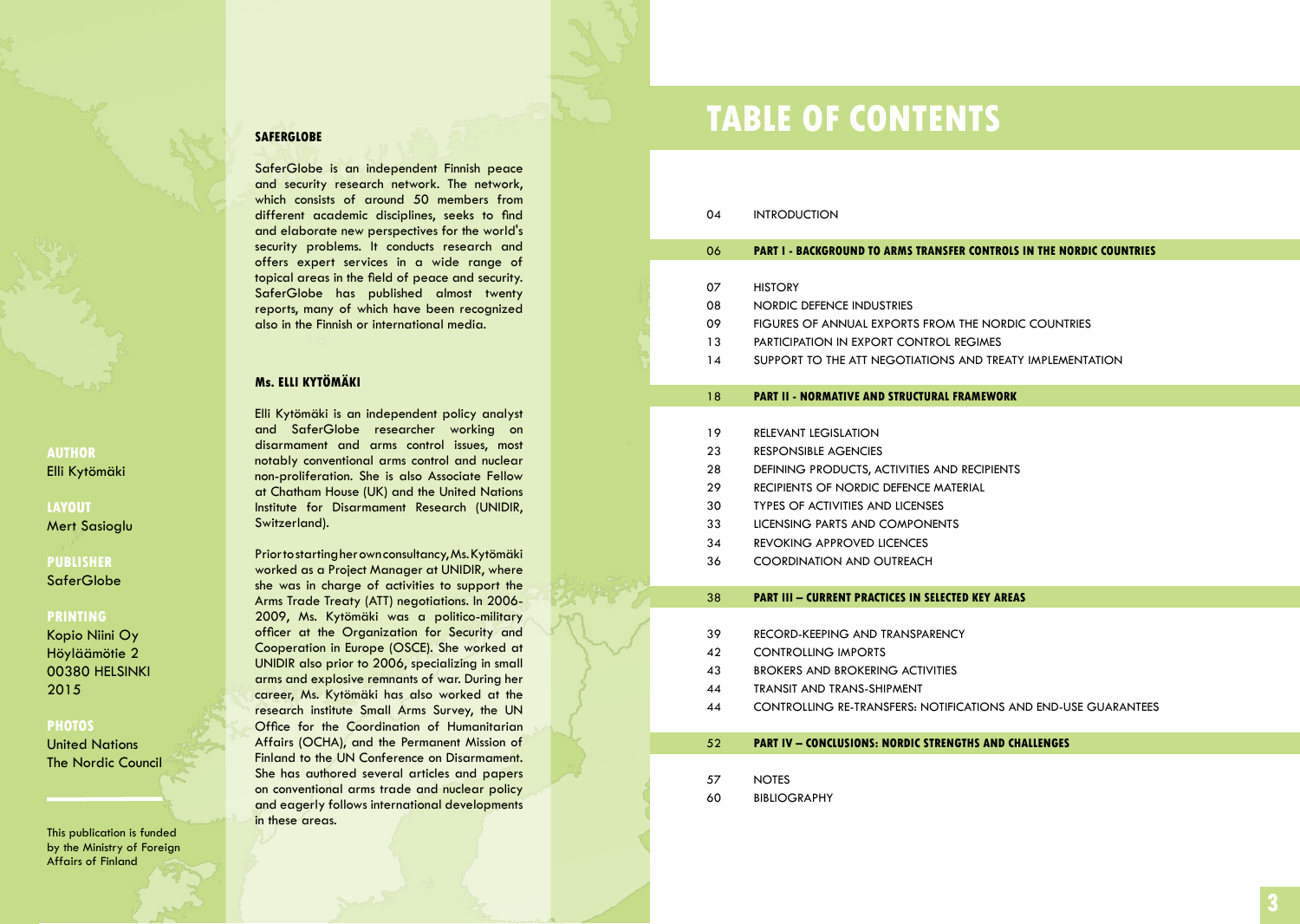**AUTHOR**
Elli Kytömäki

**LAYOUT**
Mert Sasioglu

**PUBLISHER**
SaferGlobe

**PRINTING**
Kopio Niini Oy
Höyläämötie 2
00380 HELSINKI
2015

**PHOTOS**
United Nations
The Nordic Council

This publication is funded by the Ministry of Foreign Affairs of Finland

### SAFERGLOBE

SaferGlobe is an independent Finnish peace and security research network. The network, which consists of around 50 members from different academic disciplines, seeks to find and elaborate new perspectives for the world's security problems. It conducts research and offers expert services in a wide range of topical areas in the field of peace and security. SaferGlobe has published almost twenty reports, many of which have been recognized also in the Finnish or international media.

### Ms. ELLI KYTÖMÄKI

Elli Kytömäki is an independent policy analyst and SaferGlobe researcher working on disarmament and arms control issues, most notably conventional arms control and nuclear non-proliferation. She is also Associate Fellow at Chatham House (UK) and the United Nations Institute for Disarmament Research (UNIDIR, Switzerland).

Prior to starting her own consultancy, Ms. Kytömäki worked as a Project Manager at UNIDIR, where she was in charge of activities to support the Arms Trade Treaty (ATT) negotiations. In 2006-2009, Ms. Kytömäki was a politico-military officer at the Organization for Security and Cooperation in Europe (OSCE). She worked at UNIDIR also prior to 2006, specializing in small arms and explosive remnants of war. During her career, Ms. Kytömäki has also worked at the research institute Small Arms Survey, the UN Office for the Coordination of Humanitarian Affairs (OCHA), and the Permanent Mission of Finland to the UN Conference on Disarmament. She has authored several articles and papers on conventional arms trade and nuclear policy and eagerly follows international developments in these areas.

# TABLE OF CONTENTS

04 INTRODUCTION

**06 PART I - BACKGROUND TO ARMS TRANSFER CONTROLS IN THE NORDIC COUNTRIES**

07 HISTORY
08 NORDIC DEFENCE INDUSTRIES
09 FIGURES OF ANNUAL EXPORTS FROM THE NORDIC COUNTRIES
13 PARTICIPATION IN EXPORT CONTROL REGIMES
14 SUPPORT TO THE ATT NEGOTIATIONS AND TREATY IMPLEMENTATION

**18 PART II - NORMATIVE AND STRUCTURAL FRAMEWORK**

19 RELEVANT LEGISLATION
23 RESPONSIBLE AGENCIES
28 DEFINING PRODUCTS, ACTIVITIES AND RECIPIENTS
29 RECIPIENTS OF NORDIC DEFENCE MATERIAL
30 TYPES OF ACTIVITIES AND LICENSES
33 LICENSING PARTS AND COMPONENTS
34 REVOKING APPROVED LICENCES
36 COORDINATION AND OUTREACH

**38 PART III – CURRENT PRACTICES IN SELECTED KEY AREAS**

39 RECORD-KEEPING AND TRANSPARENCY
42 CONTROLLING IMPORTS
43 BROKERS AND BROKERING ACTIVITIES
44 TRANSIT AND TRANS-SHIPMENT
44 CONTROLLING RE-TRANSFERS: NOTIFICATIONS AND END-USE GUARANTEES

**52 PART IV – CONCLUSIONS: NORDIC STRENGTHS AND CHALLENGES**

57 NOTES
60 BIBLIOGRAPHY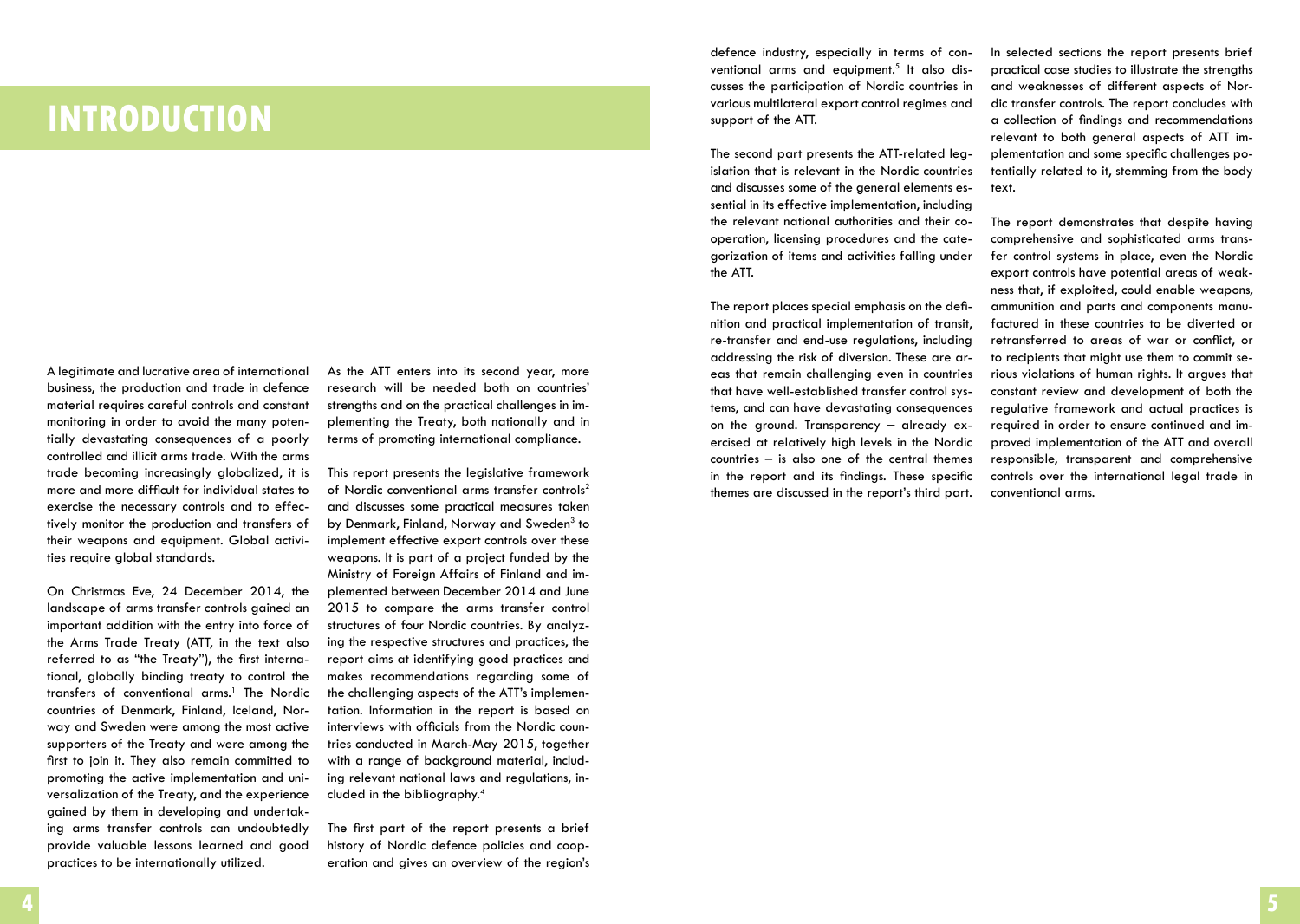# INTRODUCTION

A legitimate and lucrative area of international business, the production and trade in defence material requires careful controls and constant monitoring in order to avoid the many potentially devastating consequences of a poorly controlled and illicit arms trade. With the arms trade becoming increasingly globalized, it is more and more difficult for individual states to exercise the necessary controls and to effectively monitor the production and transfers of their weapons and equipment. Global activities require global standards.

On Christmas Eve, 24 December 2014, the landscape of arms transfer controls gained an important addition with the entry into force of the Arms Trade Treaty (ATT, in the text also referred to as "the Treaty"), the first international, globally binding treaty to control the transfers of conventional arms.[1] The Nordic countries of Denmark, Finland, Iceland, Norway and Sweden were among the most active supporters of the Treaty and were among the first to join it. They also remain committed to promoting the active implementation and universalization of the Treaty, and the experience gained by them in developing and undertaking arms transfer controls can undoubtedly provide valuable lessons learned and good practices to be internationally utilized.

As the ATT enters into its second year, more research will be needed both on countries' strengths and on the practical challenges in implementing the Treaty, both nationally and in terms of promoting international compliance.

This report presents the legislative framework of Nordic conventional arms transfer controls[2] and discusses some practical measures taken by Denmark, Finland, Norway and Sweden[3] to implement effective export controls over these weapons. It is part of a project funded by the Ministry of Foreign Affairs of Finland and implemented between December 2014 and June 2015 to compare the arms transfer control structures of four Nordic countries. By analyzing the respective structures and practices, the report aims at identifying good practices and makes recommendations regarding some of the challenging aspects of the ATT's implementation. Information in the report is based on interviews with officials from the Nordic countries conducted in March-May 2015, together with a range of background material, including relevant national laws and regulations, included in the bibliography.[4]

The first part of the report presents a brief history of Nordic defence policies and cooperation and gives an overview of the region's defence industry, especially in terms of conventional arms and equipment.[5] It also discusses the participation of Nordic countries in various multilateral export control regimes and support of the ATT.

The second part presents the ATT-related legislation that is relevant in the Nordic countries and discusses some of the general elements essential in its effective implementation, including the relevant national authorities and their cooperation, licensing procedures and the categorization of items and activities falling under the ATT.

The report places special emphasis on the definition and practical implementation of transit, re-transfer and end-use regulations, including addressing the risk of diversion. These are areas that remain challenging even in countries that have well-established transfer control systems, and can have devastating consequences on the ground. Transparency – already exercised at relatively high levels in the Nordic countries – is also one of the central themes in the report and its findings. These specific themes are discussed in the report's third part.

In selected sections the report presents brief practical case studies to illustrate the strengths and weaknesses of different aspects of Nordic transfer controls. The report concludes with a collection of findings and recommendations relevant to both general aspects of ATT implementation and some specific challenges potentially related to it, stemming from the body text.

The report demonstrates that despite having comprehensive and sophisticated arms transfer control systems in place, even the Nordic export controls have potential areas of weakness that, if exploited, could enable weapons, ammunition and parts and components manufactured in these countries to be diverted or retransferred to areas of war or conflict, or to recipients that might use them to commit serious violations of human rights. It argues that constant review and development of both the regulative framework and actual practices is required in order to ensure continued and improved implementation of the ATT and overall responsible, transparent and comprehensive controls over the international legal trade in conventional arms.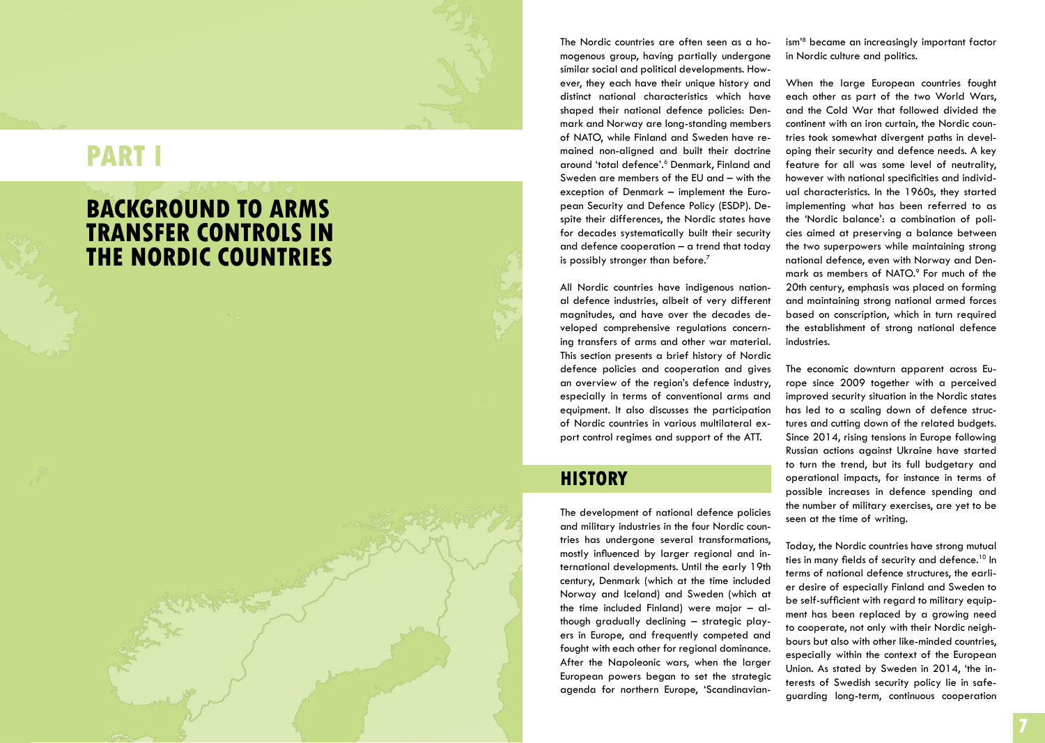# PART I

# BACKGROUND TO ARMS TRANSFER CONTROLS IN THE NORDIC COUNTRIES

The Nordic countries are often seen as a homogenous group, having partially undergone similar social and political developments. However, they each have their unique history and distinct national characteristics which have shaped their national defence policies: Denmark and Norway are long-standing members of NATO, while Finland and Sweden have remained non-aligned and built their doctrine around 'total defence'.[6] Denmark, Finland and Sweden are members of the EU and – with the exception of Denmark – implement the European Security and Defence Policy (ESDP). Despite their differences, the Nordic states have for decades systematically built their security and defence cooperation – a trend that today is possibly stronger than before.[7]

All Nordic countries have indigenous national defence industries, albeit of very different magnitudes, and have over the decades developed comprehensive regulations concerning transfers of arms and other war material. This section presents a brief history of Nordic defence policies and cooperation and gives an overview of the region's defence industry, especially in terms of conventional arms and equipment. It also discusses the participation of Nordic countries in various multilateral export control regimes and support of the ATT.

## HISTORY

The development of national defence policies and military industries in the four Nordic countries has undergone several transformations, mostly influenced by larger regional and international developments. Until the early 19th century, Denmark (which at the time included Norway and Iceland) and Sweden (which at the time included Finland) were major – although gradually declining – strategic players in Europe, and frequently competed and fought with each other for regional dominance. After the Napoleonic wars, when the larger European powers began to set the strategic agenda for northern Europe, 'Scandinavianism'[8] became an increasingly important factor in Nordic culture and politics.

When the large European countries fought each other as part of the two World Wars, and the Cold War that followed divided the continent with an iron curtain, the Nordic countries took somewhat divergent paths in developing their security and defence needs. A key feature for all was some level of neutrality, however with national specificities and individual characteristics. In the 1960s, they started implementing what has been referred to as the 'Nordic balance': a combination of policies aimed at preserving a balance between the two superpowers while maintaining strong national defence, even with Norway and Denmark as members of NATO.[9] For much of the 20th century, emphasis was placed on forming and maintaining strong national armed forces based on conscription, which in turn required the establishment of strong national defence industries.

The economic downturn apparent across Europe since 2009 together with a perceived improved security situation in the Nordic states has led to a scaling down of defence structures and cutting down of the related budgets. Since 2014, rising tensions in Europe following Russian actions against Ukraine have started to turn the trend, but its full budgetary and operational impacts, for instance in terms of possible increases in defence spending and the number of military exercises, are yet to be seen at the time of writing.

Today, the Nordic countries have strong mutual ties in many fields of security and defence.[10] In terms of national defence structures, the earlier desire of especially Finland and Sweden to be self-sufficient with regard to military equipment has been replaced by a growing need to cooperate, not only with their Nordic neighbours but also with other like-minded countries, especially within the context of the European Union. As stated by Sweden in 2014, 'the interests of Swedish security policy lie in safeguarding long-term, continuous cooperation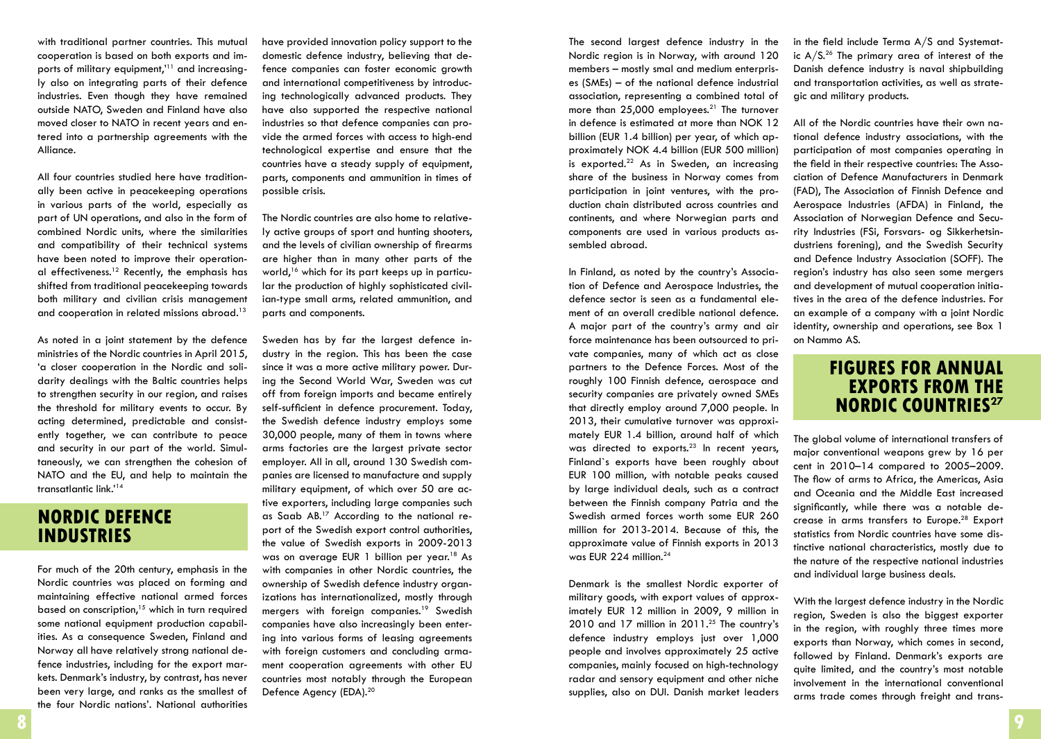with traditional partner countries. This mutual cooperation is based on both exports and imports of military equipment,'[11] and increasingly also on integrating parts of their defence industries. Even though they have remained outside NATO, Sweden and Finland have also moved closer to NATO in recent years and entered into a partnership agreements with the Alliance.

All four countries studied here have traditionally been active in peacekeeping operations in various parts of the world, especially as part of UN operations, and also in the form of combined Nordic units, where the similarities and compatibility of their technical systems have been noted to improve their operational effectiveness.[12] Recently, the emphasis has shifted from traditional peacekeeping towards both military and civilian crisis management and cooperation in related missions abroad.[13]

As noted in a joint statement by the defence ministries of the Nordic countries in April 2015, 'a closer cooperation in the Nordic and solidarity dealings with the Baltic countries helps to strengthen security in our region, and raises the threshold for military events to occur. By acting determined, predictable and consistently together, we can contribute to peace and security in our part of the world. Simultaneously, we can strengthen the cohesion of NATO and the EU, and help to maintain the transatlantic link.'[14]

## NORDIC DEFENCE INDUSTRIES

For much of the 20th century, emphasis in the Nordic countries was placed on forming and maintaining effective national armed forces based on conscription,[15] which in turn required some national equipment production capabilities. As a consequence Sweden, Finland and Norway all have relatively strong national defence industries, including for the export markets. Denmark's industry, by contrast, has never been very large, and ranks as the smallest of the four Nordic nations'. National authorities have provided innovation policy support to the domestic defence industry, believing that defence companies can foster economic growth and international competitiveness by introducing technologically advanced products. They have also supported the respective national industries so that defence companies can provide the armed forces with access to high-end technological expertise and ensure that the countries have a steady supply of equipment, parts, components and ammunition in times of possible crisis.

The Nordic countries are also home to relatively active groups of sport and hunting shooters, and the levels of civilian ownership of firearms are higher than in many other parts of the world,[16] which for its part keeps up in particular the production of highly sophisticated civilian-type small arms, related ammunition, and parts and components.

Sweden has by far the largest defence industry in the region. This has been the case since it was a more active military power. During the Second World War, Sweden was cut off from foreign imports and became entirely self-sufficient in defence procurement. Today, the Swedish defence industry employs some 30,000 people, many of them in towns where arms factories are the largest private sector employer. All in all, around 130 Swedish companies are licensed to manufacture and supply military equipment, of which over 50 are active exporters, including large companies such as Saab AB.[17] According to the national report of the Swedish export control authorities, the value of Swedish exports in 2009-2013 was on average EUR 1 billion per year.[18] As with companies in other Nordic countries, the ownership of Swedish defence industry organizations has internationalized, mostly through mergers with foreign companies.[19] Swedish companies have also increasingly been entering into various forms of leasing agreements with foreign customers and concluding armament cooperation agreements with other EU countries most notably through the European Defence Agency (EDA).[20]

The second largest defence industry in the Nordic region is in Norway, with around 120 members – mostly smal and medium enterprises (SMEs) – of the national defence industrial association, representing a combined total of more than 25,000 employees.[21] The turnover in defence is estimated at more than NOK 12 billion (EUR 1.4 billion) per year, of which approximately NOK 4.4 billion (EUR 500 million) is exported.[22] As in Sweden, an increasing share of the business in Norway comes from participation in joint ventures, with the production chain distributed across countries and continents, and where Norwegian parts and components are used in various products assembled abroad.

In Finland, as noted by the country's Association of Defence and Aerospace Industries, the defence sector is seen as a fundamental element of an overall credible national defence. A major part of the country's army and air force maintenance has been outsourced to private companies, many of which act as close partners to the Defence Forces. Most of the roughly 100 Finnish defence, aerospace and security companies are privately owned SMEs that directly employ around 7,000 people. In 2013, their cumulative turnover was approximately EUR 1.4 billion, around half of which was directed to exports.[23] In recent years, Finland`s exports have been roughly about EUR 100 million, with notable peaks caused by large individual deals, such as a contract between the Finnish company Patria and the Swedish armed forces worth some EUR 260 million for 2013-2014. Because of this, the approximate value of Finnish exports in 2013 was EUR 224 million.[24]

Denmark is the smallest Nordic exporter of military goods, with export values of approximately EUR 12 million in 2009, 9 million in 2010 and 17 million in 2011.[25] The country's defence industry employs just over 1,000 people and involves approximately 25 active companies, mainly focused on high-technology radar and sensory equipment and other niche supplies, also on DUI. Danish market leaders in the field include Terma A/S and Systematic A/S.[26] The primary area of interest of the Danish defence industry is naval shipbuilding and transportation activities, as well as strategic and military products.

All of the Nordic countries have their own national defence industry associations, with the participation of most companies operating in the field in their respective countries: The Association of Defence Manufacturers in Denmark (FAD), The Association of Finnish Defence and Aerospace Industries (AFDA) in Finland, the Association of Norwegian Defence and Security Industries (FSi, Forsvars- og Sikkerhetsindustriens forening), and the Swedish Security and Defence Industry Association (SOFF). The region's industry has also seen some mergers and development of mutual cooperation initiatives in the area of the defence industries. For an example of a company with a joint Nordic identity, ownership and operations, see Box 1 on Nammo AS.

## FIGURES FOR ANNUAL EXPORTS FROM THE NORDIC COUNTRIES[27]

The global volume of international transfers of major conventional weapons grew by 16 per cent in 2010–14 compared to 2005–2009. The flow of arms to Africa, the Americas, Asia and Oceania and the Middle East increased significantly, while there was a notable decrease in arms transfers to Europe.[28] Export statistics from Nordic countries have some distinctive national characteristics, mostly due to the nature of the respective national industries and individual large business deals.

With the largest defence industry in the Nordic region, Sweden is also the biggest exporter in the region, with roughly three times more exports than Norway, which comes in second, followed by Finland. Denmark's exports are quite limited, and the country's most notable involvement in the international conventional arms trade comes through freight and trans-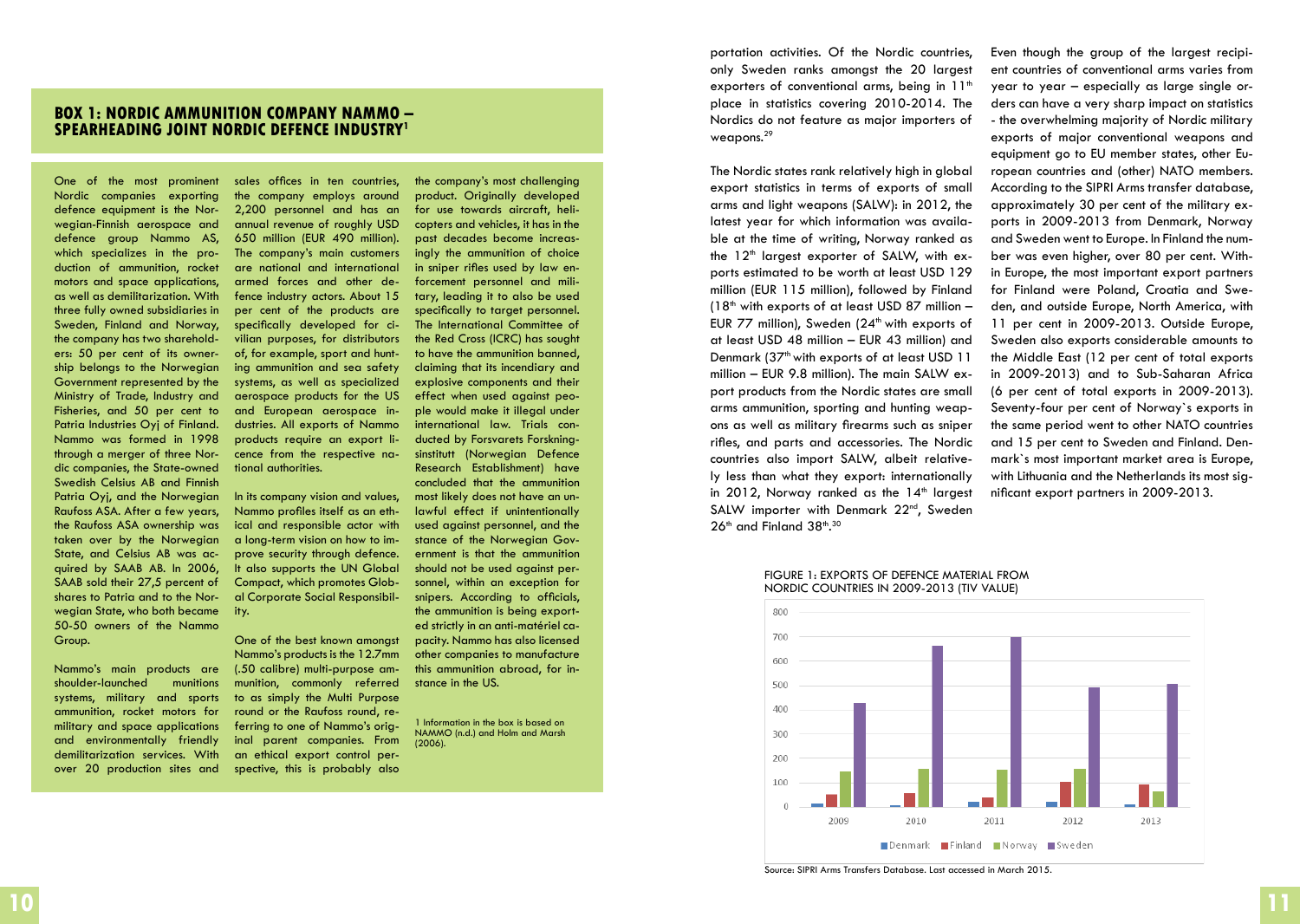## BOX 1: NORDIC AMMUNITION COMPANY NAMMO – SPEARHEADING JOINT NORDIC DEFENCE INDUSTRY[1]

One of the most prominent Nordic companies exporting defence equipment is the Norwegian-Finnish aerospace and defence group Nammo AS, which specializes in the production of ammunition, rocket motors and space applications, as well as demilitarization. With three fully owned subsidiaries in Sweden, Finland and Norway, the company has two shareholders: 50 per cent of its ownership belongs to the Norwegian Government represented by the Ministry of Trade, Industry and Fisheries, and 50 per cent to Patria Industries Oyj of Finland. Nammo was formed in 1998 through a merger of three Nordic companies, the State-owned Swedish Celsius AB and Finnish Patria Oyj, and the Norwegian Raufoss ASA. After a few years, the Raufoss ASA ownership was taken over by the Norwegian State, and Celsius AB was acquired by SAAB AB. In 2006, SAAB sold their 27,5 percent of shares to Patria and to the Norwegian State, who both became 50-50 owners of the Nammo Group.

Nammo's main products are shoulder-launched munitions systems, military and sports ammunition, rocket motors for military and space applications and environmentally friendly demilitarization services. With over 20 production sites and sales offices in ten countries, the company employs around 2,200 personnel and has an annual revenue of roughly USD 650 million (EUR 490 million). The company's main customers are national and international armed forces and other defence industry actors. About 15 per cent of the products are specifically developed for civilian purposes, for distributors of, for example, sport and hunting ammunition and sea safety systems, as well as specialized aerospace products for the US and European aerospace industries. All exports of Nammo products require an export licence from the respective national authorities.

In its company vision and values, Nammo profiles itself as an ethical and responsible actor with a long-term vision on how to improve security through defence. It also supports the UN Global Compact, which promotes Global Corporate Social Responsibility.

One of the best known amongst Nammo's products is the 12.7mm (.50 calibre) multi-purpose ammunition, commonly referred to as simply the Multi Purpose round or the Raufoss round, referring to one of Nammo's original parent companies. From an ethical export control perspective, this is probably also the company's most challenging product. Originally developed for use towards aircraft, helicopters and vehicles, it has in the past decades become increasingly the ammunition of choice in sniper rifles used by law enforcement personnel and military, leading it to also be used specifically to target personnel. The International Committee of the Red Cross (ICRC) has sought to have the ammunition banned, claiming that its incendiary and explosive components and their effect when used against people would make it illegal under international law. Trials conducted by Forsvarets Forskningsinstitutt (Norwegian Defence Research Establishment) have concluded that the ammunition most likely does not have an unlawful effect if unintentionally used against personnel, and the stance of the Norwegian Government is that the ammunition should not be used against personnel, within an exception for snipers. According to officials, the ammunition is being exported strictly in an anti-matériel capacity. Nammo has also licensed other companies to manufacture this ammunition abroad, for instance in the US.

1 Information in the box is based on NAMMO (n.d.) and Holm and Marsh (2006).

---

portation activities. Of the Nordic countries, only Sweden ranks amongst the 20 largest exporters of conventional arms, being in 11th place in statistics covering 2010-2014. The Nordics do not feature as major importers of weapons.[29]

The Nordic states rank relatively high in global export statistics in terms of exports of small arms and light weapons (SALW): in 2012, the latest year for which information was available at the time of writing, Norway ranked as the 12th largest exporter of SALW, with exports estimated to be worth at least USD 129 million (EUR 115 million), followed by Finland (18th with exports of at least USD 87 million – EUR 77 million), Sweden (24th with exports of at least USD 48 million – EUR 43 million) and Denmark (37th with exports of at least USD 11 million – EUR 9.8 million). The main SALW export products from the Nordic states are small arms ammunition, sporting and hunting weapons as well as military firearms such as sniper rifles, and parts and accessories. The Nordic countries also import SALW, albeit relatively less than what they export: internationally in 2012, Norway ranked as the 14th largest SALW importer with Denmark 22nd, Sweden 26th and Finland 38th.[30]

Even though the group of the largest recipient countries of conventional arms varies from year to year – especially as large single orders can have a very sharp impact on statistics - the overwhelming majority of Nordic military exports of major conventional weapons and equipment go to EU member states, other European countries and (other) NATO members. According to the SIPRI Arms transfer database, approximately 30 per cent of the military exports in 2009-2013 from Denmark, Norway and Sweden went to Europe. In Finland the number was even higher, over 80 per cent. Within Europe, the most important export partners for Finland were Poland, Croatia and Sweden, and outside Europe, North America, with 11 per cent in 2009-2013. Outside Europe, Sweden also exports considerable amounts to the Middle East (12 per cent of total exports in 2009-2013) and to Sub-Saharan Africa (6 per cent of total exports in 2009-2013). Seventy-four per cent of Norway`s exports in the same period went to other NATO countries and 15 per cent to Sweden and Finland. Denmark`s most important market area is Europe, with Lithuania and the Netherlands its most significant export partners in 2009-2013.

FIGURE 1: EXPORTS OF DEFENCE MATERIAL FROM NORDIC COUNTRIES IN 2009-2013 (TIV VALUE)

Source: SIPRI Arms Transfers Database. Last accessed in March 2015.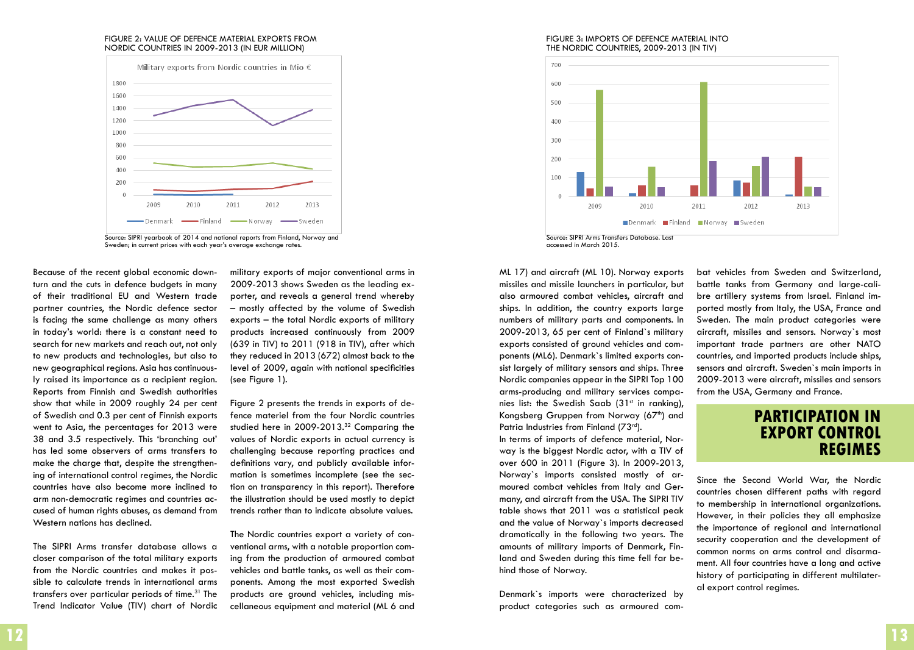FIGURE 2: VALUE OF DEFENCE MATERIAL EXPORTS FROM NORDIC COUNTRIES IN 2009-2013 (IN EUR MILLION)

Source: SIPRI yearbook of 2014 and national reports from Finland, Norway and Sweden; in current prices with each year's average exchange rates.

Because of the recent global economic downturn and the cuts in defence budgets in many of their traditional EU and Western trade partner countries, the Nordic defence sector is facing the same challenge as many others in today's world: there is a constant need to search for new markets and reach out, not only to new products and technologies, but also to new geographical regions. Asia has continuously raised its importance as a recipient region. Reports from Finnish and Swedish authorities show that while in 2009 roughly 24 per cent of Swedish and 0.3 per cent of Finnish exports went to Asia, the percentages for 2013 were 38 and 3.5 respectively. This 'branching out' has led some observers of arms transfers to make the charge that, despite the strengthening of international control regimes, the Nordic countries have also become more inclined to arm non-democratic regimes and countries accused of human rights abuses, as demand from Western nations has declined.

The SIPRI Arms transfer database allows a closer comparison of the total military exports from the Nordic countries and makes it possible to calculate trends in international arms transfers over particular periods of time.[31] The Trend Indicator Value (TIV) chart of Nordic military exports of major conventional arms in 2009-2013 shows Sweden as the leading exporter, and reveals a general trend whereby – mostly affected by the volume of Swedish exports – the total Nordic exports of military products increased continuously from 2009 (639 in TIV) to 2011 (918 in TIV), after which they reduced in 2013 (672) almost back to the level of 2009, again with national specificities (see Figure 1).

Figure 2 presents the trends in exports of defence materiel from the four Nordic countries studied here in 2009-2013.[32] Comparing the values of Nordic exports in actual currency is challenging because reporting practices and definitions vary, and publicly available information is sometimes incomplete (see the section on transparency in this report). Therefore the illustration should be used mostly to depict trends rather than to indicate absolute values.

The Nordic countries export a variety of conventional arms, with a notable proportion coming from the production of armoured combat vehicles and battle tanks, as well as their components. Among the most exported Swedish products are ground vehicles, including miscellaneous equipment and material (ML 6 and ML 17) and aircraft (ML 10). Norway exports missiles and missile launchers in particular, but also armoured combat vehicles, aircraft and ships. In addition, the country exports large numbers of military parts and components. In 2009-2013, 65 per cent of Finland`s military exports consisted of ground vehicles and components (ML6). Denmark`s limited exports consist largely of military sensors and ships. Three Nordic companies appear in the SIPRI Top 100 arms-producing and military services companies list: the Swedish Saab (31st in ranking), Kongsberg Gruppen from Norway (67th) and Patria Industries from Finland (73rd).

FIGURE 3: IMPORTS OF DEFENCE MATERIAL INTO THE NORDIC COUNTRIES, 2009-2013 (IN TIV)

Source: SIPRI Arms Transfers Database. Last accessed in March 2015.

In terms of imports of defence material, Norway is the biggest Nordic actor, with a TIV of over 600 in 2011 (Figure 3). In 2009-2013, Norway`s imports consisted mostly of armoured combat vehicles from Italy and Germany, and aircraft from the USA. The SIPRI TIV table shows that 2011 was a statistical peak and the value of Norway`s imports decreased dramatically in the following two years. The amounts of military imports of Denmark, Finland and Sweden during this time fell far behind those of Norway.

Denmark`s imports were characterized by product categories such as armoured combat vehicles from Sweden and Switzerland, battle tanks from Germany and large-calibre artillery systems from Israel. Finland imported mostly from Italy, the USA, France and Sweden. The main product categories were aircraft, missiles and sensors. Norway`s most important trade partners are other NATO countries, and imported products include ships, sensors and aircraft. Sweden`s main imports in 2009-2013 were aircraft, missiles and sensors from the USA, Germany and France.

## PARTICIPATION IN EXPORT CONTROL REGIMES

Since the Second World War, the Nordic countries chosen different paths with regard to membership in international organizations. However, in their policies they all emphasize the importance of regional and international security cooperation and the development of common norms on arms control and disarmament. All four countries have a long and active history of participating in different multilateral export control regimes.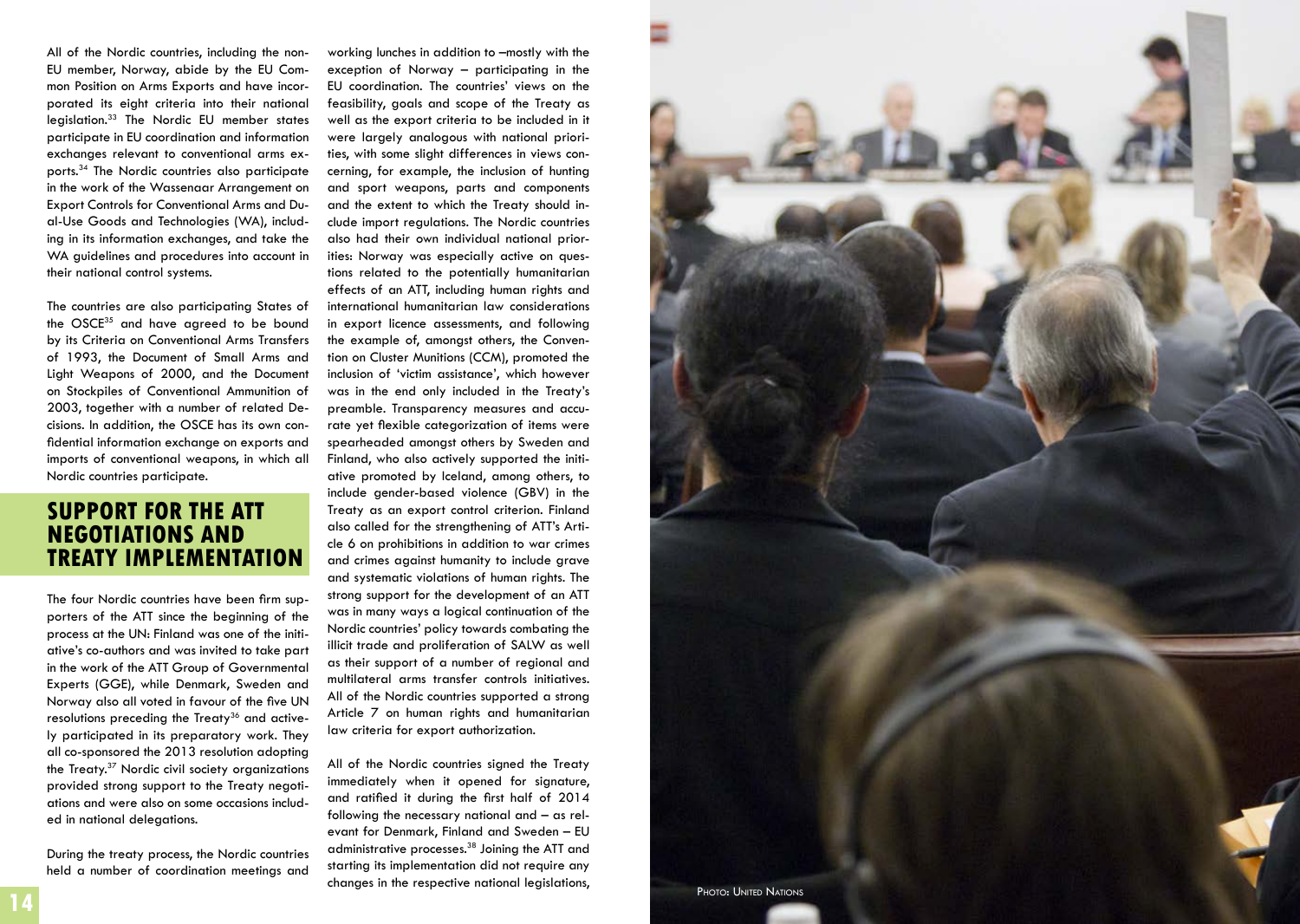All of the Nordic countries, including the non-EU member, Norway, abide by the EU Common Position on Arms Exports and have incorporated its eight criteria into their national legislation.[33] The Nordic EU member states participate in EU coordination and information exchanges relevant to conventional arms exports.[34] The Nordic countries also participate in the work of the Wassenaar Arrangement on Export Controls for Conventional Arms and Dual-Use Goods and Technologies (WA), including in its information exchanges, and take the WA guidelines and procedures into account in their national control systems.

The countries are also participating States of the OSCE[35] and have agreed to be bound by its Criteria on Conventional Arms Transfers of 1993, the Document of Small Arms and Light Weapons of 2000, and the Document on Stockpiles of Conventional Ammunition of 2003, together with a number of related Decisions. In addition, the OSCE has its own confidential information exchange on exports and imports of conventional weapons, in which all Nordic countries participate.

## SUPPORT FOR THE ATT NEGOTIATIONS AND TREATY IMPLEMENTATION

The four Nordic countries have been firm supporters of the ATT since the beginning of the process at the UN: Finland was one of the initiative's co-authors and was invited to take part in the work of the ATT Group of Governmental Experts (GGE), while Denmark, Sweden and Norway also all voted in favour of the five UN resolutions preceding the Treaty[36] and actively participated in its preparatory work. They all co-sponsored the 2013 resolution adopting the Treaty.[37] Nordic civil society organizations provided strong support to the Treaty negotiations and were also on some occasions included in national delegations.

During the treaty process, the Nordic countries held a number of coordination meetings and working lunches in addition to –mostly with the exception of Norway – participating in the EU coordination. The countries' views on the feasibility, goals and scope of the Treaty as well as the export criteria to be included in it were largely analogous with national priorities, with some slight differences in views concerning, for example, the inclusion of hunting and sport weapons, parts and components and the extent to which the Treaty should include import regulations. The Nordic countries also had their own individual national priorities: Norway was especially active on questions related to the potentially humanitarian effects of an ATT, including human rights and international humanitarian law considerations in export licence assessments, and following the example of, amongst others, the Convention on Cluster Munitions (CCM), promoted the inclusion of 'victim assistance', which however was in the end only included in the Treaty's preamble. Transparency measures and accurate yet flexible categorization of items were spearheaded amongst others by Sweden and Finland, who also actively supported the initiative promoted by Iceland, among others, to include gender-based violence (GBV) in the Treaty as an export control criterion. Finland also called for the strengthening of ATT's Article 6 on prohibitions in addition to war crimes and crimes against humanity to include grave and systematic violations of human rights. The strong support for the development of an ATT was in many ways a logical continuation of the Nordic countries' policy towards combating the illicit trade and proliferation of SALW as well as their support of a number of regional and multilateral arms transfer controls initiatives. All of the Nordic countries supported a strong Article 7 on human rights and humanitarian law criteria for export authorization.

All of the Nordic countries signed the Treaty immediately when it opened for signature, and ratified it during the first half of 2014 following the necessary national and – as relevant for Denmark, Finland and Sweden – EU administrative processes.[38] Joining the ATT and starting its implementation did not require any changes in the respective national legislations,

Photo: United Nations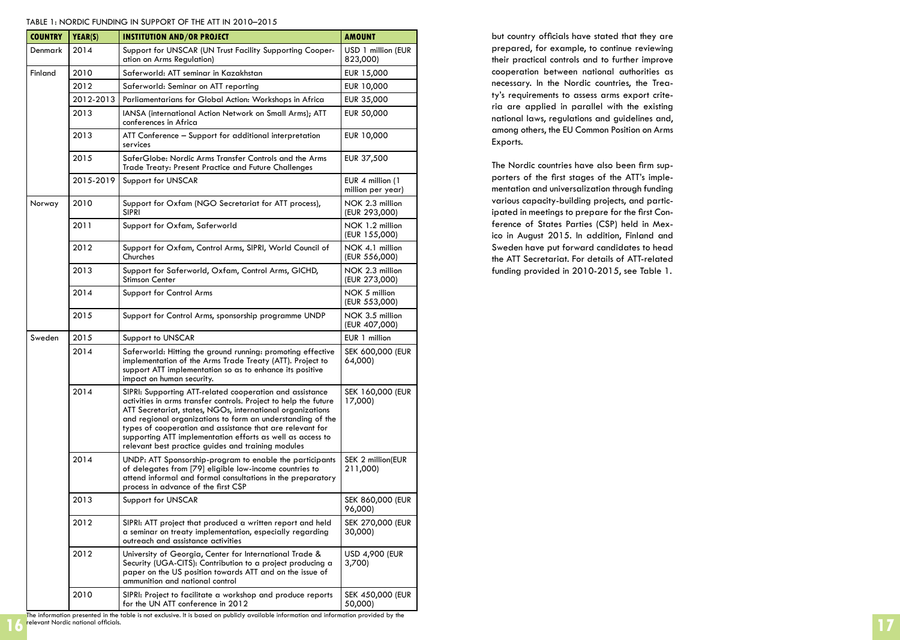TABLE 1: NORDIC FUNDING IN SUPPORT OF THE ATT IN 2010–2015

| COUNTRY | YEAR(S) | INSTITUTION AND/OR PROJECT | AMOUNT |
|---|---|---|---|
| Denmark | 2014 | Support for UNSCAR (UN Trust Facility Supporting Cooperation on Arms Regulation) | USD 1 million (EUR 823,000) |
| Finland | 2010 | Saferworld: ATT seminar in Kazakhstan | EUR 15,000 |
| | 2012 | Saferworld: Seminar on ATT reporting | EUR 10,000 |
| | 2012-2013 | Parliamentarians for Global Action: Workshops in Africa | EUR 35,000 |
| | 2013 | IANSA (international Action Network on Small Arms); ATT conferences in Africa | EUR 50,000 |
| | 2013 | ATT Conference – Support for additional interpretation services | EUR 10,000 |
| | 2015 | SaferGlobe: Nordic Arms Transfer Controls and the Arms Trade Treaty: Present Practice and Future Challenges | EUR 37,500 |
| | 2015-2019 | Support for UNSCAR | EUR 4 million (1 million per year) |
| Norway | 2010 | Support for Oxfam (NGO Secretariat for ATT process), SIPRI | NOK 2.3 million (EUR 293,000) |
| | 2011 | Support for Oxfam, Saferworld | NOK 1.2 million (EUR 155,000) |
| | 2012 | Support for Oxfam, Control Arms, SIPRI, World Council of Churches | NOK 4.1 million (EUR 556,000) |
| | 2013 | Support for Saferworld, Oxfam, Control Arms, GICHD, Stimson Center | NOK 2.3 million (EUR 273,000) |
| | 2014 | Support for Control Arms | NOK 5 million (EUR 553,000) |
| | 2015 | Support for Control Arms, sponsorship programme UNDP | NOK 3.5 million (EUR 407,000) |
| Sweden | 2015 | Support to UNSCAR | EUR 1 million |
| | 2014 | Saferworld: Hitting the ground running: promoting effective implementation of the Arms Trade Treaty (ATT). Project to support ATT implementation so as to enhance its positive impact on human security. | SEK 600,000 (EUR 64,000) |
| | 2014 | SIPRI: Supporting ATT-related cooperation and assistance activities in arms transfer controls. Project to help the future ATT Secretariat, states, NGOs, international organizations and regional organizations to form an understanding of the types of cooperation and assistance that are relevant for supporting ATT implementation efforts as well as access to relevant best practice guides and training modules | SEK 160,000 (EUR 17,000) |
| | 2014 | UNDP: ATT Sponsorship-program to enable the participants of delegates from [79] eligible low-income countries to attend informal and formal consultations in the preparatory process in advance of the first CSP | SEK 2 million(EUR 211,000) |
| | 2013 | Support for UNSCAR | SEK 860,000 (EUR 96,000) |
| | 2012 | SIPRI: ATT project that produced a written report and held a seminar on treaty implementation, especially regarding outreach and assistance activities | SEK 270,000 (EUR 30,000) |
| | 2012 | University of Georgia, Center for International Trade & Security (UGA-CITS): Contribution to a project producing a paper on the US position towards ATT and on the issue of ammunition and national control | USD 4,900 (EUR 3,700) |
| | 2010 | SIPRI: Project to facilitate a workshop and produce reports for the UN ATT conference in 2012 | SEK 450,000 (EUR 50,000) |

The information presented in the table is not exclusive. It is based on publicly available information and information provided by the relevant Nordic national officials.

but country officials have stated that they are prepared, for example, to continue reviewing their practical controls and to further improve cooperation between national authorities as necessary. In the Nordic countries, the Treaty's requirements to assess arms export criteria are applied in parallel with the existing national laws, regulations and guidelines and, among others, the EU Common Position on Arms Exports.

The Nordic countries have also been firm supporters of the first stages of the ATT's implementation and universalization through funding various capacity-building projects, and participated in meetings to prepare for the first Conference of States Parties (CSP) held in Mexico in August 2015. In addition, Finland and Sweden have put forward candidates to head the ATT Secretariat. For details of ATT-related funding provided in 2010-2015, see Table 1.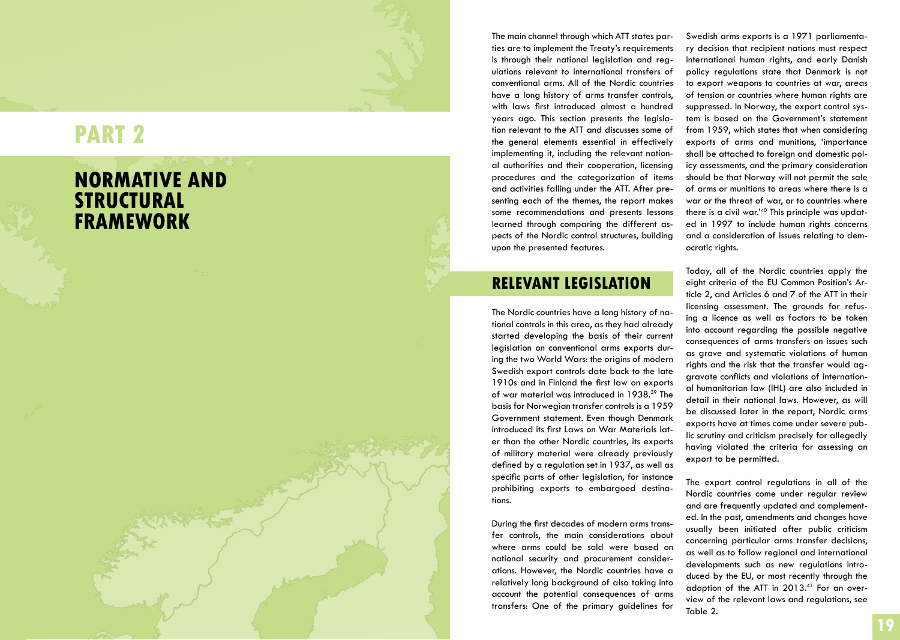# PART 2

# NORMATIVE AND STRUCTURAL FRAMEWORK

The main channel through which ATT states parties are to implement the Treaty's requirements is through their national legislation and regulations relevant to international transfers of conventional arms. All of the Nordic countries have a long history of arms transfer controls, with laws first introduced almost a hundred years ago. This section presents the legislation relevant to the ATT and discusses some of the general elements essential in effectively implementing it, including the relevant national authorities and their cooperation, licensing procedures and the categorization of items and activities falling under the ATT. After presenting each of the themes, the report makes some recommendations and presents lessons learned through comparing the different aspects of the Nordic control structures, building upon the presented features.

## RELEVANT LEGISLATION

The Nordic countries have a long history of national controls in this area, as they had already started developing the basis of their current legislation on conventional arms exports during the two World Wars: the origins of modern Swedish export controls date back to the late 1910s and in Finland the first law on exports of war material was introduced in 1938.[39] The basis for Norwegian transfer controls is a 1959 Government statement. Even though Denmark introduced its first Laws on War Materials later than the other Nordic countries, its exports of military material were already previously defined by a regulation set in 1937, as well as specific parts of other legislation, for instance prohibiting exports to embargoed destinations.

During the first decades of modern arms transfer controls, the main considerations about where arms could be sold were based on national security and procurement considerations. However, the Nordic countries have a relatively long background of also taking into account the potential consequences of arms transfers: One of the primary guidelines for Swedish arms exports is a 1971 parliamentary decision that recipient nations must respect international human rights, and early Danish policy regulations state that Denmark is not to export weapons to countries at war, areas of tension or countries where human rights are suppressed. In Norway, the export control system is based on the Government's statement from 1959, which states that when considering exports of arms and munitions, 'importance shall be attached to foreign and domestic policy assessments, and the primary consideration should be that Norway will not permit the sale of arms or munitions to areas where there is a war or the threat of war, or to countries where there is a civil war.'[40] This principle was updated in 1997 to include human rights concerns and a consideration of issues relating to democratic rights.

Today, all of the Nordic countries apply the eight criteria of the EU Common Position's Article 2, and Articles 6 and 7 of the ATT in their licensing assessment. The grounds for refusing a licence as well as factors to be taken into account regarding the possible negative consequences of arms transfers on issues such as grave and systematic violations of human rights and the risk that the transfer would aggravate conflicts and violations of international humanitarian law (IHL) are also included in detail in their national laws. However, as will be discussed later in the report, Nordic arms exports have at times come under severe public scrutiny and criticism precisely for allegedly having violated the criteria for assessing an export to be permitted.

The export control regulations in all of the Nordic countries come under regular review and are frequently updated and complemented. In the past, amendments and changes have usually been initiated after public criticism concerning particular arms transfer decisions, as well as to follow regional and international developments such as new regulations introduced by the EU, or most recently through the adoption of the ATT in 2013.[41] For an overview of the relevant laws and regulations, see Table 2.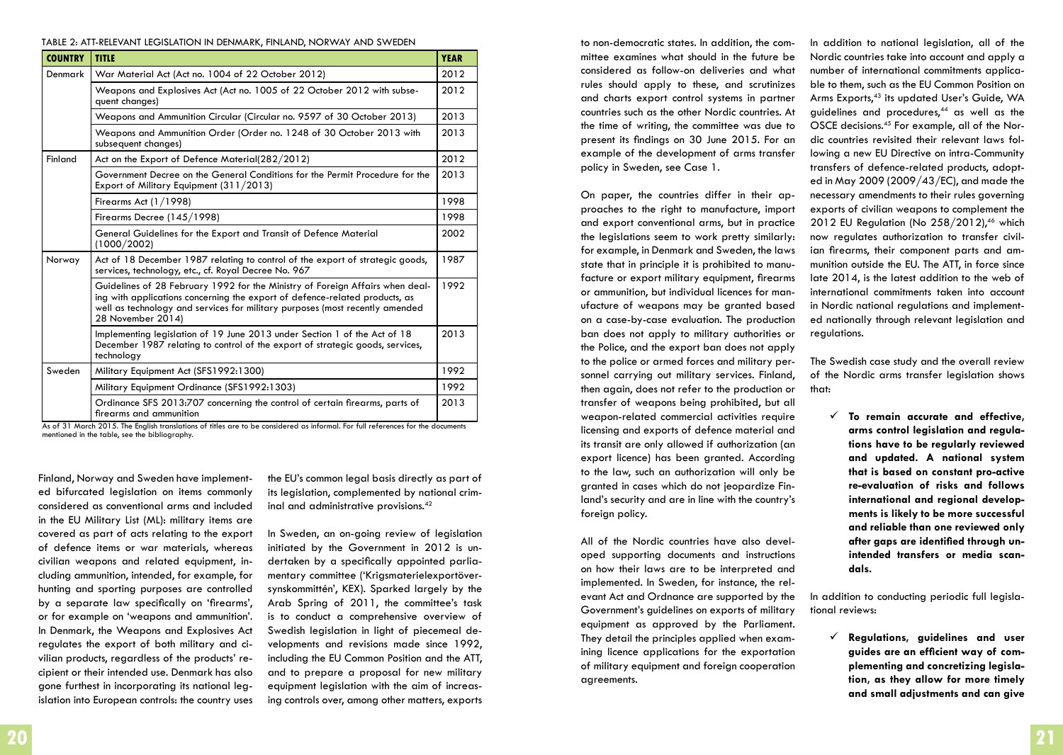TABLE 2: ATT-RELEVANT LEGISLATION IN DENMARK, FINLAND, NORWAY AND SWEDEN

| COUNTRY | TITLE | YEAR |
|---|---|---|
| Denmark | War Material Act (Act no. 1004 of 22 October 2012) | 2012 |
| | Weapons and Explosives Act (Act no. 1005 of 22 October 2012 with subsequent changes) | 2012 |
| | Weapons and Ammunition Circular (Circular no. 9597 of 30 October 2013) | 2013 |
| | Weapons and Ammunition Order (Order no. 1248 of 30 October 2013 with subsequent changes) | 2013 |
| Finland | Act on the Export of Defence Material(282/2012) | 2012 |
| | Government Decree on the General Conditions for the Permit Procedure for the Export of Military Equipment (311/2013) | 2013 |
| | Firearms Act (1/1998) | 1998 |
| | Firearms Decree (145/1998) | 1998 |
| | General Guidelines for the Export and Transit of Defence Material (1000/2002) | 2002 |
| Norway | Act of 18 December 1987 relating to control of the export of strategic goods, services, technology, etc., cf. Royal Decree No. 967 | 1987 |
| | Guidelines of 28 February 1992 for the Ministry of Foreign Affairs when dealing with applications concerning the export of defence-related products, as well as technology and services for military purposes (most recently amended 28 November 2014) | 1992 |
| | Implementing legislation of 19 June 2013 under Section 1 of the Act of 18 December 1987 relating to control of the export of strategic goods, services, technology | 2013 |
| Sweden | Military Equipment Act (SFS1992:1300) | 1992 |
| | Military Equipment Ordinance (SFS1992:1303) | 1992 |
| | Ordinance SFS 2013:707 concerning the control of certain firearms, parts of firearms and ammunition | 2013 |

As of 31 March 2015. The English translations of titles are to be considered as informal. For full references for the documents mentioned in the table, see the bibliography.

Finland, Norway and Sweden have implemented bifurcated legislation on items commonly considered as conventional arms and included in the EU Military List (ML): military items are covered as part of acts relating to the export of defence items or war materials, whereas civilian weapons and related equipment, including ammunition, intended, for example, for hunting and sporting purposes are controlled by a separate law specifically on 'firearms', or for example on 'weapons and ammunition'. In Denmark, the Weapons and Explosives Act regulates the export of both military and civilian products, regardless of the products' recipient or their intended use. Denmark has also gone furthest in incorporating its national legislation into European controls: the country uses the EU's common legal basis directly as part of its legislation, complemented by national criminal and administrative provisions.[42]

In Sweden, an on-going review of legislation initiated by the Government in 2012 is undertaken by a specifically appointed parliamentary committee ('Krigsmaterielexportöversynskommittén', KEX). Sparked largely by the Arab Spring of 2011, the committee's task is to conduct a comprehensive overview of Swedish legislation in light of piecemeal developments and revisions made since 1992, including the EU Common Position and the ATT, and to prepare a proposal for new military equipment legislation with the aim of increasing controls over, among other matters, exports to non-democratic states. In addition, the committee examines what should in the future be considered as follow-on deliveries and what rules should apply to these, and scrutinizes and charts export control systems in partner countries such as the other Nordic countries. At the time of writing, the committee was due to present its findings on 30 June 2015. For an example of the development of arms transfer policy in Sweden, see Case 1.

On paper, the countries differ in their approaches to the right to manufacture, import and export conventional arms, but in practice the legislations seem to work pretty similarly: for example, in Denmark and Sweden, the laws state that in principle it is prohibited to manufacture or export military equipment, firearms or ammunition, but individual licences for manufacture of weapons may be granted based on a case-by-case evaluation. The production ban does not apply to military authorities or the Police, and the export ban does not apply to the police or armed forces and military personnel carrying out military services. Finland, then again, does not refer to the production or transfer of weapons being prohibited, but all weapon-related commercial activities require licensing and exports of defence material and its transit are only allowed if authorization (an export licence) has been granted. According to the law, such an authorization will only be granted in cases which do not jeopardize Finland's security and are in line with the country's foreign policy.

All of the Nordic countries have also developed supporting documents and instructions on how their laws are to be interpreted and implemented. In Sweden, for instance, the relevant Act and Ordnance are supported by the Government's guidelines on exports of military equipment as approved by the Parliament. They detail the principles applied when examining licence applications for the exportation of military equipment and foreign cooperation agreements.

In addition to national legislation, all of the Nordic countries take into account and apply a number of international commitments applicable to them, such as the EU Common Position on Arms Exports,[43] its updated User's Guide, WA guidelines and procedures,[44] as well as the OSCE decisions.[45] For example, all of the Nordic countries revisited their relevant laws following a new EU Directive on intra-Community transfers of defence-related products, adopted in May 2009 (2009/43/EC), and made the necessary amendments to their rules governing exports of civilian weapons to complement the 2012 EU Regulation (No 258/2012),[46] which now regulates authorization to transfer civilian firearms, their component parts and ammunition outside the EU. The ATT, in force since late 2014, is the latest addition to the web of international commitments taken into account in Nordic national regulations and implemented nationally through relevant legislation and regulations.

The Swedish case study and the overall review of the Nordic arms transfer legislation shows that:

- ✓ **To remain accurate and effective, arms control legislation and regulations have to be regularly reviewed and updated. A national system that is based on constant pro-active re-evaluation of risks and follows international and regional developments is likely to be more successful and reliable than one reviewed only after gaps are identified through unintended transfers or media scandals.**

In addition to conducting periodic full legislational reviews:

- ✓ **Regulations, guidelines and user guides are an efficient way of complementing and concretizing legislation, as they allow for more timely and small adjustments and can give**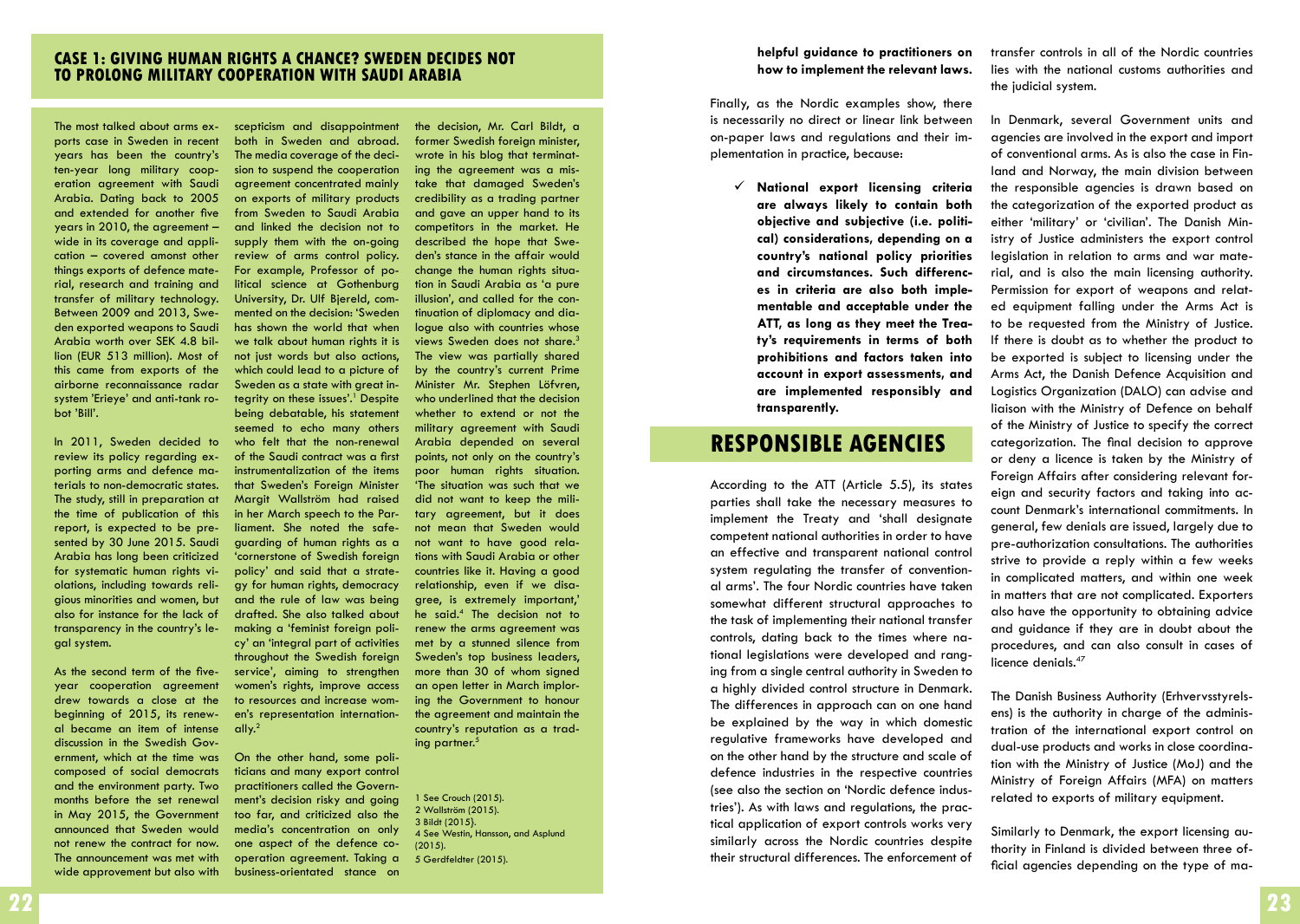## CASE 1: GIVING HUMAN RIGHTS A CHANCE? SWEDEN DECIDES NOT TO PROLONG MILITARY COOPERATION WITH SAUDI ARABIA

The most talked about arms exports case in Sweden in recent years has been the country's ten-year long military cooperation agreement with Saudi Arabia. Dating back to 2005 and extended for another five years in 2010, the agreement – wide in its coverage and application – covered amonst other things exports of defence material, research and training and transfer of military technology. Between 2009 and 2013, Sweden exported weapons to Saudi Arabia worth over SEK 4.8 billion (EUR 513 million). Most of this came from exports of the airborne reconnaissance radar system 'Erieye' and anti-tank robot 'Bill'.

In 2011, Sweden decided to review its policy regarding exporting arms and defence materials to non-democratic states. The study, still in preparation at the time of publication of this report, is expected to be presented by 30 June 2015. Saudi Arabia has long been criticized for systematic human rights violations, including towards religious minorities and women, but also for instance for the lack of transparency in the country's legal system.

As the second term of the five-year cooperation agreement drew towards a close at the beginning of 2015, its renewal became an item of intense discussion in the Swedish Government, which at the time was composed of social democrats and the environment party. Two months before the set renewal in May 2015, the Government announced that Sweden would not renew the contract for now. The announcement was met with wide approvement but also with scepticism and disappointment both in Sweden and abroad. The media coverage of the decision to suspend the cooperation agreement concentrated mainly on exports of military products from Sweden to Saudi Arabia and linked the decision not to supply them with the on-going review of arms control policy. For example, Professor of political science at Gothenburg University, Dr. Ulf Bjereld, commented on the decision: 'Sweden has shown the world that when we talk about human rights it is not just words but also actions, which could lead to a picture of Sweden as a state with great integrity on these issues'.[1] Despite being debatable, his statement seemed to echo many others who felt that the non-renewal of the Saudi contract was a first instrumentalization of the items that Sweden's Foreign Minister Margit Wallström had raised in her March speech to the Parliament. She noted the safeguarding of human rights as a 'cornerstone of Swedish foreign policy' and said that a strategy for human rights, democracy and the rule of law was being drafted. She also talked about making a 'feminist foreign policy' an 'integral part of activities throughout the Swedish foreign service', aiming to strengthen women's rights, improve access to resources and increase women's representation internationally.[2]

On the other hand, some politicians and many export control practitioners called the Government's decision risky and going too far, and criticized also the media's concentration on only one aspect of the defence cooperation agreement. Taking a business-orientated stance on the decision, Mr. Carl Bildt, a former Swedish foreign minister, wrote in his blog that terminating the agreement was a mistake that damaged Sweden's credibility as a trading partner and gave an upper hand to its competitors in the market. He described the hope that Sweden's stance in the affair would change the human rights situation in Saudi Arabia as 'a pure illusion', and called for the continuation of diplomacy and dialogue also with countries whose views Sweden does not share.[3] The view was partially shared by the country's current Prime Minister Mr. Stephen Löfvren, who underlined that the decision whether to extend or not the military agreement with Saudi Arabia depended on several points, not only on the country's poor human rights situation. 'The situation was such that we did not want to keep the military agreement, but it does not mean that Sweden would not want to have good relations with Saudi Arabia or other countries like it. Having a good relationship, even if we disagree, is extremely important,' he said.[4] The decision not to renew the arms agreement was met by a stunned silence from Sweden's top business leaders, more than 30 of whom signed an open letter in March imploring the Government to honour the agreement and maintain the country's reputation as a trading partner.[5]

1 See Crouch (2015).
2 Wallström (2015).
3 Bildt (2015).
4 See Westin, Hansson, and Asplund (2015).
5 Gerdfeldter (2015).

**helpful guidance to practitioners on how to implement the relevant laws.**

Finally, as the Nordic examples show, there is necessarily no direct or linear link between on-paper laws and regulations and their implementation in practice, because:

- ✓ **National export licensing criteria are always likely to contain both objective and subjective (i.e. political) considerations, depending on a country's national policy priorities and circumstances. Such differences in criteria are also both implementable and acceptable under the ATT, as long as they meet the Treaty's requirements in terms of both prohibitions and factors taken into account in export assessments, and are implemented responsibly and transparently.**

# RESPONSIBLE AGENCIES

According to the ATT (Article 5.5), its states parties shall take the necessary measures to implement the Treaty and 'shall designate competent national authorities in order to have an effective and transparent national control system regulating the transfer of conventional arms'. The four Nordic countries have taken somewhat different structural approaches to the task of implementing their national transfer controls, dating back to the times where national legislations were developed and ranging from a single central authority in Sweden to a highly divided control structure in Denmark. The differences in approach can on one hand be explained by the way in which domestic regulative frameworks have developed and on the other hand by the structure and scale of defence industries in the respective countries (see also the section on 'Nordic defence industries'). As with laws and regulations, the practical application of export controls works very similarly across the Nordic countries despite their structural differences. The enforcement of transfer controls in all of the Nordic countries lies with the national customs authorities and the judicial system.

In Denmark, several Government units and agencies are involved in the export and import of conventional arms. As is also the case in Finland and Norway, the main division between the responsible agencies is drawn based on the categorization of the exported product as either 'military' or 'civilian'. The Danish Ministry of Justice administers the export control legislation in relation to arms and war material, and is also the main licensing authority. Permission for export of weapons and related equipment falling under the Arms Act is to be requested from the Ministry of Justice. If there is doubt as to whether the product to be exported is subject to licensing under the Arms Act, the Danish Defence Acquisition and Logistics Organization (DALO) can advise and liaison with the Ministry of Defence on behalf of the Ministry of Justice to specify the correct categorization. The final decision to approve or deny a licence is taken by the Ministry of Foreign Affairs after considering relevant foreign and security factors and taking into account Denmark's international commitments. In general, few denials are issued, largely due to pre-authorization consultations. The authorities strive to provide a reply within a few weeks in complicated matters, and within one week in matters that are not complicated. Exporters also have the opportunity to obtaining advice and guidance if they are in doubt about the procedures, and can also consult in cases of licence denials.[47]

The Danish Business Authority (Erhvervsstyrelsens) is the authority in charge of the administration of the international export control on dual-use products and works in close coordination with the Ministry of Justice (MoJ) and the Ministry of Foreign Affairs (MFA) on matters related to exports of military equipment.

Similarly to Denmark, the export licensing authority in Finland is divided between three official agencies depending on the type of ma-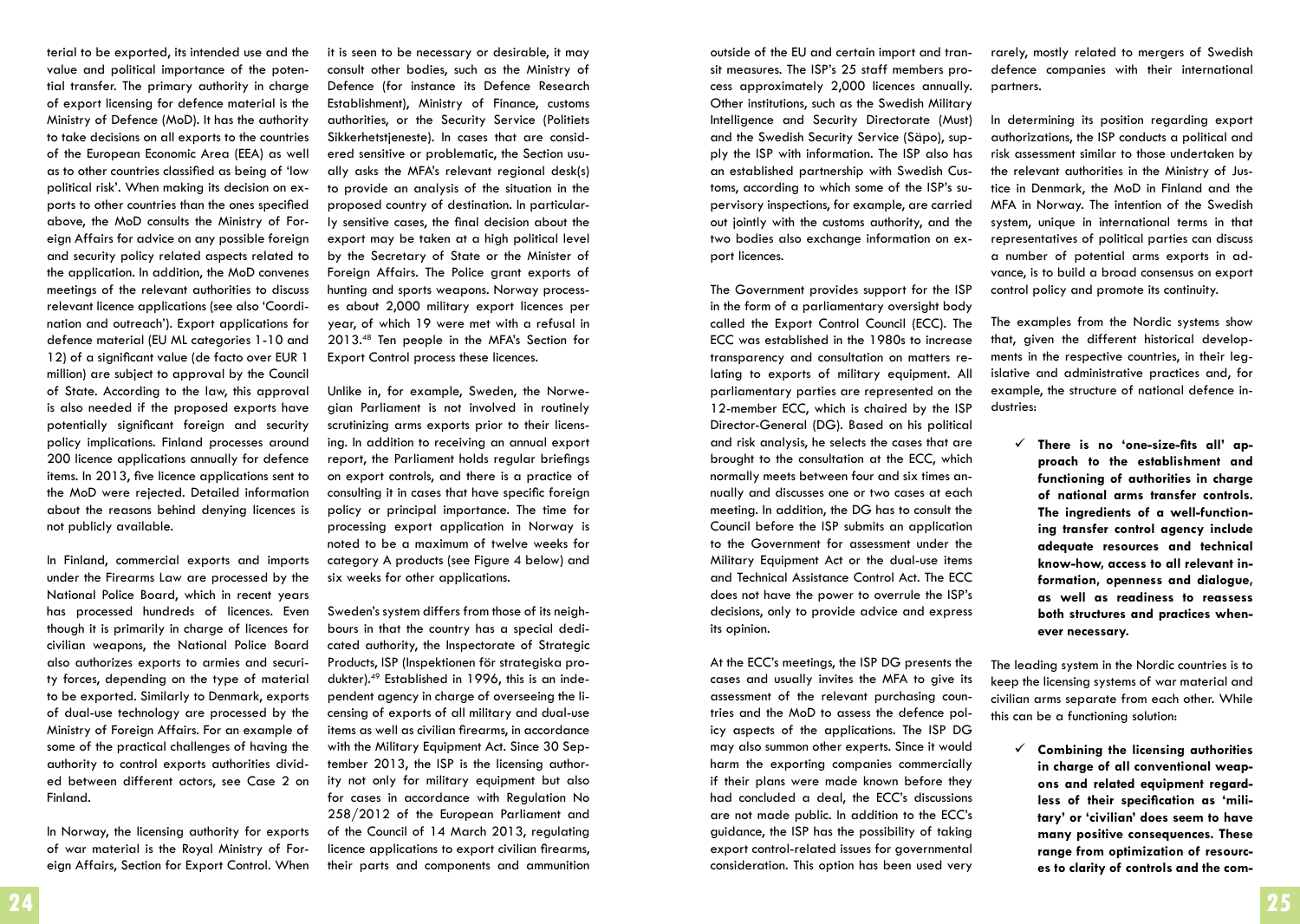terial to be exported, its intended use and the value and political importance of the potential transfer. The primary authority in charge of export licensing for defence material is the Ministry of Defence (MoD). It has the authority to take decisions on all exports to the countries of the European Economic Area (EEA) as well as to other countries classified as being of 'low political risk'. When making its decision on exports to other countries than the ones specified above, the MoD consults the Ministry of Foreign Affairs for advice on any possible foreign and security policy related aspects related to the application. In addition, the MoD convenes meetings of the relevant authorities to discuss relevant licence applications (see also 'Coordination and outreach'). Export applications for defence material (EU ML categories 1-10 and 12) of a significant value (de facto over EUR 1 million) are subject to approval by the Council of State. According to the law, this approval is also needed if the proposed exports have potentially significant foreign and security policy implications. Finland processes around 200 licence applications annually for defence items. In 2013, five licence applications sent to the MoD were rejected. Detailed information about the reasons behind denying licences is not publicly available.

In Finland, commercial exports and imports under the Firearms Law are processed by the National Police Board, which in recent years has processed hundreds of licences. Even though it is primarily in charge of licences for civilian weapons, the National Police Board also authorizes exports to armies and security forces, depending on the type of material to be exported. Similarly to Denmark, exports of dual-use technology are processed by the Ministry of Foreign Affairs. For an example of some of the practical challenges of having the authority to control exports authorities divided between different actors, see Case 2 on Finland.

In Norway, the licensing authority for exports of war material is the Royal Ministry of Foreign Affairs, Section for Export Control. When it is seen to be necessary or desirable, it may consult other bodies, such as the Ministry of Defence (for instance its Defence Research Establishment), Ministry of Finance, customs authorities, or the Security Service (Politiets Sikkerhetstjeneste). In cases that are considered sensitive or problematic, the Section usually asks the MFA's relevant regional desk(s) to provide an analysis of the situation in the proposed country of destination. In particularly sensitive cases, the final decision about the export may be taken at a high political level by the Secretary of State or the Minister of Foreign Affairs. The Police grant exports of hunting and sports weapons. Norway processes about 2,000 military export licences per year, of which 19 were met with a refusal in 2013.[48] Ten people in the MFA's Section for Export Control process these licences.

Unlike in, for example, Sweden, the Norwegian Parliament is not involved in routinely scrutinizing arms exports prior to their licensing. In addition to receiving an annual export report, the Parliament holds regular briefings on export controls, and there is a practice of consulting it in cases that have specific foreign policy or principal importance. The time for processing export application in Norway is noted to be a maximum of twelve weeks for category A products (see Figure 4 below) and six weeks for other applications.

Sweden's system differs from those of its neighbours in that the country has a special dedicated authority, the Inspectorate of Strategic Products, ISP (Inspektionen för strategiska produkter).[49] Established in 1996, this is an independent agency in charge of overseeing the licensing of exports of all military and dual-use items as well as civilian firearms, in accordance with the Military Equipment Act. Since 30 September 2013, the ISP is the licensing authority not only for military equipment but also for cases in accordance with Regulation No 258/2012 of the European Parliament and of the Council of 14 March 2013, regulating licence applications to export civilian firearms, their parts and components and ammunition outside of the EU and certain import and transit measures. The ISP's 25 staff members process approximately 2,000 licences annually. Other institutions, such as the Swedish Military Intelligence and Security Directorate (Must) and the Swedish Security Service (Säpo), supply the ISP with information. The ISP also has an established partnership with Swedish Customs, according to which some of the ISP's supervisory inspections, for example, are carried out jointly with the customs authority, and the two bodies also exchange information on export licences.

The Government provides support for the ISP in the form of a parliamentary oversight body called the Export Control Council (ECC). The ECC was established in the 1980s to increase transparency and consultation on matters relating to exports of military equipment. All parliamentary parties are represented on the 12-member ECC, which is chaired by the ISP Director-General (DG). Based on his political and risk analysis, he selects the cases that are brought to the consultation at the ECC, which normally meets between four and six times annually and discusses one or two cases at each meeting. In addition, the DG has to consult the Council before the ISP submits an application to the Government for assessment under the Military Equipment Act or the dual-use items and Technical Assistance Control Act. The ECC does not have the power to overrule the ISP's decisions, only to provide advice and express its opinion.

At the ECC's meetings, the ISP DG presents the cases and usually invites the MFA to give its assessment of the relevant purchasing countries and the MoD to assess the defence policy aspects of the applications. The ISP DG may also summon other experts. Since it would harm the exporting companies commercially if their plans were made known before they had concluded a deal, the ECC's discussions are not made public. In addition to the ECC's guidance, the ISP has the possibility of taking export control-related issues for governmental consideration. This option has been used very rarely, mostly related to mergers of Swedish defence companies with their international partners.

In determining its position regarding export authorizations, the ISP conducts a political and risk assessment similar to those undertaken by the relevant authorities in the Ministry of Justice in Denmark, the MoD in Finland and the MFA in Norway. The intention of the Swedish system, unique in international terms in that representatives of political parties can discuss a number of potential arms exports in advance, is to build a broad consensus on export control policy and promote its continuity.

The examples from the Nordic systems show that, given the different historical developments in the respective countries, in their legislative and administrative practices and, for example, the structure of national defence industries:

- ✓ **There is no 'one-size-fits all' approach to the establishment and functioning of authorities in charge of national arms transfer controls. The ingredients of a well-functioning transfer control agency include adequate resources and technical know-how, access to all relevant information, openness and dialogue, as well as readiness to reassess both structures and practices whenever necessary.**

The leading system in the Nordic countries is to keep the licensing systems of war material and civilian arms separate from each other. While this can be a functioning solution:

- ✓ **Combining the licensing authorities in charge of all conventional weapons and related equipment regardless of their specification as 'military' or 'civilian' does seem to have many positive consequences. These range from optimization of resources to clarity of controls and the com-**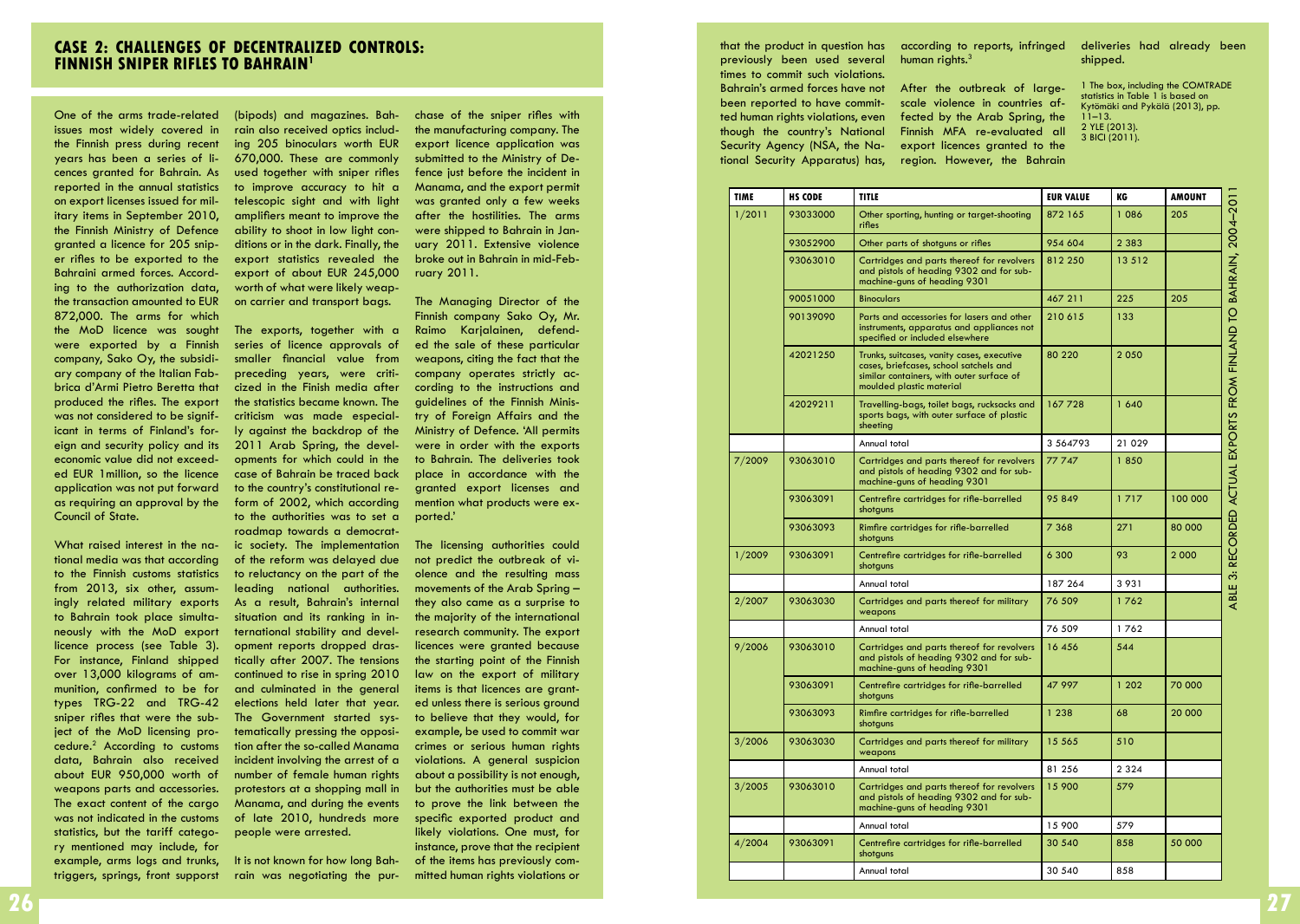## CASE 2: CHALLENGES OF DECENTRALIZED CONTROLS: FINNISH SNIPER RIFLES TO BAHRAIN[1]

One of the arms trade-related issues most widely covered in the Finnish press during recent years has been a series of licences granted for Bahrain. As reported in the annual statistics on export licenses issued for military items in September 2010, the Finnish Ministry of Defence granted a licence for 205 sniper rifles to be exported to the Bahraini armed forces. According to the authorization data, the transaction amounted to EUR 872,000. The arms for which the MoD licence was sought were exported by a Finnish company, Sako Oy, the subsidiary company of the Italian Fabbrica d'Armi Pietro Beretta that produced the rifles. The export was not considered to be significant in terms of Finland's foreign and security policy and its economic value did not exceeded EUR 1million, so the licence application was not put forward as requiring an approval by the Council of State.

What raised interest in the national media was that according to the Finnish customs statistics from 2013, six other, assumingly related military exports to Bahrain took place simultaneously with the MoD export licence process (see Table 3). For instance, Finland shipped over 13,000 kilograms of ammunition, confirmed to be for types TRG-22 and TRG-42 sniper rifles that were the subject of the MoD licensing procedure.[2] According to customs data, Bahrain also received about EUR 950,000 worth of weapons parts and accessories. The exact content of the cargo was not indicated in the customs statistics, but the tariff category mentioned may include, for example, arms logs and trunks, triggers, springs, front support (bipods) and magazines. Bahrain also received optics including 205 binoculars worth EUR 670,000. These are commonly used together with sniper rifles to improve accuracy to hit a telescopic sight and with light amplifiers meant to improve the ability to shoot in low light conditions or in the dark. Finally, the export statistics revealed the export of about EUR 245,000 worth of what were likely weapon carrier and transport bags.

The exports, together with a series of licence approvals of smaller financial value from preceding years, were criticized in the Finnish media after the statistics became known. The criticism was made especially against the backdrop of the 2011 Arab Spring, the developments for which could in the case of Bahrain be traced back to the country's constitutional reform of 2002, which according to the authorities was to set a roadmap towards a democratic society. The implementation of the reform was delayed due to reluctancy on the part of the leading national authorities. As a result, Bahrain's internal situation and its ranking in international stability and development reports dropped drastically after 2007. The tensions continued to rise in spring 2010 and culminated in the general elections held later that year. The Government started systematically pressing the opposition after the so-called Manama incident involving the arrest of a number of female human rights protestors at a shopping mall in Manama, and during the events of late 2010, hundreds more people were arrested.

It is not known for how long Bahrain was negotiating the purchase of the sniper rifles with the manufacturing company. The export licence application was submitted to the Ministry of Defence just before the incident in Manama, and the export permit was granted only a few weeks after the hostilities. The arms were shipped to Bahrain in January 2011. Extensive violence broke out in Bahrain in mid-February 2011.

The Managing Director of the Finnish company Sako Oy, Mr. Raimo Karjalainen, defended the sale of these particular weapons, citing the fact that the company operates strictly according to the instructions and guidelines of the Finnish Ministry of Foreign Affairs and the Ministry of Defence. 'All permits were in order with the exports to Bahrain. The deliveries took place in accordance with the granted export licenses and mention what products were exported.'

The licensing authorities could not predict the outbreak of violence and the resulting mass movements of the Arab Spring – they also came as a surprise to the majority of the international research community. The export licences were granted because the starting point of the Finnish law on the export of military items is that licences are granted unless there is serious ground to believe that they would, for example, be used to commit war crimes or serious human rights violations. A general suspicion about a possibility is not enough, but the authorities must be able to prove the link between the specific exported product and likely violations. One must, for instance, prove that the recipient of the items has previously committed human rights violations or that the product in question has previously been used several times to commit such violations. Bahrain's armed forces have not been reported to have committed human rights violations, even though the country's National Security Agency (NSA, the National Security Apparatus) has, according to reports, infringed human rights.[3]

After the outbreak of large-scale violence in countries affected by the Arab Spring, the Finnish MFA re-evaluated all export licences granted to the region. However, the Bahrain deliveries had already been shipped.

1 The box, including the COMTRADE statistics in Table 1 is based on Kytömäki and Pykälä (2013), pp. 11–13.
2 YLE (2013).
3 BICI (2011).

TABLE 3: RECORDED ACTUAL EXPORTS FROM FINLAND TO BAHRAIN, 2004–2011

| TIME | HS CODE | TITLE | EUR VALUE | KG | AMOUNT |
|---|---|---|---|---|---|
| 1/2011 | 93033000 | Other sporting, hunting or target-shooting rifles | 872 165 | 1 086 | 205 |
| | 93052900 | Other parts of shotguns or rifles | 954 604 | 2 383 | |
| | 93063010 | Cartridges and parts thereof for revolvers and pistols of heading 9302 and for sub-machine-guns of heading 9301 | 812 250 | 13 512 | |
| | 90051000 | Binoculars | 467 211 | 225 | 205 |
| | 90139090 | Parts and accessories for lasers and other instruments, apparatus and appliances not specified or included elsewhere | 210 615 | 133 | |
| | 42021250 | Trunks, suitcases, vanity cases, executive cases, briefcases, school satchels and similar containers, with outer surface of moulded plastic material | 80 220 | 2 050 | |
| | 42029211 | Travelling-bags, toilet bags, rucksacks and sports bags, with outer surface of plastic sheeting | 167 728 | 1 640 | |
| | | Annual total | 3 564793 | 21 029 | |
| 7/2009 | 93063010 | Cartridges and parts thereof for revolvers and pistols of heading 9302 and for sub-machine-guns of heading 9301 | 77 747 | 1 850 | |
| | 93063091 | Centrefire cartridges for rifle-barrelled shotguns | 95 849 | 1 717 | 100 000 |
| | 93063093 | Rimfire cartridges for rifle-barrelled shotguns | 7 368 | 271 | 80 000 |
| 1/2009 | 93063091 | Centrefire cartridges for rifle-barrelled shotguns | 6 300 | 93 | 2 000 |
| | | Annual total | 187 264 | 3 931 | |
| 2/2007 | 93063030 | Cartridges and parts thereof for military weapons | 76 509 | 1 762 | |
| | | Annual total | 76 509 | 1 762 | |
| 9/2006 | 93063010 | Cartridges and parts thereof for revolvers and pistols of heading 9302 and for sub-machine-guns of heading 9301 | 16 456 | 544 | |
| | 93063091 | Centrefire cartridges for rifle-barrelled shotguns | 47 997 | 1 202 | 70 000 |
| | 93063093 | Rimfire cartridges for rifle-barrelled shotguns | 1 238 | 68 | 20 000 |
| 3/2006 | 93063030 | Cartridges and parts thereof for military weapons | 15 565 | 510 | |
| | | Annual total | 81 256 | 2 324 | |
| 3/2005 | 93063010 | Cartridges and parts thereof for revolvers and pistols of heading 9302 and for sub-machine-guns of heading 9301 | 15 900 | 579 | |
| | | Annual total | 15 900 | 579 | |
| 4/2004 | 93063091 | Centrefire cartridges for rifle-barrelled shotguns | 30 540 | 858 | 50 000 |
| | | Annual total | 30 540 | 858 | |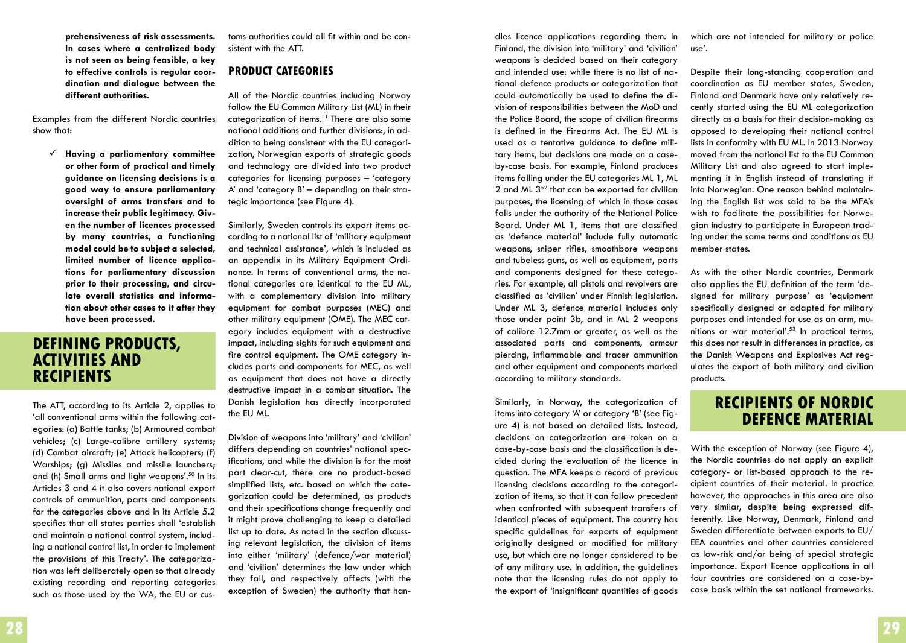**prehensiveness of risk assessments. In cases where a centralized body is not seen as being feasible, a key to effective controls is regular coordination and dialogue between the different authorities.**

Examples from the different Nordic countries show that:

- ✓ **Having a parliamentary committee or other form of practical and timely guidance on licensing decisions is a good way to ensure parliamentary oversight of arms transfers and to increase their public legitimacy. Given the number of licences processed by many countries, a functioning model could be to subject a selected, limited number of licence applications for parliamentary discussion prior to their processing, and circulate overall statistics and information about other cases to it after they have been processed.**

## DEFINING PRODUCTS, ACTIVITIES AND RECIPIENTS

The ATT, according to its Article 2, applies to 'all conventional arms within the following categories: (a) Battle tanks; (b) Armoured combat vehicles; (c) Large-calibre artillery systems; (d) Combat aircraft; (e) Attack helicopters; (f) Warships; (g) Missiles and missile launchers; and (h) Small arms and light weapons'.[50] In its Articles 3 and 4 it also covers national export controls of ammunition, parts and components for the categories above and in its Article 5.2 specifies that all states parties shall 'establish and maintain a national control system, including a national control list, in order to implement the provisions of this Treaty'. The categorization was left deliberately open so that already existing recording and reporting categories such as those used by the WA, the EU or customs authorities could all fit within and be consistent with the ATT.

### PRODUCT CATEGORIES

All of the Nordic countries including Norway follow the EU Common Military List (ML) in their categorization of items.[51] There are also some national additions and further divisions:, in addition to being consistent with the EU categorization, Norwegian exports of strategic goods and technology are divided into two product categories for licensing purposes – 'category A' and 'category B' – depending on their strategic importance (see Figure 4).

Similarly, Sweden controls its export items according to a national list of 'military equipment and technical assistance', which is included as an appendix in its Military Equipment Ordinance. In terms of conventional arms, the national categories are identical to the EU ML, with a complementary division into military equipment for combat purposes (MEC) and other military equipment (OME). The MEC category includes equipment with a destructive impact, including sights for such equipment and fire control equipment. The OME category includes parts and components for MEC, as well as equipment that does not have a directly destructive impact in a combat situation. The Danish legislation has directly incorporated the EU ML.

Division of weapons into 'military' and 'civilian' differs depending on countries' national specifications, and while the division is for the most part clear-cut, there are no product-based simplified lists, etc. based on which the categorization could be determined, as products and their specifications change frequently and it might prove challenging to keep a detailed list up to date. As noted in the section discussing relevant legislation, the division of items into either 'military' (defence/war material) and 'civilian' determines the law under which they fall, and respectively affects (with the exception of Sweden) the authority that handles licence applications regarding them. In Finland, the division into 'military' and 'civilian' weapons is decided based on their category and intended use: while there is no list of national defence products or categorization that could automatically be used to define the division of responsibilities between the MoD and the Police Board, the scope of civilian firearms is defined in the Firearms Act. The EU ML is used as a tentative guidance to define military items, but decisions are made on a case-by-case basis. For example, Finland produces items falling under the EU categories ML 1, ML 2 and ML 3[52] that can be exported for civilian purposes, the licensing of which in those cases falls under the authority of the National Police Board. Under ML 1, items that are classified as 'defence material' include fully automatic weapons, sniper rifles, smoothbore weapons and tubeless guns, as well as equipment, parts and components designed for these categories. For example, all pistols and revolvers are classified as 'civilian' under Finnish legislation. Under ML 3, defence material includes only those under point 3b, and in ML 2 weapons of calibre 12.7mm or greater, as well as the associated parts and components, armour piercing, inflammable and tracer ammunition and other equipment and components marked according to military standards.

Similarly, in Norway, the categorization of items into category 'A' or category 'B' (see Figure 4) is not based on detailed lists. Instead, decisions on categorization are taken on a case-by-case basis and the classification is decided during the evaluation of the licence in question. The MFA keeps a record of previous licensing decisions according to the categorization of items, so that it can follow precedent when confronted with subsequent transfers of identical pieces of equipment. The country has specific guidelines for exports of equipment originally designed or modified for military use, but which are no longer considered to be of any military use. In addition, the guidelines note that the licensing rules do not apply to the export of 'insignificant quantities of goods which are not intended for military or police use'.

Despite their long-standing cooperation and coordination as EU member states, Sweden, Finland and Denmark have only relatively recently started using the EU ML categorization directly as a basis for their decision-making as opposed to developing their national control lists in conformity with EU ML. In 2013 Norway moved from the national list to the EU Common Military List and also agreed to start implementing it in English instead of translating it into Norwegian. One reason behind maintaining the English list was said to be the MFA's wish to facilitate the possibilities for Norwegian industry to participate in European trading under the same terms and conditions as EU member states.

As with the other Nordic countries, Denmark also applies the EU definition of the term 'designed for military purpose' as 'equipment specifically designed or adapted for military purposes and intended for use as an arm, munitions or war material'.[53] In practical terms, this does not result in differences in practice, as the Danish Weapons and Explosives Act regulates the export of both military and civilian products.

## RECIPIENTS OF NORDIC DEFENCE MATERIAL

With the exception of Norway (see Figure 4), the Nordic countries do not apply an explicit category- or list-based approach to the recipient countries of their material. In practice however, the approaches in this area are also very similar, despite being expressed differently. Like Norway, Denmark, Finland and Sweden differentiate between exports to EU/EEA countries and other countries considered as low-risk and/or being of special strategic importance. Export licence applications in all four countries are considered on a case-by-case basis within the set national frameworks.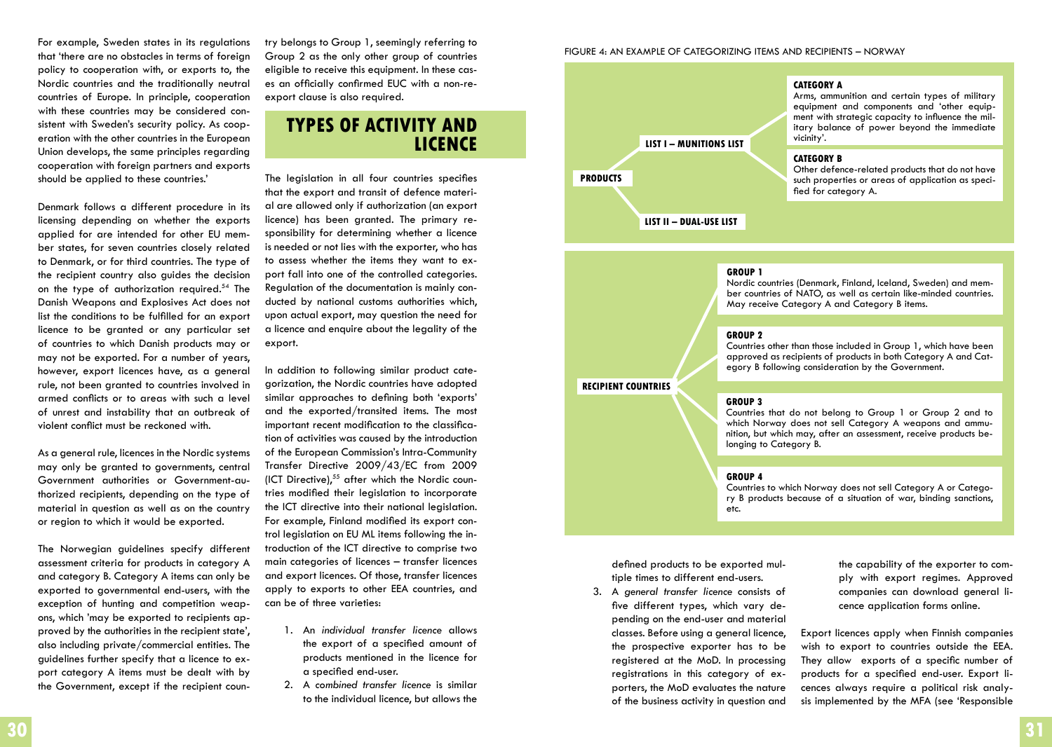For example, Sweden states in its regulations that 'there are no obstacles in terms of foreign policy to cooperation with, or exports to, the Nordic countries and the traditionally neutral countries of Europe. In principle, cooperation with these countries may be considered consistent with Sweden's security policy. As cooperation with the other countries in the European Union develops, the same principles regarding cooperation with foreign partners and exports should be applied to these countries.'

Denmark follows a different procedure in its licensing depending on whether the exports applied for are intended for other EU member states, for seven countries closely related to Denmark, or for third countries. The type of the recipient country also guides the decision on the type of authorization required.[54] The Danish Weapons and Explosives Act does not list the conditions to be fulfilled for an export licence to be granted or any particular set of countries to which Danish products may or may not be exported. For a number of years, however, export licences have, as a general rule, not been granted to countries involved in armed conflicts or to areas with such a level of unrest and instability that an outbreak of violent conflict must be reckoned with.

As a general rule, licences in the Nordic systems may only be granted to governments, central Government authorities or Government-authorized recipients, depending on the type of material in question as well as on the country or region to which it would be exported.

The Norwegian guidelines specify different assessment criteria for products in category A and category B. Category A items can only be exported to governmental end-users, with the exception of hunting and competition weapons, which 'may be exported to recipients approved by the authorities in the recipient state', also including private/commercial entities. The guidelines further specify that a licence to export category A items must be dealt with by the Government, except if the recipient country belongs to Group 1, seemingly referring to Group 2 as the only other group of countries eligible to receive this equipment. In these cases an officially confirmed EUC with a non-re-export clause is also required.

## TYPES OF ACTIVITY AND LICENCE

The legislation in all four countries specifies that the export and transit of defence material are allowed only if authorization (an export licence) has been granted. The primary responsibility for determining whether a licence is needed or not lies with the exporter, who has to assess whether the items they want to export fall into one of the controlled categories. Regulation of the documentation is mainly conducted by national customs authorities which, upon actual export, may question the need for a licence and enquire about the legality of the export.

In addition to following similar product categorization, the Nordic countries have adopted similar approaches to defining both 'exports' and the exported/transited items. The most important recent modification to the classification of activities was caused by the introduction of the European Commission's Intra-Community Transfer Directive 2009/43/EC from 2009 (ICT Directive),[55] after which the Nordic countries modified their legislation to incorporate the ICT directive into their national legislation. For example, Finland modified its export control legislation on EU ML items following the introduction of the ICT directive to comprise two main categories of licences – transfer licences and export licences. Of those, transfer licences apply to exports to other EEA countries, and can be of three varieties:

1. An *individual transfer licence* allows the export of a specified amount of products mentioned in the licence for a specified end-user.
2. A *combined transfer licence* is similar to the individual licence, but allows the defined products to be exported multiple times to different end-users.
3. A *general transfer licence* consists of five different types, which vary depending on the end-user and material classes. Before using a general licence, the prospective exporter has to be registered at the MoD. In processing registrations in this category of exporters, the MoD evaluates the nature of the business activity in question and the capability of the exporter to comply with export regimes. Approved companies can download general licence application forms online.

Export licences apply when Finnish companies wish to export to countries outside the EEA. They allow exports of a specific number of products for a specified end-user. Export licences always require a political risk analysis implemented by the MFA (see 'Responsible

FIGURE 4: AN EXAMPLE OF CATEGORIZING ITEMS AND RECIPIENTS – NORWAY

**PRODUCTS**

- **LIST I – MUNITIONS LIST**
  - **CATEGORY A**: Arms, ammunition and certain types of military equipment and components and 'other equipment with strategic capacity to influence the military balance of power beyond the immediate vicinity'.
  - **CATEGORY B**: Other defence-related products that do not have such properties or areas of application as specified for category A.
- **LIST II – DUAL-USE LIST**

**RECIPIENT COUNTRIES**

- **GROUP 1**: Nordic countries (Denmark, Finland, Iceland, Sweden) and member countries of NATO, as well as certain like-minded countries. May receive Category A and Category B items.
- **GROUP 2**: Countries other than those included in Group 1, which have been approved as recipients of products in both Category A and Category B following consideration by the Government.
- **GROUP 3**: Countries that do not belong to Group 1 or Group 2 and to which Norway does not sell Category A weapons and ammunition, but which may, after an assessment, receive products belonging to Category B.
- **GROUP 4**: Countries to which Norway does not sell Category A or Category B products because of a situation of war, binding sanctions, etc.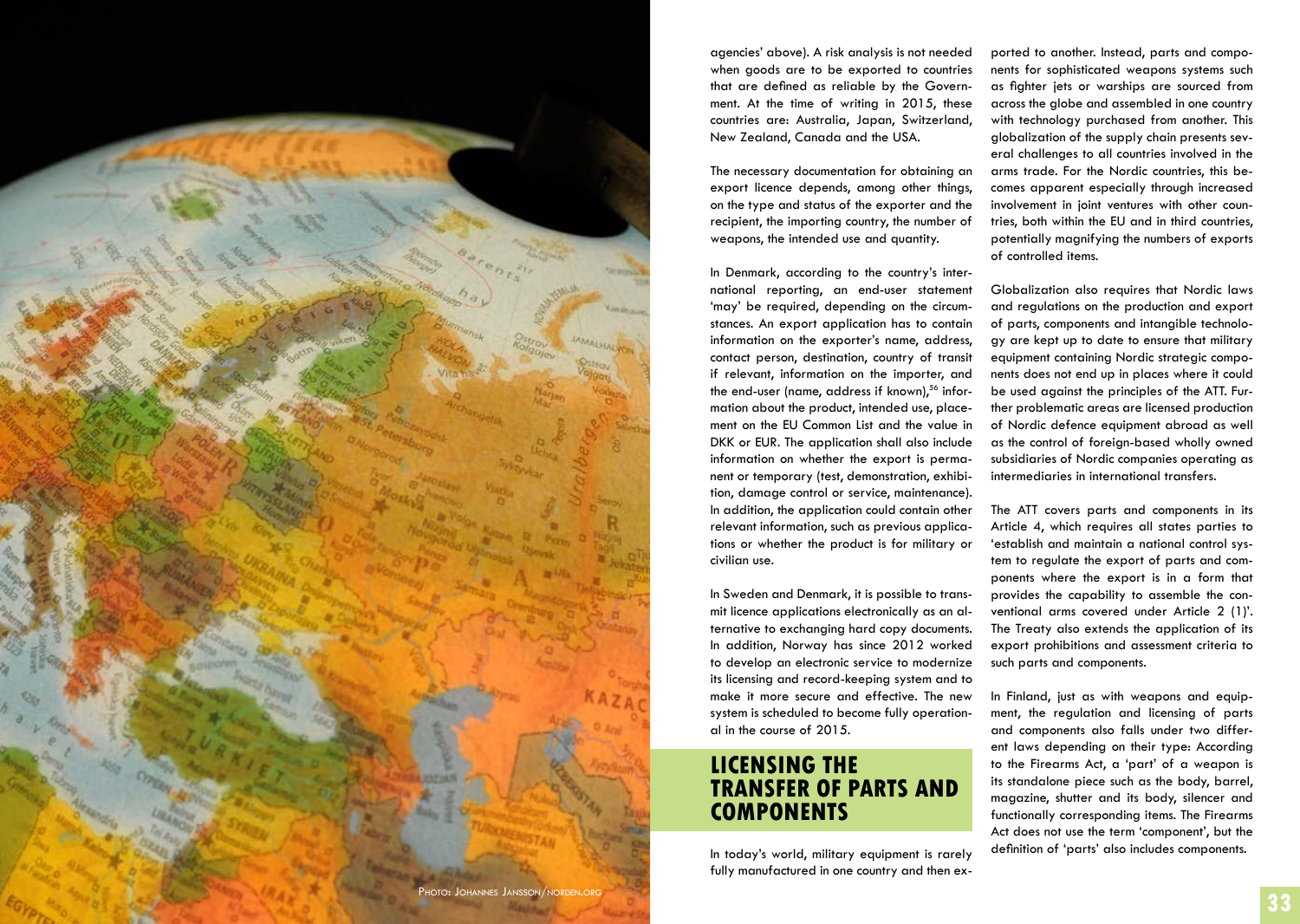agencies' above). A risk analysis is not needed when goods are to be exported to countries that are defined as reliable by the Government. At the time of writing in 2015, these countries are: Australia, Japan, Switzerland, New Zealand, Canada and the USA.

The necessary documentation for obtaining an export licence depends, among other things, on the type and status of the exporter and the recipient, the importing country, the number of weapons, the intended use and quantity.

In Denmark, according to the country's international reporting, an end-user statement 'may' be required, depending on the circumstances. An export application has to contain information on the exporter's name, address, contact person, destination, country of transit if relevant, information on the importer, and the end-user (name, address if known),[56] information about the product, intended use, placement on the EU Common List and the value in DKK or EUR. The application shall also include information on whether the export is permanent or temporary (test, demonstration, exhibition, damage control or service, maintenance). In addition, the application could contain other relevant information, such as previous applications or whether the product is for military or civilian use.

In Sweden and Denmark, it is possible to transmit licence applications electronically as an alternative to exchanging hard copy documents. In addition, Norway has since 2012 worked to develop an electronic service to modernize its licensing and record-keeping system and to make it more secure and effective. The new system is scheduled to become fully operational in the course of 2015.

## LICENSING THE TRANSFER OF PARTS AND COMPONENTS

In today's world, military equipment is rarely fully manufactured in one country and then exported to another. Instead, parts and components for sophisticated weapons systems such as fighter jets or warships are sourced from across the globe and assembled in one country with technology purchased from another. This globalization of the supply chain presents several challenges to all countries involved in the arms trade. For the Nordic countries, this becomes apparent especially through increased involvement in joint ventures with other countries, both within the EU and in third countries, potentially magnifying the numbers of exports of controlled items.

Globalization also requires that Nordic laws and regulations on the production and export of parts, components and intangible technology are kept up to date to ensure that military equipment containing Nordic strategic components does not end up in places where it could be used against the principles of the ATT. Further problematic areas are licensed production of Nordic defence equipment abroad as well as the control of foreign-based wholly owned subsidiaries of Nordic companies operating as intermediaries in international transfers.

The ATT covers parts and components in its Article 4, which requires all states parties to 'establish and maintain a national control system to regulate the export of parts and components where the export is in a form that provides the capability to assemble the conventional arms covered under Article 2 (1)'. The Treaty also extends the application of its export prohibitions and assessment criteria to such parts and components.

In Finland, just as with weapons and equipment, the regulation and licensing of parts and components also falls under two different laws depending on their type: According to the Firearms Act, a 'part' of a weapon is its standalone piece such as the body, barrel, magazine, shutter and its body, silencer and functionally corresponding items. The Firearms Act does not use the term 'component', but the definition of 'parts' also includes components.

Photo: Johannes Jansson/norden.org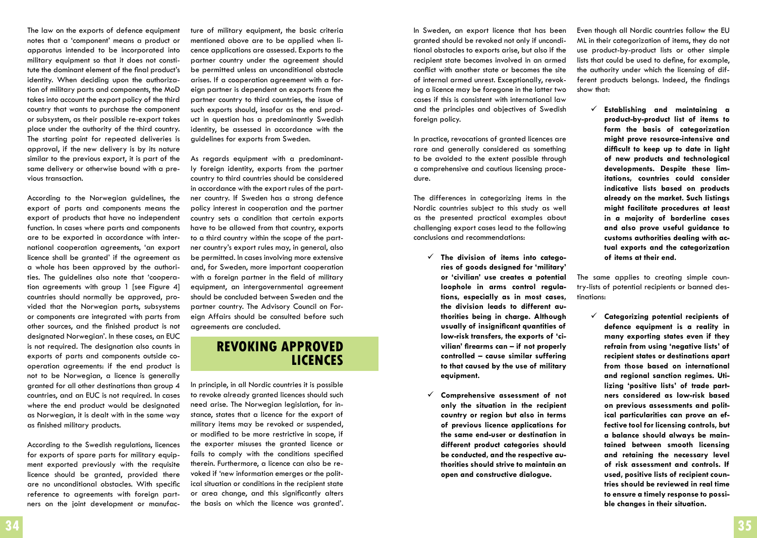The law on the exports of defence equipment notes that a 'component' means a product or apparatus intended to be incorporated into military equipment so that it does not constitute the dominant element of the final product's identity. When deciding upon the authorization of military parts and components, the MoD takes into account the export policy of the third country that wants to purchase the component or subsystem, as their possible re-export takes place under the authority of the third country. The starting point for repeated deliveries is approval, if the new delivery is by its nature similar to the previous export, it is part of the same delivery or otherwise bound with a previous transaction.

According to the Norwegian guidelines, the export of parts and components means the export of products that have no independent function. In cases where parts and components are to be exported in accordance with international cooperation agreements, 'an export licence shall be granted' if the agreement as a whole has been approved by the authorities. The guidelines also note that 'cooperation agreements with group 1 [see Figure 4] countries should normally be approved, provided that the Norwegian parts, subsystems or components are integrated with parts from other sources, and the finished product is not designated Norwegian'. In these cases, an EUC is not required. The designation also counts in exports of parts and components outside cooperation agreements: if the end product is not to be Norwegian, a licence is generally granted for all other destinations than group 4 countries, and an EUC is not required. In cases where the end product would be designated as Norwegian, it is dealt with in the same way as finished military products.

According to the Swedish regulations, licences for exports of spare parts for military equipment exported previously with the requisite licence should be granted, provided there are no unconditional obstacles. With specific reference to agreements with foreign partners on the joint development or manufacture of military equipment, the basic criteria mentioned above are to be applied when licence applications are assessed. Exports to the partner country under the agreement should be permitted unless an unconditional obstacle arises. If a cooperation agreement with a foreign partner is dependent on exports from the partner country to third countries, the issue of such exports should, insofar as the end product in question has a predominantly Swedish identity, be assessed in accordance with the guidelines for exports from Sweden.

As regards equipment with a predominantly foreign identity, exports from the partner country to third countries should be considered in accordance with the export rules of the partner country. If Sweden has a strong defence policy interest in cooperation and the partner country sets a condition that certain exports have to be allowed from that country, exports to a third country within the scope of the partner country's export rules may, in general, also be permitted. In cases involving more extensive and, for Sweden, more important cooperation with a foreign partner in the field of military equipment, an intergovernmental agreement should be concluded between Sweden and the partner country. The Advisory Council on Foreign Affairs should be consulted before such agreements are concluded.

## REVOKING APPROVED LICENCES

In principle, in all Nordic countries it is possible to revoke already granted licences should such need arise. The Norwegian legislation, for instance, states that a licence for the export of military items may be revoked or suspended, or modified to be more restrictive in scope, if the exporter misuses the granted licence or fails to comply with the conditions specified therein. Furthermore, a licence can also be revoked if 'new information emerges or the political situation or conditions in the recipient state or area change, and this significantly alters the basis on which the licence was granted'.

In Sweden, an export licence that has been granted should be revoked not only if unconditional obstacles to exports arise, but also if the recipient state becomes involved in an armed conflict with another state or becomes the site of internal armed unrest. Exceptionally, revoking a licence may be foregone in the latter two cases if this is consistent with international law and the principles and objectives of Swedish foreign policy.

In practice, revocations of granted licences are rare and generally considered as something to be avoided to the extent possible through a comprehensive and cautious licensing procedure.

The differences in categorizing items in the Nordic countries subject to this study as well as the presented practical examples about challenging export cases lead to the following conclusions and recommendations:

- ✓ **The division of items into categories of goods designed for 'military' or 'civilian' use creates a potential loophole in arms control regulations, especially as in most cases, the division leads to different authorities being in charge. Although usually of insignificant quantities of low-risk transfers, the exports of 'civilian' firearms can – if not properly controlled – cause similar suffering to that caused by the use of military equipment.**

- ✓ **Comprehensive assessment of not only the situation in the recipient country or region but also in terms of previous licence applications for the same end-user or destination in different product categories should be conducted, and the respective authorities should strive to maintain an open and constructive dialogue.**

Even though all Nordic countries follow the EU ML in their categorization of items, they do not use product-by-product lists or other simple lists that could be used to define, for example, the authority under which the licensing of different products belongs. Indeed, the findings show that:

- ✓ **Establishing and maintaining a product-by-product list of items to form the basis of categorization might prove resource-intensive and difficult to keep up to date in light of new products and technological developments. Despite these limitations, countries could consider indicative lists based on products already on the market. Such listings might facilitate procedures at least in a majority of borderline cases and also prove useful guidance to customs authorities dealing with actual exports and the categorization of items at their end.**

The same applies to creating simple country-lists of potential recipients or banned destinations:

- ✓ **Categorizing potential recipients of defence equipment is a reality in many exporting states even if they refrain from using 'negative lists' of recipient states or destinations apart from those based on international and regional sanction regimes. Utilizing 'positive lists' of trade partners considered as low-risk based on previous assessments and political particularities can prove an effective tool for licensing controls, but a balance should always be maintained between smooth licensing and retaining the necessary level of risk assessment and controls. If used, positive lists of recipient countries should be reviewed in real time to ensure a timely response to possible changes in their situation.**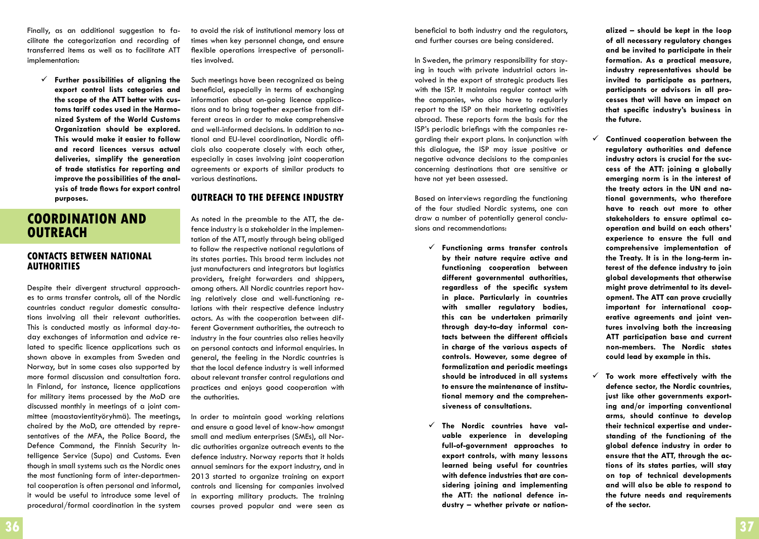Finally, as an additional suggestion to facilitate the categorization and recording of transferred items as well as to facilitate ATT implementation:

- ✓ **Further possibilities of aligning the export control lists categories and the scope of the ATT better with customs tariff codes used in the Harmonized System of the World Customs Organization should be explored. This would make it easier to follow and record licences versus actual deliveries, simplify the generation of trade statistics for reporting and improve the possibilities of the analysis of trade flows for export control purposes.**

# COORDINATION AND OUTREACH

## CONTACTS BETWEEN NATIONAL AUTHORITIES

Despite their divergent structural approaches to arms transfer controls, all of the Nordic countries conduct regular domestic consultations involving all their relevant authorities. This is conducted mostly as informal day-to-day exchanges of information and advice related to specific licence applications such as shown above in examples from Sweden and Norway, but in some cases also supported by more formal discussion and consultation fora. In Finland, for instance, licence applications for military items processed by the MoD are discussed monthly in meetings of a joint committee (maastavientityöryhmä). The meetings, chaired by the MoD, are attended by representatives of the MFA, the Police Board, the Defence Command, the Finnish Security Intelligence Service (Supo) and Customs. Even though in small systems such as the Nordic ones the most functioning form of inter-departmental cooperation is often personal and informal, it would be useful to introduce some level of procedural/formal coordination in the system to avoid the risk of institutional memory loss at times when key personnel change, and ensure flexible operations irrespective of personalities involved.

Such meetings have been recognized as being beneficial, especially in terms of exchanging information about on-going licence applications and to bring together expertise from different areas in order to make comprehensive and well-informed decisions. In addition to national and EU-level coordination, Nordic officials also cooperate closely with each other, especially in cases involving joint cooperation agreements or exports of similar products to various destinations.

## OUTREACH TO THE DEFENCE INDUSTRY

As noted in the preamble to the ATT, the defence industry is a stakeholder in the implementation of the ATT, mostly through being obliged to follow the respective national regulations of its states parties. This broad term includes not just manufacturers and integrators but logistics providers, freight forwarders and shippers, among others. All Nordic countries report having relatively close and well-functioning relations with their respective defence industry actors. As with the cooperation between different Government authorities, the outreach to industry in the four countries also relies heavily on personal contacts and informal enquiries. In general, the feeling in the Nordic countries is that the local defence industry is well informed about relevant transfer control regulations and practices and enjoys good cooperation with the authorities.

In order to maintain good working relations and ensure a good level of know-how amongst small and medium enterprises (SMEs), all Nordic authorities organize outreach events to the defence industry. Norway reports that it holds annual seminars for the export industry, and in 2013 started to organize training on export controls and licensing for companies involved in exporting military products. The training courses proved popular and were seen as beneficial to both industry and the regulators, and further courses are being considered.

In Sweden, the primary responsibility for staying in touch with private industrial actors involved in the export of strategic products lies with the ISP. It maintains regular contact with the companies, who also have to regularly report to the ISP on their marketing activities abroad. These reports form the basis for the ISP's periodic briefings with the companies regarding their export plans. In conjunction with this dialogue, the ISP may issue positive or negative advance decisions to the companies concerning destinations that are sensitive or have not yet been assessed.

Based on interviews regarding the functioning of the four studied Nordic systems, one can draw a number of potentially general conclusions and recommendations:

- ✓ **Functioning arms transfer controls by their nature require active and functioning cooperation between different governmental authorities, regardless of the specific system in place. Particularly in countries with smaller regulatory bodies, this can be undertaken primarily through day-to-day informal contacts between the different officials in charge of the various aspects of controls. However, some degree of formalization and periodic meetings should be introduced in all systems to ensure the maintenance of institutional memory and the comprehensiveness of consultations.**

- ✓ **The Nordic countries have valuable experience in developing full-of-government approaches to export controls, with many lessons learned being useful for countries with defence industries that are considering joining and implementing the ATT: the national defence industry – whether private or nationalized – should be kept in the loop of all necessary regulatory changes and be invited to participate in their formation. As a practical measure, industry representatives should be invited to participate as partners, participants or advisors in all processes that will have an impact on that specific industry's business in the future.**

- ✓ **Continued cooperation between the regulatory authorities and defence industry actors is crucial for the success of the ATT: joining a globally emerging norm is in the interest of the treaty actors in the UN and national governments, who therefore have to reach out more to other stakeholders to ensure optimal cooperation and build on each others' experience to ensure the full and comprehensive implementation of the Treaty. It is in the long-term interest of the defence industry to join global developments that otherwise might prove detrimental to its development. The ATT can prove crucially important for international cooperative agreements and joint ventures involving both the increasing ATT participation base and current non-members. The Nordic states could lead by example in this.**

- ✓ **To work more effectively with the defence sector, the Nordic countries, just like other governments exporting and/or importing conventional arms, should continue to develop their technical expertise and understanding of the functioning of the global defence industry in order to ensure that the ATT, through the actions of its states parties, will stay on top of technical developments and will also be able to respond to the future needs and requirements of the sector.**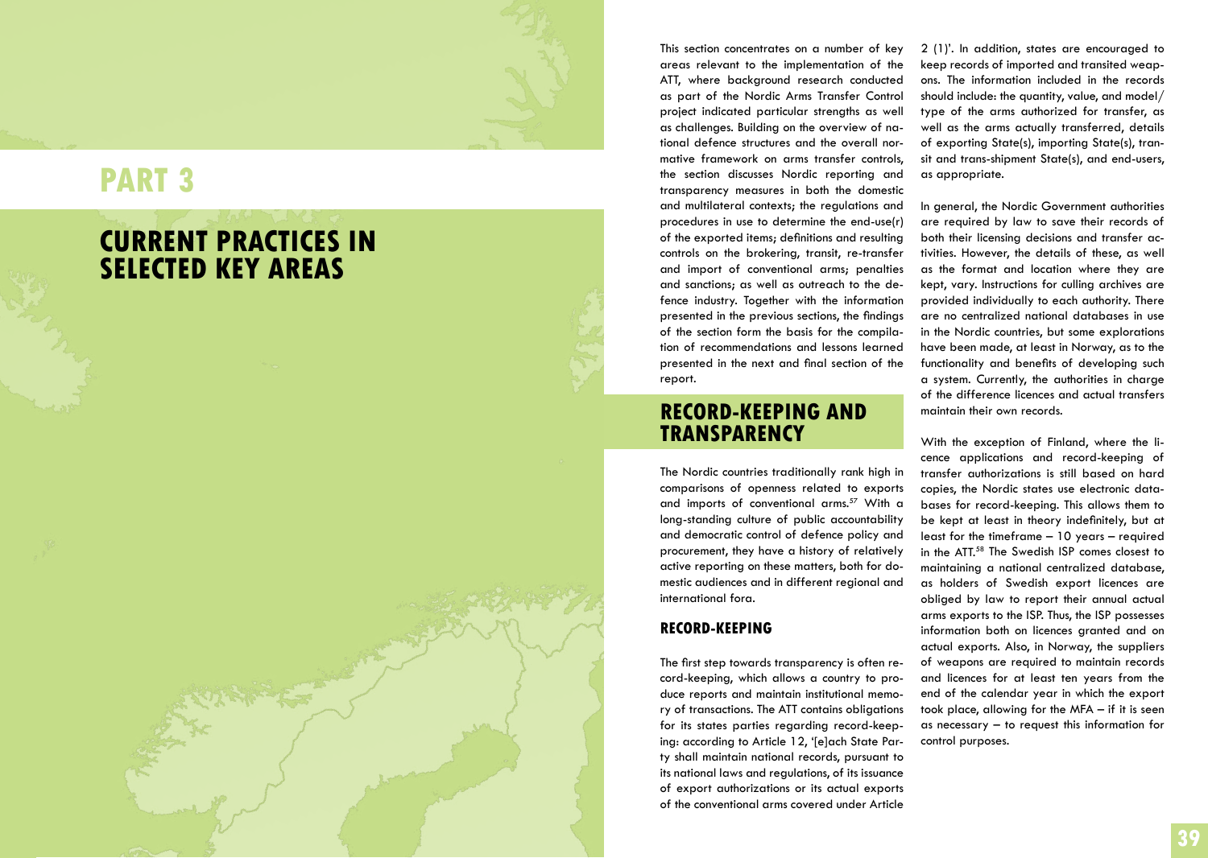# PART 3

# CURRENT PRACTICES IN SELECTED KEY AREAS

This section concentrates on a number of key areas relevant to the implementation of the ATT, where background research conducted as part of the Nordic Arms Transfer Control project indicated particular strengths as well as challenges. Building on the overview of national defence structures and the overall normative framework on arms transfer controls, the section discusses Nordic reporting and transparency measures in both the domestic and multilateral contexts; the regulations and procedures in use to determine the end-use(r) of the exported items; definitions and resulting controls on the brokering, transit, re-transfer and import of conventional arms; penalties and sanctions; as well as outreach to the defence industry. Together with the information presented in the previous sections, the findings of the section form the basis for the compilation of recommendations and lessons learned presented in the next and final section of the report.

## RECORD-KEEPING AND TRANSPARENCY

The Nordic countries traditionally rank high in comparisons of openness related to exports and imports of conventional arms.[57] With a long-standing culture of public accountability and democratic control of defence policy and procurement, they have a history of relatively active reporting on these matters, both for domestic audiences and in different regional and international fora.

### RECORD-KEEPING

The first step towards transparency is often record-keeping, which allows a country to produce reports and maintain institutional memory of transactions. The ATT contains obligations for its states parties regarding record-keeping: according to Article 12, '[e]ach State Party shall maintain national records, pursuant to its national laws and regulations, of its issuance of export authorizations or its actual exports of the conventional arms covered under Article 2 (1)'. In addition, states are encouraged to keep records of imported and transited weapons. The information included in the records should include: the quantity, value, and model/type of the arms authorized for transfer, as well as the arms actually transferred, details of exporting State(s), importing State(s), transit and trans-shipment State(s), and end-users, as appropriate.

In general, the Nordic Government authorities are required by law to save their records of both their licensing decisions and transfer activities. However, the details of these, as well as the format and location where they are kept, vary. Instructions for culling archives are provided individually to each authority. There are no centralized national databases in use in the Nordic countries, but some explorations have been made, at least in Norway, as to the functionality and benefits of developing such a system. Currently, the authorities in charge of the difference licences and actual transfers maintain their own records.

With the exception of Finland, where the licence applications and record-keeping of transfer authorizations is still based on hard copies, the Nordic states use electronic databases for record-keeping. This allows them to be kept at least in theory indefinitely, but at least for the timeframe – 10 years – required in the ATT.[58] The Swedish ISP comes closest to maintaining a national centralized database, as holders of Swedish export licences are obliged by law to report their annual actual arms exports to the ISP. Thus, the ISP possesses information both on licences granted and on actual exports. Also, in Norway, the suppliers of weapons are required to maintain records and licences for at least ten years from the end of the calendar year in which the export took place, allowing for the MFA – if it is seen as necessary – to request this information for control purposes.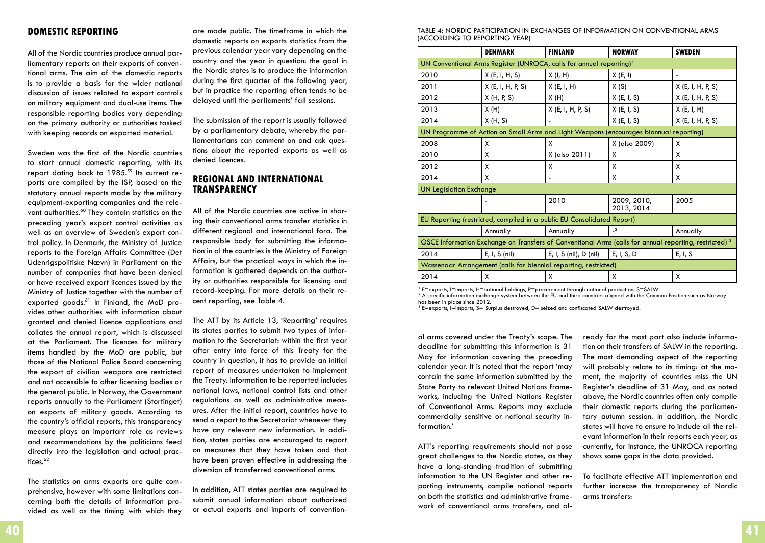## DOMESTIC REPORTING

All of the Nordic countries produce annual parliamentary reports on their exports of conventional arms. The aim of the domestic reports is to provide a basis for the wider national discussion of issues related to export controls on military equipment and dual-use items. The responsible reporting bodies vary depending on the primary authority or authorities tasked with keeping records on exported material.

Sweden was the first of the Nordic countries to start annual domestic reporting, with its report dating back to 1985.[59] Its current reports are compiled by the ISP, based on the statutory annual reports made by the military equipment-exporting companies and the relevant authorities.[60] They contain statistics on the preceding year's export control activities as well as an overview of Sweden's export control policy. In Denmark, the Ministry of Justice reports to the Foreign Affairs Committee (Det Udenrigspolitiske Nævn) in Parliament on the number of companies that have been denied or have received export licences issued by the Ministry of Justice together with the number of exported goods.[61] In Finland, the MoD provides other authorities with information about granted and denied licence applications and collates the annual report, which is discussed at the Parliament. The licences for military items handled by the MoD are public, but those of the National Police Board concerning the export of civilian weapons are restricted and not accessible to other licensing bodies or the general public. In Norway, the Government reports annually to the Parliament (Stortinget) on exports of military goods. According to the country's official reports, this transparency measure plays an important role as reviews and recommendations by the politicians feed directly into the legislation and actual practices.[62]

The statistics on arms exports are quite comprehensive, however with some limitations concerning both the details of information provided as well as the timing with which they are made public. The timeframe in which the domestic reports on exports statistics from the previous calendar year vary depending on the country and the year in question: the goal in the Nordic states is to produce the information during the first quarter of the following year, but in practice the reporting often tends to be delayed until the parliaments' fall sessions.

The submission of the report is usually followed by a parliamentary debate, whereby the parliamentarians can comment on and ask questions about the reported exports as well as denied licences.

## REGIONAL AND INTERNATIONAL TRANSPARENCY

All of the Nordic countries are active in sharing their conventional arms transfer statistics in different regional and international fora. The responsible body for submitting the information in al the countries is the Ministry of Foreign Affairs, but the practical ways in which the information is gathered depends on the authority or authorities responsible for licensing and record-keeping. For more details on their recent reporting, see Table 4.

The ATT by its Article 13, 'Reporting' requires its states parties to submit two types of information to the Secretariat: within the first year after entry into force of this Treaty for the country in question, it has to provide an initial report of measures undertaken to implement the Treaty. Information to be reported includes national laws, national control lists and other regulations as well as administrative measures. After the initial report, countries have to send a report to the Secretariat whenever they have any relevant new information. In addition, states parties are encouraged to report on measures that they have taken and that have been proven effective in addressing the diversion of transferred conventional arms.

In addition, ATT states parties are required to submit annual information about authorized or actual exports and imports of conventional arms covered under the Treaty's scope. The deadline for submitting this information is 31 May for information covering the preceding calendar year. It is noted that the report 'may contain the same information submitted by the State Party to relevant United Nations frameworks, including the United Nations Register of Conventional Arms. Reports may exclude commercially sensitive or national security information.'

ATT's reporting requirements should not pose great challenges to the Nordic states, as they have a long-standing tradition of submitting information to the UN Register and other reporting instruments, compile national reports on both the statistics and administrative framework of conventional arms transfers, and already for the most part also include information on their transfers of SALW in the reporting. The most demanding aspect of the reporting will probably relate to its timing: at the moment, the majority of countries miss the UN Register's deadline of 31 May, and as noted above, the Nordic countries often only compile their domestic reports during the parliamentary autumn session. In addition, the Nordic states will have to ensure to include all the relevant information in their reports each year, as currently, for instance, the UNROCA reporting shows some gaps in the data provided.

To facilitate effective ATT implementation and further increase the transparency of Nordic arms transfers:

TABLE 4: NORDIC PARTICIPATION IN EXCHANGES OF INFORMATION ON CONVENTIONAL ARMS (ACCORDING TO REPORTING YEAR)

| | DENMARK | FINLAND | NORWAY | SWEDEN |
|---|---|---|---|---|
| UN Conventional Arms Register (UNROCA, calls for annual reporting)[1] | | | | |
| 2010 | X (E, I, H, S) | X (I, H) | X (E, I) | - |
| 2011 | X (E, I, H, P, S) | X (E, I, H) | X (S) | X (E, I, H, P, S) |
| 2012 | X (H, P, S) | X (H) | X (E, I, S) | X (E, I, H, P, S) |
| 2013 | X (H) | X (E, I, H, P, S) | X (E, I, S) | X (E, I, H) |
| 2014 | X (H, S) | - | X (E, I, S) | X (E, I, H, P, S) |
| UN Programme of Action on Small Arms and Light Weapons (encourages biannual reporting) | | | | |
| 2008 | X | X | X (also 2009) | X |
| 2010 | X | X (also 2011) | X | X |
| 2012 | X | X | X | X |
| 2014 | X | - | X | X |
| UN Legislation Exchange | | | | |
| | - | 2010 | 2009, 2010, 2013, 2014 | 2005 |
| EU Reporting (restricted, compiled in a public EU Consolidated Report) | | | | |
| | Annually | Annually | -[2] | Annually |
| OSCE Information Exchange on Transfers of Conventional Arms (calls for annual reporting, restricted)[3] | | | | |
| 2014 | E, I, S (nil) | E, I, S (nil), D (nil) | E, I, S, D | E, I, S |
| Wassenaar Arrangement (calls for biennial reporting, restricted) | | | | |
| 2014 | X | X | X | X |

[1] E=exports, I=imports, H=national holdings, P=procurement through national production, S=SALW
[2] A specific information exchange system between the EU and third countries aligned with the Common Position such as Norway has been in place since 2012.
[3] E=exports, I=imports, S= Surplus destroyed, D= seized and confiscated SALW destroyed.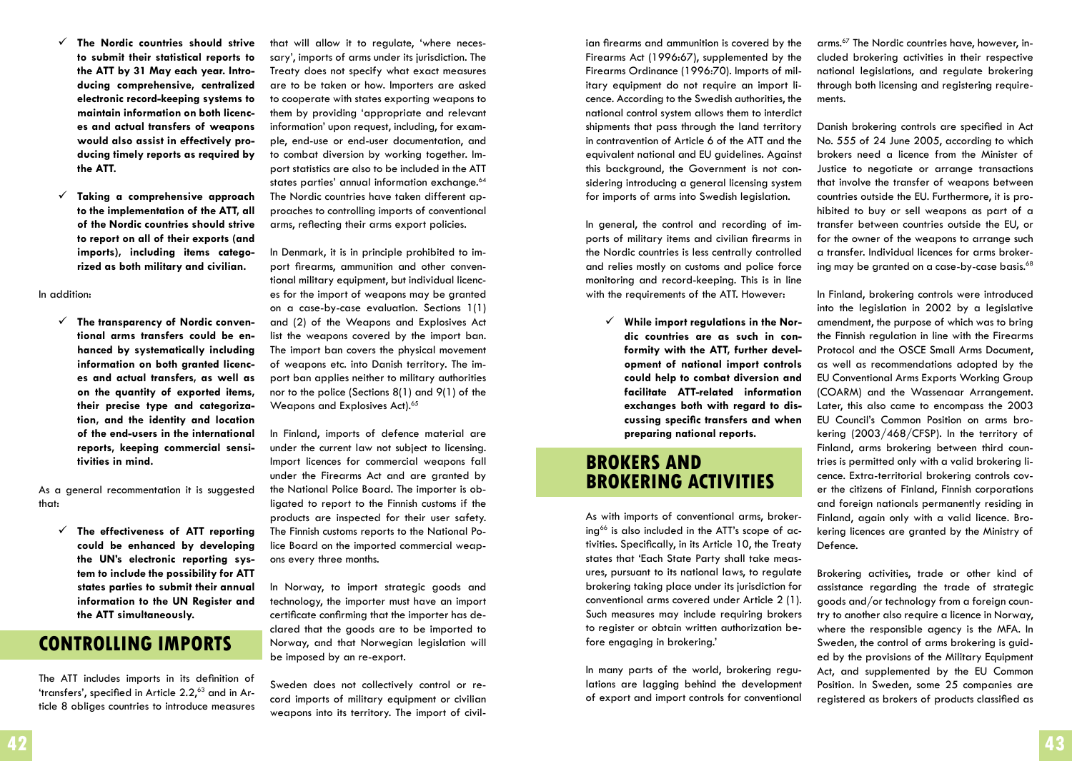- **The Nordic countries should strive to submit their statistical reports to the ATT by 31 May each year. Introducing comprehensive, centralized electronic record-keeping systems to maintain information on both licences and actual transfers of weapons would also assist in effectively producing timely reports as required by the ATT.**

- **Taking a comprehensive approach to the implementation of the ATT, all of the Nordic countries should strive to report on all of their exports (and imports), including items categorized as both military and civilian.**

In addition:

- **The transparency of Nordic conventional arms transfers could be enhanced by systematically including information on both granted licences and actual transfers, as well as on the quantity of exported items, their precise type and categorization, and the identity and location of the end-users in the international reports, keeping commercial sensitivities in mind.**

As a general recommentation it is suggested that:

- **The effectiveness of ATT reporting could be enhanced by developing the UN's electronic reporting system to include the possibility for ATT states parties to submit their annual information to the UN Register and the ATT simultaneously.**

## CONTROLLING IMPORTS

The ATT includes imports in its definition of 'transfers', specified in Article 2.2,[63] and in Article 8 obliges countries to introduce measures that will allow it to regulate, 'where necessary', imports of arms under its jurisdiction. The Treaty does not specify what exact measures are to be taken or how. Importers are asked to cooperate with states exporting weapons to them by providing 'appropriate and relevant information' upon request, including, for example, end-use or end-user documentation, and to combat diversion by working together. Import statistics are also to be included in the ATT states parties' annual information exchange.[64] The Nordic countries have taken different approaches to controlling imports of conventional arms, reflecting their arms export policies.

In Denmark, it is in principle prohibited to import firearms, ammunition and other conventional military equipment, but individual licences for the import of weapons may be granted on a case-by-case evaluation. Sections 1(1) and (2) of the Weapons and Explosives Act list the weapons covered by the import ban. The import ban covers the physical movement of weapons etc. into Danish territory. The import ban applies neither to military authorities nor to the police (Sections 8(1) and 9(1) of the Weapons and Explosives Act).[65]

In Finland, imports of defence material are under the current law not subject to licensing. Import licences for commercial weapons fall under the Firearms Act and are granted by the National Police Board. The importer is obligated to report to the Finnish customs if the products are inspected for their user safety. The Finnish customs reports to the National Police Board on the imported commercial weapons every three months.

In Norway, to import strategic goods and technology, the importer must have an import certificate confirming that the importer has declared that the goods are to be imported to Norway, and that Norwegian legislation will be imposed by an re-export.

Sweden does not collectively control or record imports of military equipment or civilian weapons into its territory. The import of civilian firearms and ammunition is covered by the Firearms Act (1996:67), supplemented by the Firearms Ordinance (1996:70). Imports of military equipment do not require an import licence. According to the Swedish authorities, the national control system allows them to interdict shipments that pass through the land territory in contravention of Article 6 of the ATT and the equivalent national and EU guidelines. Against this background, the Government is not considering introducing a general licensing system for imports of arms into Swedish legislation.

In general, the control and recording of imports of military items and civilian firearms in the Nordic countries is less centrally controlled and relies mostly on customs and police force monitoring and record-keeping. This is in line with the requirements of the ATT. However:

- **While import regulations in the Nordic countries are as such in conformity with the ATT, further development of national import controls could help to combat diversion and facilitate ATT-related information exchanges both with regard to discussing specific transfers and when preparing national reports.**

## BROKERS AND BROKERING ACTIVITIES

As with imports of conventional arms, brokering[66] is also included in the ATT's scope of activities. Specifically, in its Article 10, the Treaty states that 'Each State Party shall take measures, pursuant to its national laws, to regulate brokering taking place under its jurisdiction for conventional arms covered under Article 2 (1). Such measures may include requiring brokers to register or obtain written authorization before engaging in brokering.'

In many parts of the world, brokering regulations are lagging behind the development of export and import controls for conventional arms.[67] The Nordic countries have, however, included brokering activities in their respective national legislations, and regulate brokering through both licensing and registering requirements.

Danish brokering controls are specified in Act No. 555 of 24 June 2005, according to which brokers need a licence from the Minister of Justice to negotiate or arrange transactions that involve the transfer of weapons between countries outside the EU. Furthermore, it is prohibited to buy or sell weapons as part of a transfer between countries outside the EU, or for the owner of the weapons to arrange such a transfer. Individual licences for arms brokering may be granted on a case-by-case basis.[68]

In Finland, brokering controls were introduced into the legislation in 2002 by a legislative amendment, the purpose of which was to bring the Finnish regulation in line with the Firearms Protocol and the OSCE Small Arms Document, as well as recommendations adopted by the EU Conventional Arms Exports Working Group (COARM) and the Wassenaar Arrangement. Later, this also came to encompass the 2003 EU Council's Common Position on arms brokering (2003/468/CFSP). In the territory of Finland, arms brokering between third countries is permitted only with a valid brokering licence. Extra-territorial brokering controls cover the citizens of Finland, Finnish corporations and foreign nationals permanently residing in Finland, again only with a valid licence. Brokering licences are granted by the Ministry of Defence.

Brokering activities, trade or other kind of assistance regarding the trade of strategic goods and/or technology from a foreign country to another also require a licence in Norway, where the responsible agency is the MFA. In Sweden, the control of arms brokering is guided by the provisions of the Military Equipment Act, and supplemented by the EU Common Position. In Sweden, some 25 companies are registered as brokers of products classified as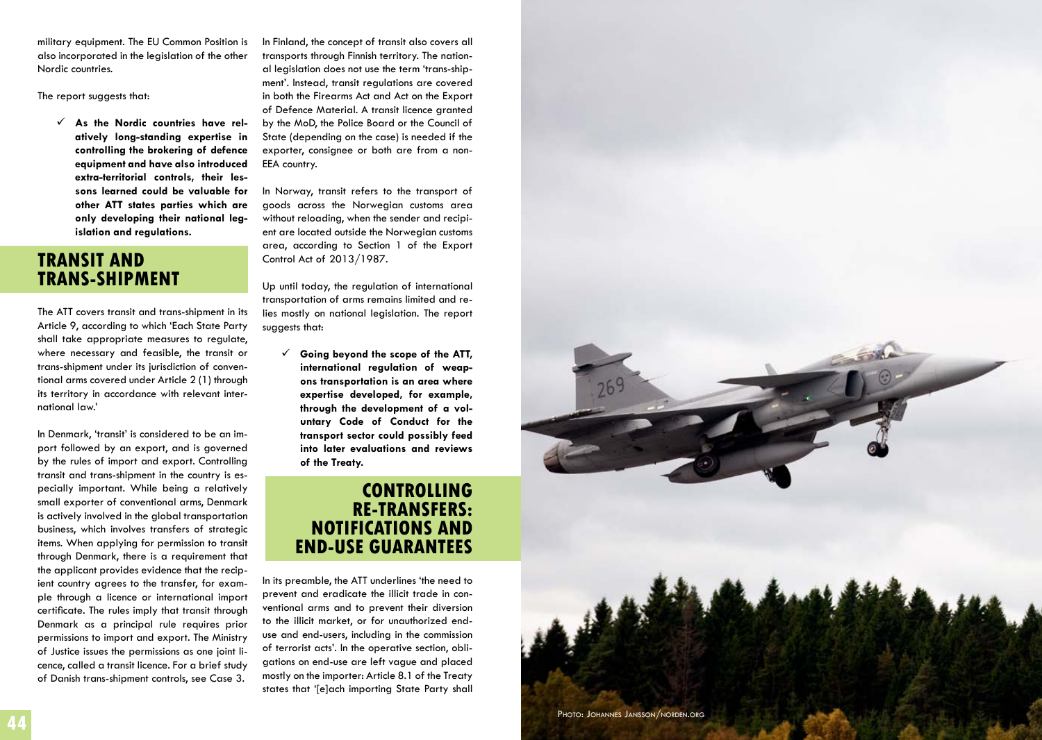military equipment. The EU Common Position is also incorporated in the legislation of the other Nordic countries.

The report suggests that:

- ✓ **As the Nordic countries have relatively long-standing expertise in controlling the brokering of defence equipment and have also introduced extra-territorial controls, their lessons learned could be valuable for other ATT states parties which are only developing their national legislation and regulations.**

## TRANSIT AND TRANS-SHIPMENT

The ATT covers transit and trans-shipment in its Article 9, according to which 'Each State Party shall take appropriate measures to regulate, where necessary and feasible, the transit or trans-shipment under its jurisdiction of conventional arms covered under Article 2 (1) through its territory in accordance with relevant international law.'

In Denmark, 'transit' is considered to be an import followed by an export, and is governed by the rules of import and export. Controlling transit and trans-shipment in the country is especially important. While being a relatively small exporter of conventional arms, Denmark is actively involved in the global transportation business, which involves transfers of strategic items. When applying for permission to transit through Denmark, there is a requirement that the applicant provides evidence that the recipient country agrees to the transfer, for example through a licence or international import certificate. The rules imply that transit through Denmark as a principal rule requires prior permissions to import and export. The Ministry of Justice issues the permissions as one joint licence, called a transit licence. For a brief study of Danish trans-shipment controls, see Case 3.

In Finland, the concept of transit also covers all transports through Finnish territory. The national legislation does not use the term 'trans-shipment'. Instead, transit regulations are covered in both the Firearms Act and Act on the Export of Defence Material. A transit licence granted by the MoD, the Police Board or the Council of State (depending on the case) is needed if the exporter, consignee or both are from a non-EEA country.

In Norway, transit refers to the transport of goods across the Norwegian customs area without reloading, when the sender and recipient are located outside the Norwegian customs area, according to Section 1 of the Export Control Act of 2013/1987.

Up until today, the regulation of international transportation of arms remains limited and relies mostly on national legislation. The report suggests that:

- ✓ **Going beyond the scope of the ATT, international regulation of weapons transportation is an area where expertise developed, for example, through the development of a voluntary Code of Conduct for the transport sector could possibly feed into later evaluations and reviews of the Treaty.**

## CONTROLLING RE-TRANSFERS: NOTIFICATIONS AND END-USE GUARANTEES

In its preamble, the ATT underlines 'the need to prevent and eradicate the illicit trade in conventional arms and to prevent their diversion to the illicit market, or for unauthorized end-use and end-users, including in the commission of terrorist acts'. In the operative section, obligations on end-use are left vague and placed mostly on the importer: Article 8.1 of the Treaty states that '[e]ach importing State Party shall

Photo: Johannes Jansson/norden.org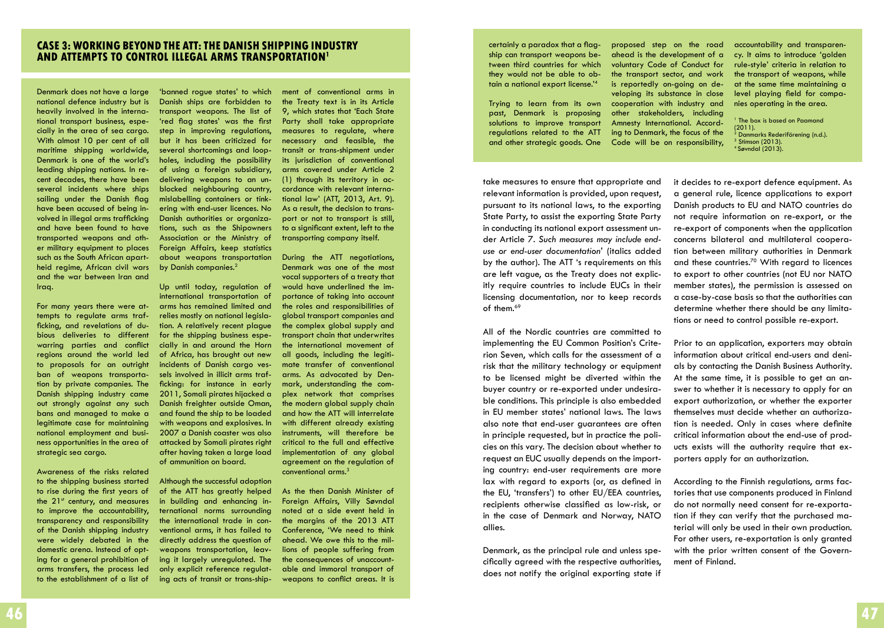## CASE 3: WORKING BEYOND THE ATT: THE DANISH SHIPPING INDUSTRY AND ATTEMPTS TO CONTROL ILLEGAL ARMS TRANSPORTATION[1]

Denmark does not have a large national defence industry but is heavily involved in the international transport business, especially in the area of sea cargo. With almost 10 per cent of all maritime shipping worldwide, Denmark is one of the world's leading shipping nations. In recent decades, there have been several incidents where ships sailing under the Danish flag have been accused of being involved in illegal arms trafficking and have been found to have transported weapons and other military equipment to places such as the South African apartheid regime, African civil wars and the war between Iran and Iraq.

For many years there were attempts to regulate arms trafficking, and revelations of dubious deliveries to different warring parties and conflict regions around the world led to proposals for an outright ban of weapons transportation by private companies. The Danish shipping industry came out strongly against any such bans and managed to make a legitimate case for maintaining national employment and business opportunities in the area of strategic sea cargo.

Awareness of the risks related to the shipping business started to rise during the first years of the 21st century, and measures to improve the accountability, transparency and responsibility of the Danish shipping industry were widely debated in the domestic arena. Instead of opting for a general prohibition of arms transfers, the process led to the establishment of a list of 'banned rogue states' to which Danish ships are forbidden to transport weapons. The list of 'red flag states' was the first step in improving regulations, but it has been criticized for several shortcomings and loopholes, including the possibility of using a foreign subsidiary, delivering weapons to an unblocked neighbouring country, mislabelling containers or tinkering with end-user licences. No Danish authorities or organizations, such as the Shipowners Association or the Ministry of Foreign Affairs, keep statistics about weapons transportation by Danish companies.[2]

Up until today, regulation of international transportation of arms has remained limited and relies mostly on national legislation. A relatively recent plague for the shipping business especially in and around the Horn of Africa, has brought out new incidents of Danish cargo vessels involved in illicit arms trafficking: for instance in early 2011, Somali pirates hijacked a Danish freighter outside Oman, and found the ship to be loaded with weapons and explosives. In 2007 a Danish coaster was also attacked by Somali pirates right after having taken a large load of ammunition on board.

Although the successful adoption of the ATT has greatly helped in building and enhancing international norms surrounding the international trade in conventional arms, it has failed to directly address the question of weapons transportation, leaving it largely unregulated. The only explicit reference regulating acts of transit or trans-shipment of conventional arms in the Treaty text is in its Article 9, which states that 'Each State Party shall take appropriate measures to regulate, where necessary and feasible, the transit or trans-shipment under its jurisdiction of conventional arms covered under Article 2 (1) through its territory in accordance with relevant international law' (ATT, 2013, Art. 9). As a result, the decision to transport or not to transport is still, to a significant extent, left to the transporting company itself.

During the ATT negotiations, Denmark was one of the most vocal supporters of a treaty that would have underlined the importance of taking into account the roles and responsibilities of global transport companies and the complex global supply and transport chain that underwrites the international movement of all goods, including the legitimate transfer of conventional arms. As advocated by Denmark, understanding the complex network that comprises the modern global supply chain and how the ATT will interrelate with different already existing instruments, will therefore be critical to the full and effective implementation of any global agreement on the regulation of conventional arms.[3]

As the then Danish Minister of Foreign Affairs, Villy Søvndal noted at a side event held in the margins of the 2013 ATT Conference, 'We need to think ahead. We owe this to the millions of people suffering from the consequences of unaccountable and immoral transport of weapons to conflict areas. It is certainly a paradox that a flagship can transport weapons between third countries for which they would not be able to obtain a national export license.'[4]

Trying to learn from its own past, Denmark is proposing solutions to improve transport regulations related to the ATT and other strategic goods. One proposed step on the road ahead is the development of a voluntary Code of Conduct for the transport sector, and work is reportedly on-going on developing its substance in close cooperation with industry and other stakeholders, including Amnesty International. According to Denmark, the focus of the Code will be on responsibility, accountability and transparency. It aims to introduce 'golden rule-style' criteria in relation to the transport of weapons, while at the same time maintaining a level playing field for companies operating in the area.

[1] The box is based on Paamand (2011).
[2] Danmarks Rederiforening (n.d.).
[3] Stimson (2013).
[4] Søvndal (2013).

take measures to ensure that appropriate and relevant information is provided, upon request, pursuant to its national laws, to the exporting State Party, to assist the exporting State Party in conducting its national export assessment under Article 7. *Such measures may include end-use or end-user documentation*' (italics added by the author). The ATT 's requirements on this are left vague, as the Treaty does not explicitly require countries to include EUCs in their licensing documentation, nor to keep records of them.[69]

All of the Nordic countries are committed to implementing the EU Common Position's Criterion Seven, which calls for the assessment of a risk that the military technology or equipment to be licensed might be diverted within the buyer country or re-exported under undesirable conditions. This principle is also embedded in EU member states' national laws. The laws also note that end-user guarantees are often in principle requested, but in practice the policies on this vary. The decision about whether to request an EUC usually depends on the importing country: end-user requirements are more lax with regard to exports (or, as defined in the EU, 'transfers') to other EU/EEA countries, recipients otherwise classified as low-risk, or in the case of Denmark and Norway, NATO allies.

Denmark, as the principal rule and unless specifically agreed with the respective authorities, does not notify the original exporting state if it decides to re-export defence equipment. As a general rule, licence applications to export Danish products to EU and NATO countries do not require information on re-export, or the re-export of components when the application concerns bilateral and multilateral cooperation between military authorities in Denmark and these countries.[70] With regard to licences to export to other countries (not EU nor NATO member states), the permission is assessed on a case-by-case basis so that the authorities can determine whether there should be any limitations or need to control possible re-export.

Prior to an application, exporters may obtain information about critical end-users and denials by contacting the Danish Business Authority. At the same time, it is possible to get an answer to whether it is necessary to apply for an export authorization, or whether the exporter themselves must decide whether an authorization is needed. Only in cases where definite critical information about the end-use of products exists will the authority require that exporters apply for an authorization.

According to the Finnish regulations, arms factories that use components produced in Finland do not normally need consent for re-exportation if they can verify that the purchased material will only be used in their own production. For other users, re-exportation is only granted with the prior written consent of the Government of Finland.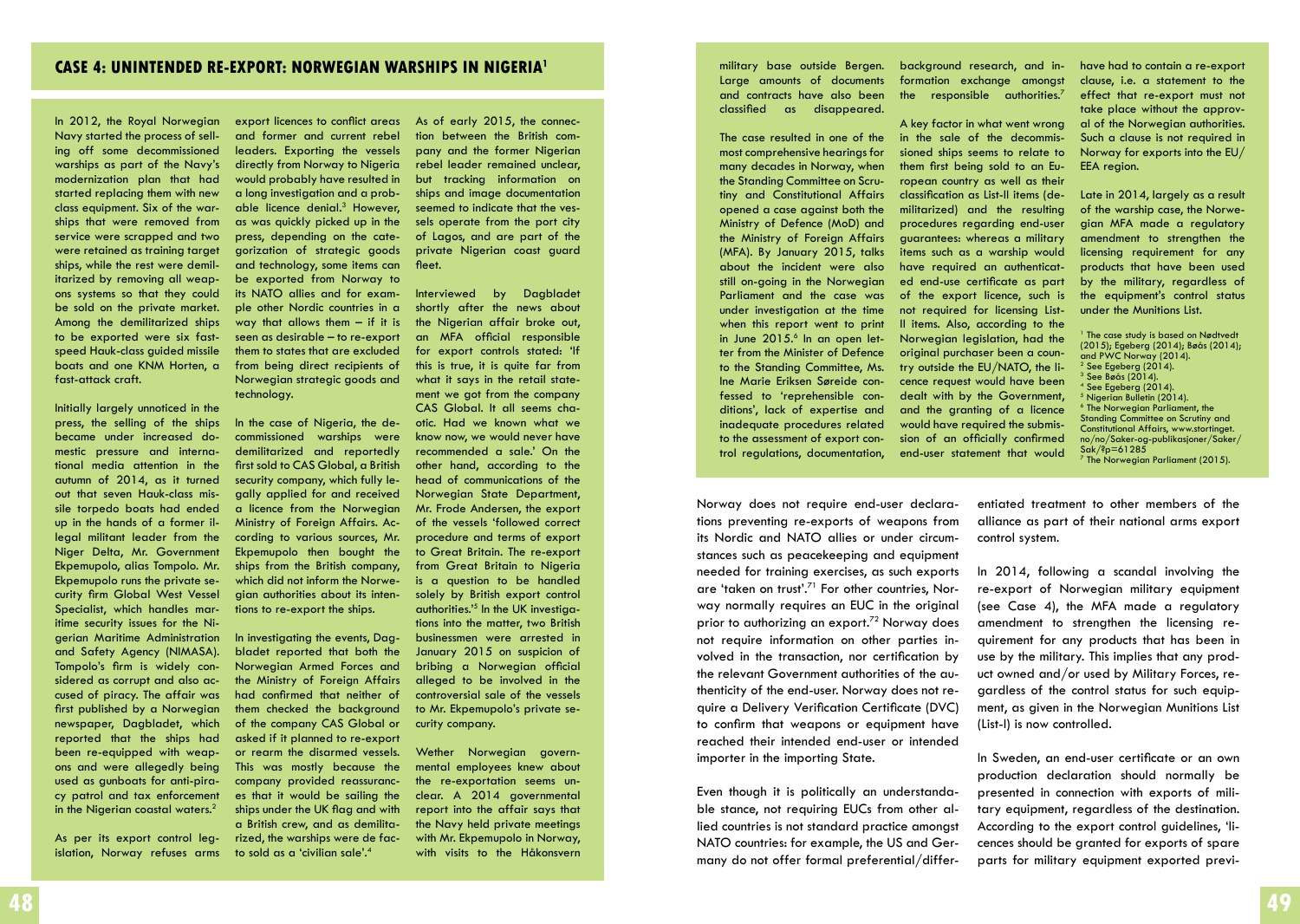## CASE 4: UNINTENDED RE-EXPORT: NORWEGIAN WARSHIPS IN NIGERIA[1]

In 2012, the Royal Norwegian Navy started the process of selling off some decommissioned warships as part of the Navy's modernization plan that had started replacing them with new class equipment. Six of the warships that were removed from service were scrapped and two were retained as training target ships, while the rest were demilitarized by removing all weapons systems so that they could be sold on the private market. Among the demilitarized ships to be exported were six fast-speed Hauk-class guided missile boats and one KNM Horten, a fast-attack craft.

Initially largely unnoticed in the press, the selling of the ships became under increased domestic pressure and international media attention in the autumn of 2014, as it turned out that seven Hauk-class missile torpedo boats had ended up in the hands of a former illegal militant leader from the Niger Delta, Mr. Government Ekpemupolo, alias Tompolo. Mr. Ekpemupolo runs the private security firm Global West Vessel Specialist, which handles maritime security issues for the Nigerian Maritime Administration and Safety Agency (NIMASA). Tompolo's firm is widely considered as corrupt and also accused of piracy. The affair was first published by a Norwegian newspaper, Dagbladet, which reported that the ships had been re-equipped with weapons and were allegedly being used as gunboats for anti-piracy patrol and tax enforcement in the Nigerian coastal waters.[2]

As per its export control legislation, Norway refuses arms export licences to conflict areas and former and current rebel leaders. Exporting the vessels directly from Norway to Nigeria would probably have resulted in a long investigation and a probable licence denial.[3] However, as was quickly picked up in the press, depending on the categorization of strategic goods and technology, some items can be exported from Norway to its NATO allies and for example other Nordic countries in a way that allows them – if it is seen as desirable – to re-export them to states that are excluded from being direct recipients of Norwegian strategic goods and technology.

In the case of Nigeria, the decommissioned warships were demilitarized and reportedly first sold to CAS Global, a British security company, which fully legally applied for and received a licence from the Norwegian Ministry of Foreign Affairs. According to various sources, Mr. Ekpemupolo then bought the ships from the British company, which did not inform the Norwegian authorities about its intentions to re-export the ships.

In investigating the events, Dagbladet reported that both the Norwegian Armed Forces and the Ministry of Foreign Affairs had confirmed that neither of them checked the background of the company CAS Global or asked if it planned to re-export or rearm the disarmed vessels. This was mostly because the company provided reassurances that it would be sailing the ships under the UK flag and with a British crew, and as demilitarized, the warships were de facto sold as a 'civilian sale'.[4]

As of early 2015, the connection between the British company and the former Nigerian rebel leader remained unclear, but tracking information on ships and image documentation seemed to indicate that the vessels operate from the port city of Lagos, and are part of the private Nigerian coast guard fleet.

Interviewed by Dagbladet shortly after the news about the Nigerian affair broke out, an MFA official responsible for export controls stated: 'If this is true, it is quite far from what it says in the retail statement we got from the company CAS Global. It all seems chaotic. Had we known what we know now, we would never have recommended a sale.' On the other hand, according to the head of communications of the Norwegian State Department, Mr. Frode Andersen, the export of the vessels 'followed correct procedure and terms of export to Great Britain. The re-export from Great Britain to Nigeria is a question to be handled solely by British export control authorities.'[5] In the UK investigations into the matter, two British businessmen were arrested in January 2015 on suspicion of bribing a Norwegian official alleged to be involved in the controversial sale of the vessels to Mr. Ekpemupolo's private security company.

Wether Norwegian governmental employees knew about the re-exportation seems unclear. A 2014 governmental report into the affair says that the Navy held private meetings with Mr. Ekpemupolo in Norway, with visits to the Håkonsvern military base outside Bergen. Large amounts of documents and contracts have also been classified as disappeared.

The case resulted in one of the most comprehensive hearings for many decades in Norway, when the Standing Committee on Scrutiny and Constitutional Affairs opened a case against both the Ministry of Defence (MoD) and the Ministry of Foreign Affairs (MFA). By January 2015, talks about the incident were also still on-going in the Norwegian Parliament and the case was under investigation at the time when this report went to print in June 2015.[6] In an open letter from the Minister of Defence to the Standing Committee, Ms. Ine Marie Eriksen Søreide confessed to 'reprehensible conditions', lack of expertise and inadequate procedures related to the assessment of export control regulations, documentation, background research, and information exchange amongst the responsible authorities.[7]

A key factor in what went wrong in the sale of the decommissioned ships seems to relate to them first being sold to an European country as well as their classification as List-II items (demilitarized) and the resulting procedures regarding end-user guarantees: whereas a military items such as a warship would have required an authenticated end-use certificate as part of the export licence, such is not required for licensing List-II items. Also, according to the Norwegian legislation, had the original purchaser been a country outside the EU/NATO, the licence request would have been dealt with by the Government, and the granting of a licence would have required the submission of an officially confirmed end-user statement that would have had to contain of a re-export clause, i.e. a statement to the effect that re-export must not take place without the approval of the Norwegian authorities. Such a clause is not required in Norway for exports into the EU/EEA region.

Late in 2014, largely as a result of the warship case, the Norwegian MFA made a regulatory amendment to strengthen the licensing requirement for any products that have been used by the military, regardless of the equipment's control status under the Munitions List.

[1] The case study is based on Nødtvedt (2015); Egeberg (2014); Bøås (2014); and PWC Norway (2014).
[2] See Egeberg (2014).
[3] See Bøås (2014).
[4] See Egeberg (2014).
[5] Nigerian Bulletin (2014).
[6] The Norwegian Parliament, the Standing Committee on Scrutiny and Constitutional Affairs, www.stortinget.no/no/Saker-og-publikasjoner/Saker/Sak/?p=61285
[7] The Norwegian Parliament (2015).

Norway does not require end-user declarations preventing re-exports of weapons from its Nordic and NATO allies or under circumstances such as peacekeeping and equipment needed for training exercises, as such exports are 'taken on trust'.[71] For other countries, Norway normally requires an EUC in the original prior to authorizing an export.[72] Norway does not require information on other parties involved in the transaction, nor certification by the relevant Government authorities of the authenticity of the end-user. Norway does not require a Delivery Verification Certificate (DVC) to confirm that weapons or equipment have reached their intended end-user or intended importer in the importing State.

Even though it is politically an understandable stance, not requiring EUCs from other allied countries is not standard practice amongst NATO countries: for example, the US and Germany do not offer formal preferential/differentiated treatment to other members of the alliance as part of their national arms export control system.

In 2014, following a scandal involving the re-export of Norwegian military equipment (see Case 4), the MFA made a regulatory amendment to strengthen the licensing requirement for any products that has been in use by the military. This implies that any product owned and/or used by Military Forces, regardless of the control status for such equipment, as given in the Norwegian Munitions List (List-I) is now controlled.

In Sweden, an end-user certificate or an own production declaration should normally be presented in connection with exports of military equipment, regardless of the destination. According to the export control guidelines, 'licences should be granted for exports of spare parts for military equipment exported previ-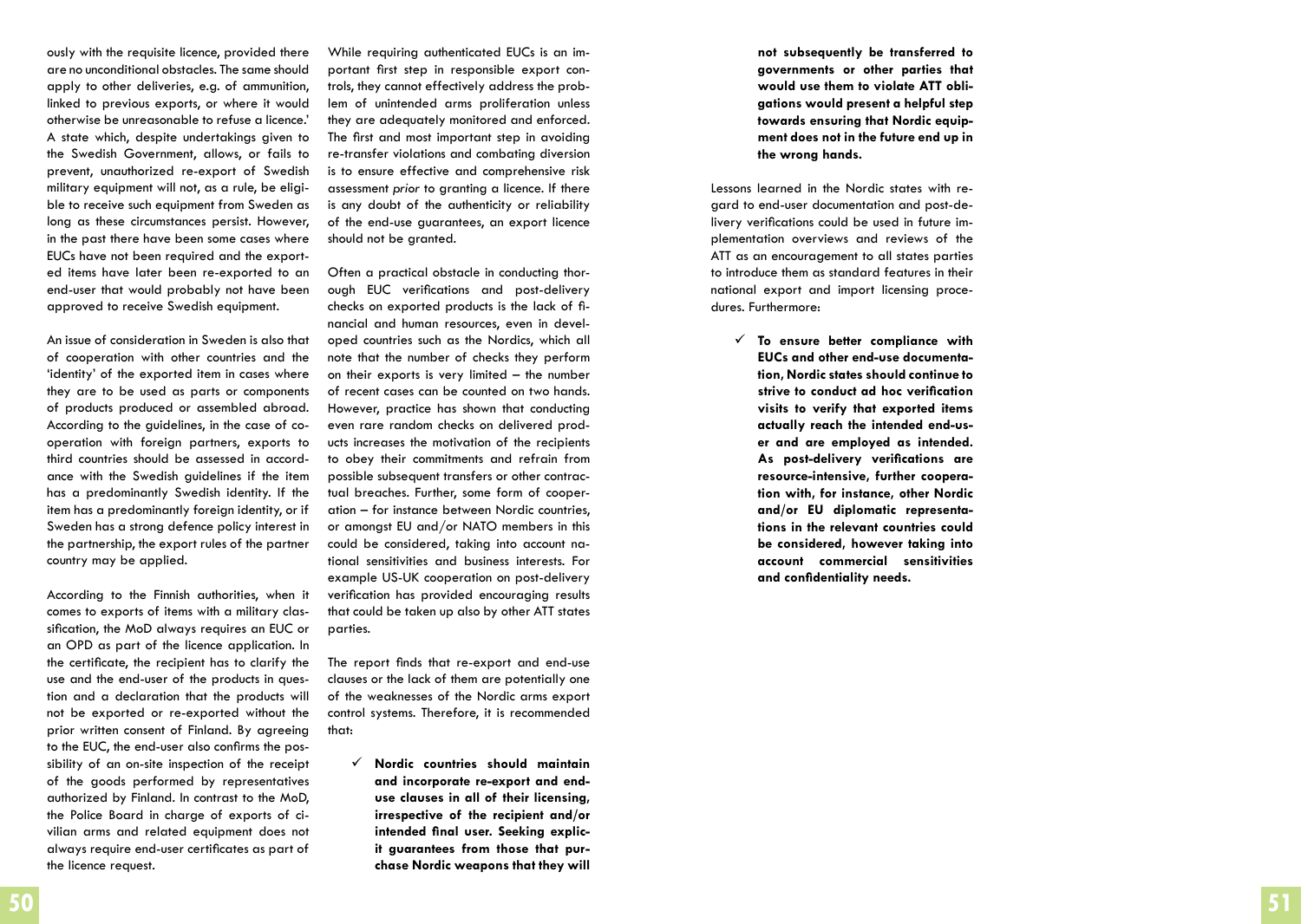ously with the requisite licence, provided there are no unconditional obstacles. The same should apply to other deliveries, e.g. of ammunition, linked to previous exports, or where it would otherwise be unreasonable to refuse a licence.' A state which, despite undertakings given to the Swedish Government, allows, or fails to prevent, unauthorized re-export of Swedish military equipment will not, as a rule, be eligible to receive such equipment from Sweden as long as these circumstances persist. However, in the past there have been some cases where EUCs have not been required and the exported items have later been re-exported to an end-user that would probably not have been approved to receive Swedish equipment.

An issue of consideration in Sweden is also that of cooperation with other countries and the 'identity' of the exported item in cases where they are to be used as parts or components of products produced or assembled abroad. According to the guidelines, in the case of cooperation with foreign partners, exports to third countries should be assessed in accordance with the Swedish guidelines if the item has a predominantly Swedish identity. If the item has a predominantly foreign identity, or if Sweden has a strong defence policy interest in the partnership, the export rules of the partner country may be applied.

According to the Finnish authorities, when it comes to exports of items with a military classification, the MoD always requires an EUC or an OPD as part of the licence application. In the certificate, the recipient has to clarify the use and the end-user of the products in question and a declaration that the products will not be exported or re-exported without the prior written consent of Finland. By agreeing to the EUC, the end-user also confirms the possibility of an on-site inspection of the receipt of the goods performed by representatives authorized by Finland. In contrast to the MoD, the Police Board in charge of exports of civilian arms and related equipment does not always require end-user certificates as part of the licence request.

While requiring authenticated EUCs is an important first step in responsible export controls, they cannot effectively address the problem of unintended arms proliferation unless they are adequately monitored and enforced. The first and most important step in avoiding re-transfer violations and combating diversion is to ensure effective and comprehensive risk assessment *prior* to granting a licence. If there is any doubt of the authenticity or reliability of the end-use guarantees, an export licence should not be granted.

Often a practical obstacle in conducting thorough EUC verifications and post-delivery checks on exported products is the lack of financial and human resources, even in developed countries such as the Nordics, which all note that the number of checks they perform on their exports is very limited – the number of recent cases can be counted on two hands. However, practice has shown that conducting even rare random checks on delivered products increases the motivation of the recipients to obey their commitments and refrain from possible subsequent transfers or other contractual breaches. Further, some form of cooperation – for instance between Nordic countries, or amongst EU and/or NATO members in this could be considered, taking into account national sensitivities and business interests. For example US-UK cooperation on post-delivery verification has provided encouraging results that could be taken up also by other ATT states parties.

The report finds that re-export and end-use clauses or the lack of them are potentially one of the weaknesses of the Nordic arms export control systems. Therefore, it is recommended that:

- ✓ **Nordic countries should maintain and incorporate re-export and end-use clauses in all of their licensing, irrespective of the recipient and/or intended final user. Seeking explicit guarantees from those that purchase Nordic weapons that they will not subsequently be transferred to governments or other parties that would use them to violate ATT obligations would present a helpful step towards ensuring that Nordic equipment does not in the future end up in the wrong hands.**

Lessons learned in the Nordic states with regard to end-user documentation and post-delivery verifications could be used in future implementation overviews and reviews of the ATT as an encouragement to all states parties to introduce them as standard features in their national export and import licensing procedures. Furthermore:

- ✓ **To ensure better compliance with EUCs and other end-use documentation, Nordic states should continue to strive to conduct ad hoc verification visits to verify that exported items actually reach the intended end-user and are employed as intended. As post-delivery verifications are resource-intensive, further cooperation with, for instance, other Nordic and/or EU diplomatic representations in the relevant countries could be considered, however taking into account commercial sensitivities and confidentiality needs.**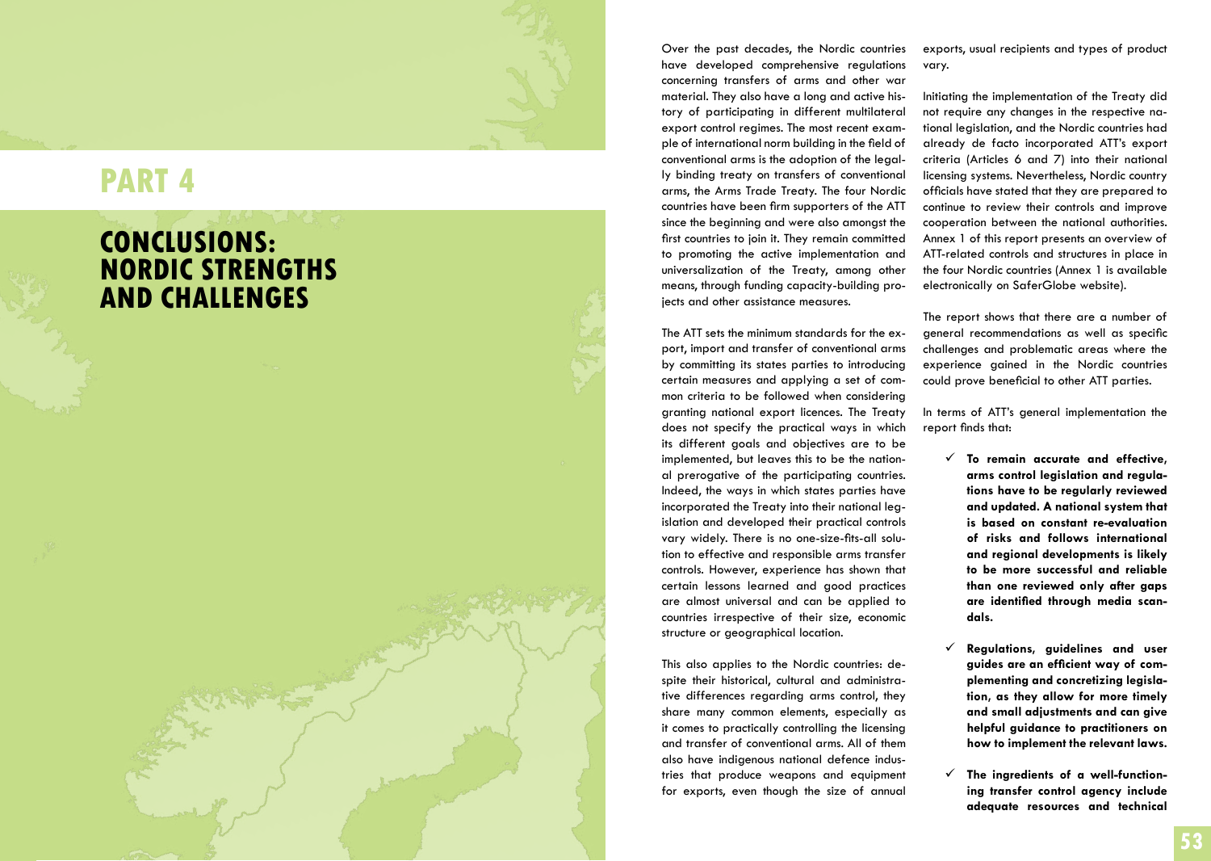# PART 4

## CONCLUSIONS: NORDIC STRENGTHS AND CHALLENGES

Over the past decades, the Nordic countries have developed comprehensive regulations concerning transfers of arms and other war material. They also have a long and active history of participating in different multilateral export control regimes. The most recent example of international norm building in the field of conventional arms is the adoption of the legally binding treaty on transfers of conventional arms, the Arms Trade Treaty. The four Nordic countries have been firm supporters of the ATT since the beginning and were also amongst the first countries to join it. They remain committed to promoting the active implementation and universalization of the Treaty, among other means, through funding capacity-building projects and other assistance measures.

The ATT sets the minimum standards for the export, import and transfer of conventional arms by committing its states parties to introducing certain measures and applying a set of common criteria to be followed when considering granting national export licences. The Treaty does not specify the practical ways in which its different goals and objectives are to be implemented, but leaves this to be the national prerogative of the participating countries. Indeed, the ways in which states parties have incorporated the Treaty into their national legislation and developed their practical controls vary widely. There is no one-size-fits-all solution to effective and responsible arms transfer controls. However, experience has shown that certain lessons learned and good practices are almost universal and can be applied to countries irrespective of their size, economic structure or geographical location.

This also applies to the Nordic countries: despite their historical, cultural and administrative differences regarding arms control, they share many common elements, especially as it comes to practically controlling the licensing and transfer of conventional arms. All of them also have indigenous national defence industries that produce weapons and equipment for exports, even though the size of annual exports, usual recipients and types of product vary.

Initiating the implementation of the Treaty did not require any changes in the respective national legislation, and the Nordic countries had already de facto incorporated ATT's export criteria (Articles 6 and 7) into their national licensing systems. Nevertheless, Nordic country officials have stated that they are prepared to continue to review their controls and improve cooperation between the national authorities. Annex 1 of this report presents an overview of ATT-related controls and structures in place in the four Nordic countries (Annex 1 is available electronically on SaferGlobe website).

The report shows that there are a number of general recommendations as well as specific challenges and problematic areas where the experience gained in the Nordic countries could prove beneficial to other ATT parties.

In terms of ATT's general implementation the report finds that:

- ✓ **To remain accurate and effective, arms control legislation and regulations have to be regularly reviewed and updated. A national system that is based on constant re-evaluation of risks and follows international and regional developments is likely to be more successful and reliable than one reviewed only after gaps are identified through media scandals.**

- ✓ **Regulations, guidelines and user guides are an efficient way of complementing and concretizing legislation, as they allow for more timely and small adjustments and can give helpful guidance to practitioners on how to implement the relevant laws.**

- ✓ **The ingredients of a well-functioning transfer control agency include adequate resources and technical**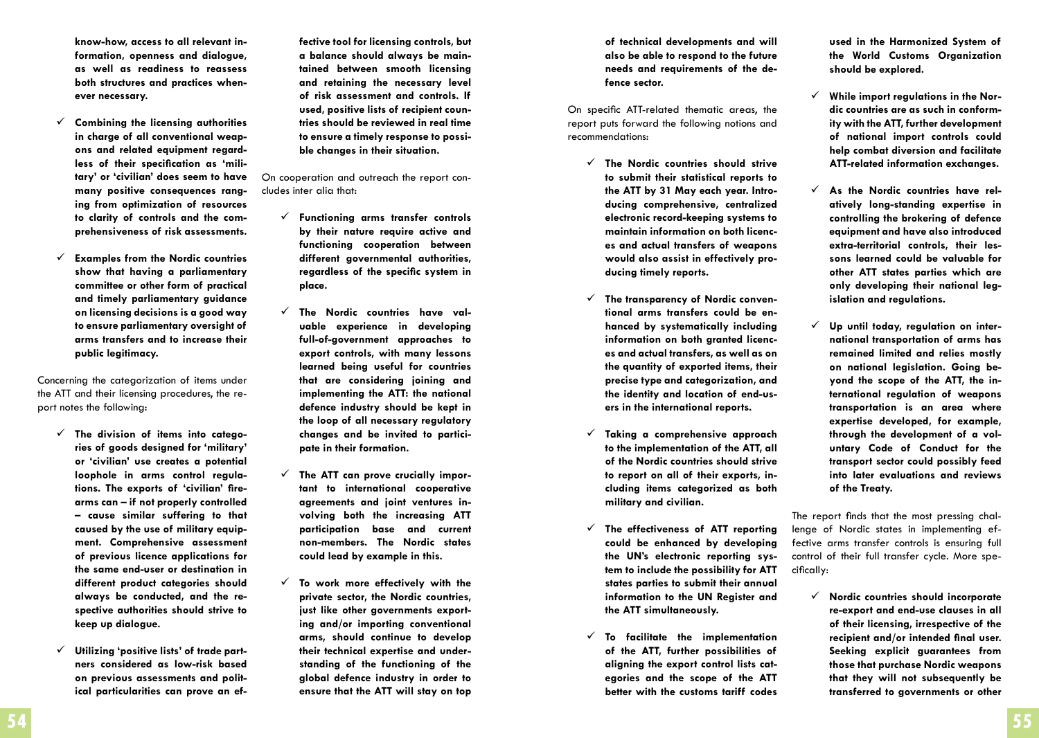know-how, access to all relevant information, openness and dialogue, as well as readiness to reassess both structures and practices whenever necessary.**

- ✓ **Combining the licensing authorities in charge of all conventional weapons and related equipment regardless of their specification as 'military' or 'civilian' does seem to have many positive consequences ranging from optimization of resources to clarity of controls and the comprehensiveness of risk assessments.**
- ✓ **Examples from the Nordic countries show that having a parliamentary committee or other form of practical and timely parliamentary guidance on licensing decisions is a good way to ensure parliamentary oversight of arms transfers and to increase their public legitimacy.**

Concerning the categorization of items under the ATT and their licensing procedures, the report notes the following:

- ✓ **The division of items into categories of goods designed for 'military' or 'civilian' use creates a potential loophole in arms control regulations. The exports of 'civilian' firearms can – if not properly controlled – cause similar suffering to that caused by the use of military equipment. Comprehensive assessment of previous licence applications for the same end-user or destination in different product categories should always be conducted, and the respective authorities should strive to keep up dialogue.**
- ✓ **Utilizing 'positive lists' of trade partners considered as low-risk based on previous assessments and political particularities can prove an effective tool for licensing controls, but a balance should always be maintained between smooth licensing and retaining the necessary level of risk assessment and controls. If used, positive lists of recipient countries should be reviewed in real time to ensure a timely response to possible changes in their situation.**

On cooperation and outreach the report concludes inter alia that:

- ✓ **Functioning arms transfer controls by their nature require active and functioning cooperation between different governmental authorities, regardless of the specific system in place.**
- ✓ **The Nordic countries have valuable experience in developing full-of-government approaches to export controls, with many lessons learned being useful for countries that are considering joining and implementing the ATT: the national defence industry should be kept in the loop of all necessary regulatory changes and be invited to participate in their formation.**
- ✓ **The ATT can prove crucially important to international cooperative agreements and joint ventures involving both the increasing ATT participation base and current non-members. The Nordic states could lead by example in this.**
- ✓ **To work more effectively with the private sector, the Nordic countries, just like other governments exporting and/or importing conventional arms, should continue to develop their technical expertise and understanding of the functioning of the global defence industry in order to ensure that the ATT will stay on top of technical developments and will also be able to respond to the future needs and requirements of the defence sector.**

On specific ATT-related thematic areas, the report puts forward the following notions and recommendations:

- ✓ **The Nordic countries should strive to submit their statistical reports to the ATT by 31 May each year. Introducing comprehensive, centralized electronic record-keeping systems to maintain information on both licences and actual transfers of weapons would also assist in effectively producing timely reports.**
- ✓ **The transparency of Nordic conventional arms transfers could be enhanced by systematically including information on both granted licences and actual transfers, as well as on the quantity of exported items, their precise type and categorization, and the identity and location of end-users in the international reports.**
- ✓ **Taking a comprehensive approach to the implementation of the ATT, all of the Nordic countries should strive to report on all of their exports, including items categorized as both military and civilian.**
- ✓ **The effectiveness of ATT reporting could be enhanced by developing the UN's electronic reporting system to include the possibility for ATT states parties to submit their annual information to the UN Register and the ATT simultaneously.**
- ✓ **To facilitate the implementation of the ATT, further possibilities of aligning the export control lists categories and the scope of the ATT better with the customs tariff codes used in the Harmonized System of the World Customs Organization should be explored.**
- ✓ **While import regulations in the Nordic countries are as such in conformity with the ATT, further development of national import controls could help combat diversion and facilitate ATT-related information exchanges.**
- ✓ **As the Nordic countries have relatively long-standing expertise in controlling the brokering of defence equipment and have also introduced extra-territorial controls, their lessons learned could be valuable for other ATT states parties which are only developing their national legislation and regulations.**
- ✓ **Up until today, regulation on international transportation of arms has remained limited and relies mostly on national legislation. Going beyond the scope of the ATT, the international regulation of weapons transportation is an area where expertise developed, for example, through the development of a voluntary Code of Conduct for the transport sector could possibly feed into later evaluations and reviews of the Treaty.**

The report finds that the most pressing challenge of Nordic states in implementing effective arms transfer controls is ensuring full control of their full transfer cycle. More specifically:

- ✓ **Nordic countries should incorporate re-export and end-use clauses in all of their licensing, irrespective of the recipient and/or intended final user. Seeking explicit guarantees from those that purchase Nordic weapons that they will not subsequently be transferred to governments or other**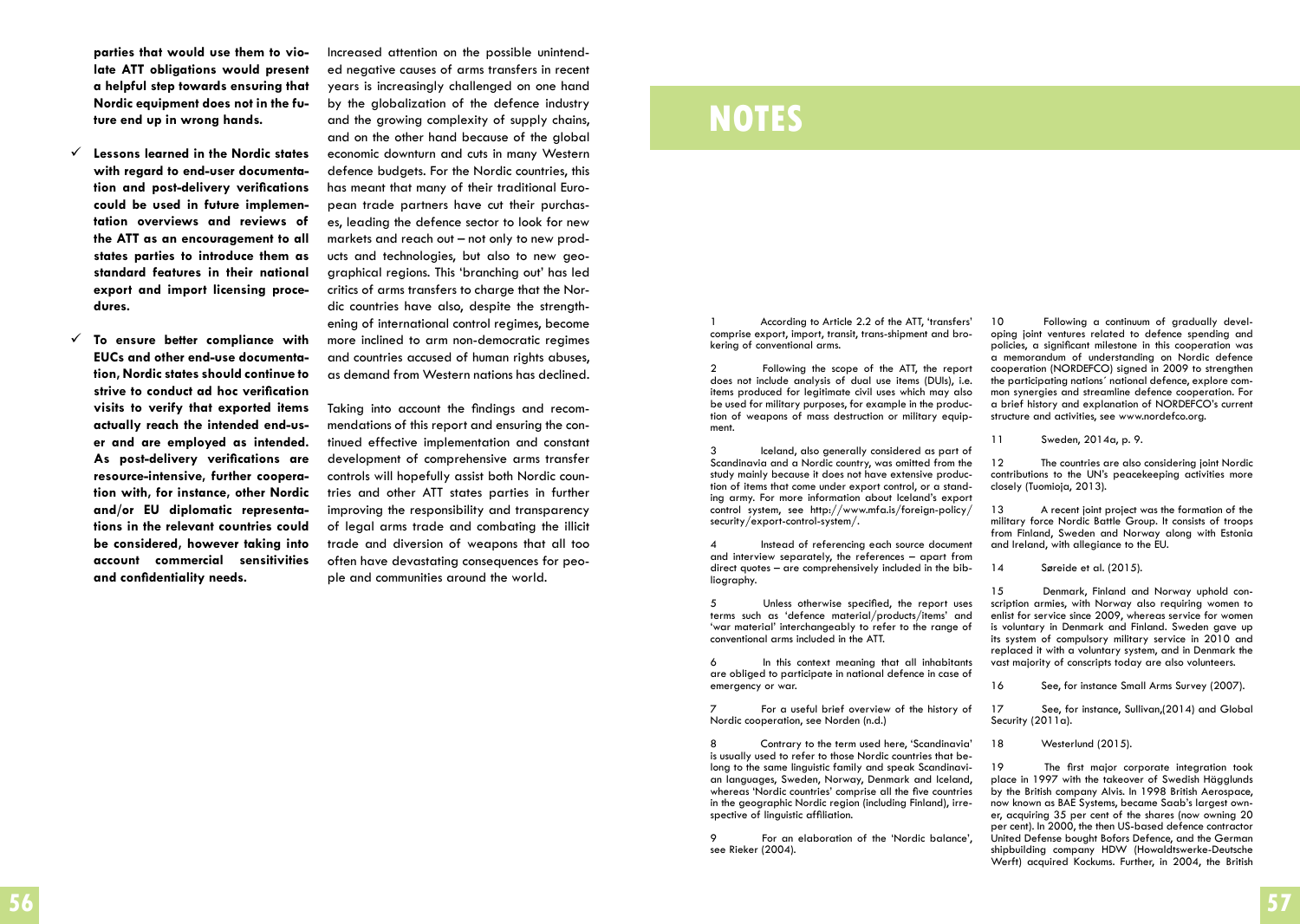**parties that would use them to violate ATT obligations would present a helpful step towards ensuring that Nordic equipment does not in the future end up in wrong hands.**

- ✓ **Lessons learned in the Nordic states with regard to end-user documentation and post-delivery verifications could be used in future implementation overviews and reviews of the ATT as an encouragement to all states parties to introduce them as standard features in their national export and import licensing procedures.**

- ✓ **To ensure better compliance with EUCs and other end-use documentation, Nordic states should continue to strive to conduct ad hoc verification visits to verify that exported items actually reach the intended end-user and are employed as intended. As post-delivery verifications are resource-intensive, further cooperation with, for instance, other Nordic and/or EU diplomatic representations in the relevant countries could be considered, however taking into account commercial sensitivities and confidentiality needs.**

Increased attention on the possible unintended negative causes of arms transfers in recent years is increasingly challenged on one hand by the globalization of the defence industry and the growing complexity of supply chains, and on the other hand because of the global economic downturn and cuts in many Western defence budgets. For the Nordic countries, this has meant that many of their traditional European trade partners have cut their purchases, leading the defence sector to look for new markets and reach out – not only to new products and technologies, but also to new geographical regions. This 'branching out' has led critics of arms transfers to charge that the Nordic countries have also, despite the strengthening of international control regimes, become more inclined to arm non-democratic regimes and countries accused of human rights abuses, as demand from Western nations has declined.

Taking into account the findings and recommendations of this report and ensuring the continued effective implementation and constant development of comprehensive arms transfer controls will hopefully assist both Nordic countries and other ATT states parties in further improving the responsibility and transparency of legal arms trade and combating the illicit trade and diversion of weapons that all too often have devastating consequences for people and communities around the world.

# NOTES

1 According to Article 2.2 of the ATT, 'transfers' comprise export, import, transit, trans-shipment and brokering of conventional arms.

2 Following the scope of the ATT, the report does not include analysis of dual use items (DUIs), i.e. items produced for legitimate civil uses which may also be used for military purposes, for example in the production of weapons of mass destruction or military equipment.

3 Iceland, also generally considered as part of Scandinavia and a Nordic country, was omitted from the study mainly because it does not have extensive production of items that come under export control, or a standing army. For more information about Iceland's export control system, see http://www.mfa.is/foreign-policy/security/export-control-system/.

4 Instead of referencing each source document and interview separately, the references – apart from direct quotes – are comprehensively included in the bibliography.

5 Unless otherwise specified, the report uses terms such as 'defence material/products/items' and 'war material' interchangeably to refer to the range of conventional arms included in the ATT.

6 In this context meaning that all inhabitants are obliged to participate in national defence in case of emergency or war.

7 For a useful brief overview of the history of Nordic cooperation, see Norden (n.d.)

8 Contrary to the term used here, 'Scandinavia' is usually used to refer to those Nordic countries that belong to the same linguistic family and speak Scandinavian languages, Sweden, Norway, Denmark and Iceland, whereas 'Nordic countries' comprise all the five countries in the geographic Nordic region (including Finland), irrespective of linguistic affiliation.

9 For an elaboration of the 'Nordic balance', see Rieker (2004).

10 Following a continuum of gradually developing joint ventures related to defence spending and policies, a significant milestone in this cooperation was a memorandum of understanding on Nordic defence cooperation (NORDEFCO) signed in 2009 to strengthen the participating nations´ national defence, explore common synergies and streamline defence cooperation. For a brief history and explanation of NORDEFCO's current structure and activities, see www.nordefco.org.

11 Sweden, 2014a, p. 9.

12 The countries are also considering joint Nordic contributions to the UN's peacekeeping activities more closely (Tuomioja, 2013).

13 A recent joint project was the formation of the military force Nordic Battle Group. It consists of troops from Finland, Sweden and Norway along with Estonia and Ireland, with allegiance to the EU.

14 Søreide et al. (2015).

15 Denmark, Finland and Norway uphold conscription armies, with Norway also requiring women to enlist for service since 2009, whereas service for women is voluntary in Denmark and Finland. Sweden gave up its system of compulsory military service in 2010 and replaced it with a voluntary system, and in Denmark the vast majority of conscripts today are also volunteers.

16 See, for instance Small Arms Survey (2007).

17 See, for instance, Sullivan,(2014) and Global Security (2011a).

18 Westerlund (2015).

19 The first major corporate integration took place in 1997 with the takeover of Swedish Hägglunds by the British company Alvis. In 1998 British Aerospace, now known as BAE Systems, became Saab's largest owner, acquiring 35 per cent of the shares (now owning 20 per cent). In 2000, the then US-based defence contractor United Defense bought Bofors Defence, and the German shipbuilding company HDW (Howaldtswerke-Deutsche Werft) acquired Kockums. Further, in 2004, the British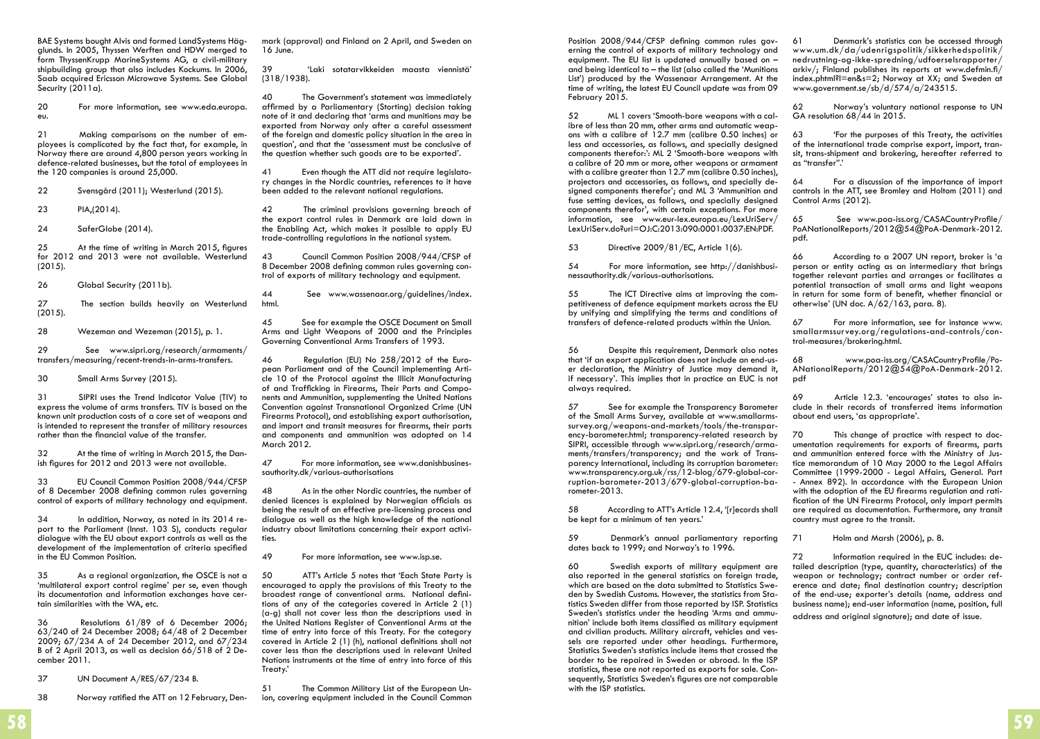BAE Systems bought Alvis and formed LandSystems Hägglunds. In 2005, Thyssen Werften and HDW merged to form ThyssenKrupp MarineSystems AG, a civil-military shipbuilding group that also includes Kockums. In 2006, Saab acquired Ericsson Microwave Systems. See Global Security (2011a).

20 For more information, see www.eda.europa.eu.

21 Making comparisons on the number of employees is complicated by the fact that, for example, in Norway there are around 4,800 person years working in defence-related businesses, but the total of employees in the 120 companies is around 25,000.

22 Svensgård (2011); Westerlund (2015).

23 PIA,(2014).

24 SaferGlobe (2014).

25 At the time of writing in March 2015, figures for 2012 and 2013 were not available. Westerlund (2015).

26 Global Security (2011b).

27 The section builds heavily on Westerlund (2015).

28 Wezeman and Wezeman (2015), p. 1.

29 See www.sipri.org/research/armaments/transfers/measuring/recent-trends-in-arms-transfers.

30 Small Arms Survey (2015).

31 SIPRI uses the Trend Indicator Value (TIV) to express the volume of arms transfers. TIV is based on the known unit production costs of a core set of weapons and is intended to represent the transfer of military resources rather than the financial value of the transfer.

32 At the time of writing in March 2015, the Danish figures for 2012 and 2013 were not available.

33 EU Council Common Position 2008/944/CFSP of 8 December 2008 defining common rules governing control of exports of military technology and equipment.

34 In addition, Norway, as noted in its 2014 report to the Parliament (Innst. 103 S), conducts regular dialogue with the EU about export controls as well as the development of the implementation of criteria specified in the EU Common Position.

35 As a regional organization, the OSCE is not a 'multilateral export control regime' per se, even though its documentation and information exchanges have certain similarities with the WA, etc.

36 Resolutions 61/89 of 6 December 2006; 63/240 of 24 December 2008; 64/48 of 2 December 2009; 67/234 A of 24 December 2012, and 67/234 B of 2 April 2013, as well as decision 66/518 of 2 December 2011.

37 UN Document A/RES/67/234 B.

38 Norway ratified the ATT on 12 February, Denmark (approval) and Finland on 2 April, and Sweden on 16 June.

39 'Laki sotatarvikkeiden maasta viennistä' (318/1938).

40 The Government's statement was immediately affirmed by a Parliamentary (Storting) decision taking note of it and declaring that 'arms and munitions may be exported from Norway only after a careful assessment of the foreign and domestic policy situation in the area in question', and that the 'assessment must be conclusive of the question whether such goods are to be exported'.

41 Even though the ATT did not require legislatory changes in the Nordic countries, references to it have been added to the relevant national regulations.

42 The criminal provisions governing breach of the export control rules in Denmark are laid down in the Enabling Act, which makes it possible to apply EU trade-controlling regulations in the national system.

43 Council Common Position 2008/944/CFSP of 8 December 2008 defining common rules governing control of exports of military technology and equipment.

44 See www.wassenaar.org/guidelines/index.html.

45 See for example the OSCE Document on Small Arms and Light Weapons of 2000 and the Principles Governing Conventional Arms Transfers of 1993.

46 Regulation (EU) No 258/2012 of the European Parliament and of the Council implementing Article 10 of the Protocol against the Illicit Manufacturing of and Trafficking in Firearms, Their Parts and Components and Ammunition, supplementing the United Nations Convention against Transnational Organized Crime (UN Firearms Protocol), and establishing export authorisation, and import and transit measures for firearms, their parts and components and ammunition was adopted on 14 March 2012.

47 For more information, see www.danishbusinessauthority.dk/various-authorisations

48 As in the other Nordic countries, the number of denied licences is explained by Norwegian officials as being the result of an effective pre-licensing process and dialogue as well as the high knowledge of the national industry about limitations concerning their export activities.

49 For more information, see www.isp.se.

50 ATT's Article 5 notes that 'Each State Party is encouraged to apply the provisions of this Treaty to the broadest range of conventional arms. National definitions of any of the categories covered in Article 2 (1) (a-g) shall not cover less than the descriptions used in the United Nations Register of Conventional Arms at the time of entry into force of this Treaty. For the category covered in Article 2 (1) (h), national definitions shall not cover less than the descriptions used in relevant United Nations instruments at the time of entry into force of this Treaty.'

51 The Common Military List of the European Union, covering equipment included in the Council Common Position 2008/944/CFSP defining common rules governing the control of exports of military technology and equipment. The EU list is updated annually based on – and being identical to – the list (also called the 'Munitions List') produced by the Wassenaar Arrangement. At the time of writing, the latest EU Council update was from 09 February 2015.

52 ML 1 covers 'Smooth-bore weapons with a calibre of less than 20 mm, other arms and automatic weapons with a calibre of 12.7 mm (calibre 0.50 inches) or less and accessories, as follows, and specially designed components therefor:': ML 2 'Smooth-bore weapons with a calibre of 20 mm or more, other weapons or armament with a calibre greater than 12.7 mm (calibre 0.50 inches), projectors and accessories, as follows, and specially designed components therefor'; and ML 3 'Ammunition and fuse setting devices, as follows, and specially designed components therefor', with certain exceptions. For more information, see www.eur-lex.europa.eu/LexUriServ/LexUriServ.do?uri=OJ:C:2013:090:0001:0037:EN:PDF.

53 Directive 2009/81/EC, Article 1(6).

54 For more information, see http://danishbusinessauthority.dk/various-authorisations.

55 The ICT Directive aims at improving the competitiveness of defence equipment markets across the EU by unifying and simplifying the terms and conditions of transfers of defence-related products within the Union.

56 Despite this requirement, Denmark also notes that 'if an export application does not include an end-user declaration, the Ministry of Justice may demand it, if necessary'. This implies that in practice an EUC is not always required.

57 See for example the Transparency Barometer of the Small Arms Survey, available at www.smallarmssurvey.org/weapons-and-markets/tools/the-transparency-barometer.html; transparency-related research by SIPRI, accessible through www.sipri.org/research/armaments/transfers/transparency; and the work of Transparency International, including its corruption barometer: www.transparency.org.uk/rss/12-blog/679-global-corruption-barometer-2013/679-global-corruption-barometer-2013.

58 According to ATT's Article 12.4, '[r]ecords shall be kept for a minimum of ten years.'

59 Denmark's annual parliamentary reporting dates back to 1999; and Norway's to 1996.

60 Swedish exports of military equipment are also reported in the general statistics on foreign trade, which are based on the data submitted to Statistics Sweden by Swedish Customs. However, the statistics from Statistics Sweden differ from those reported by ISP. Statistics Sweden's statistics under the heading 'Arms and ammunition' include both items classified as military equipment and civilian products. Military aircraft, vehicles and vessels are reported under other headings. Furthermore, Statistics Sweden's statistics include items that crossed the border to be repaired in Sweden or abroad. In the ISP statistics, these are not reported as exports for sale. Consequently, Statistics Sweden's figures are not comparable with the ISP statistics.

61 Denmark's statistics can be accessed through www.um.dk/da/udenrigspolitik/sikkerhedspolitik/nedrustning-og-ikke-spredning/udfoerselsrapporter/arkiv/; Finland publishes its reports at www.defmin.fi/index.phtml?l=en&s=2; Norway at XX; and Sweden at www.government.se/sb/d/574/a/243515.

62 Norway's voluntary national response to UN GA resolution 68/44 in 2015.

63 'For the purposes of this Treaty, the activities of the international trade comprise export, import, transit, trans-shipment and brokering, hereafter referred to as "transfer".'

64 For a discussion of the importance of import controls in the ATT, see Bromley and Holtom (2011) and Control Arms (2012).

65 See www.poa-iss.org/CASACountryProfile/PoANationalReports/2012@54@PoA-Denmark-2012.pdf.

66 According to a 2007 UN report, broker is 'a person or entity acting as an intermediary that brings together relevant parties and arranges or facilitates a potential transaction of small arms and light weapons in return for some form of benefit, whether financial or otherwise' (UN doc. A/62/163, para. 8).

67 For more information, see for instance www.smallarmssurvey.org/regulations-and-controls/control-measures/brokering.html.

68 www.poa-iss.org/CASACountryProfile/PoANationalReports/2012@54@PoA-Denmark-2012.pdf

69 Article 12.3. 'encourages' states to also include in their records of transferred items information about end users, 'as appropriate'.

70 This change of practice with respect to documentation requirements for exports of firearms, parts and ammunition entered force with the Ministry of Justice memorandum of 10 May 2000 to the Legal Affairs Committee (1999-2000 - Legal Affairs, General. Part - Annex 892). In accordance with the European Union with the adoption of the EU firearms regulation and ratification of the UN Firearms Protocol, only import permits are required as documentation. Furthermore, any transit country must agree to the transit.

71 Holm and Marsh (2006), p. 8.

72 Information required in the EUC includes: detailed description (type, quantity, characteristics) of the weapon or technology; contract number or order reference and date; final destination country; description of the end-use; exporter's details (name, address and business name); end-user information (name, position, full address and original signature); and date of issue.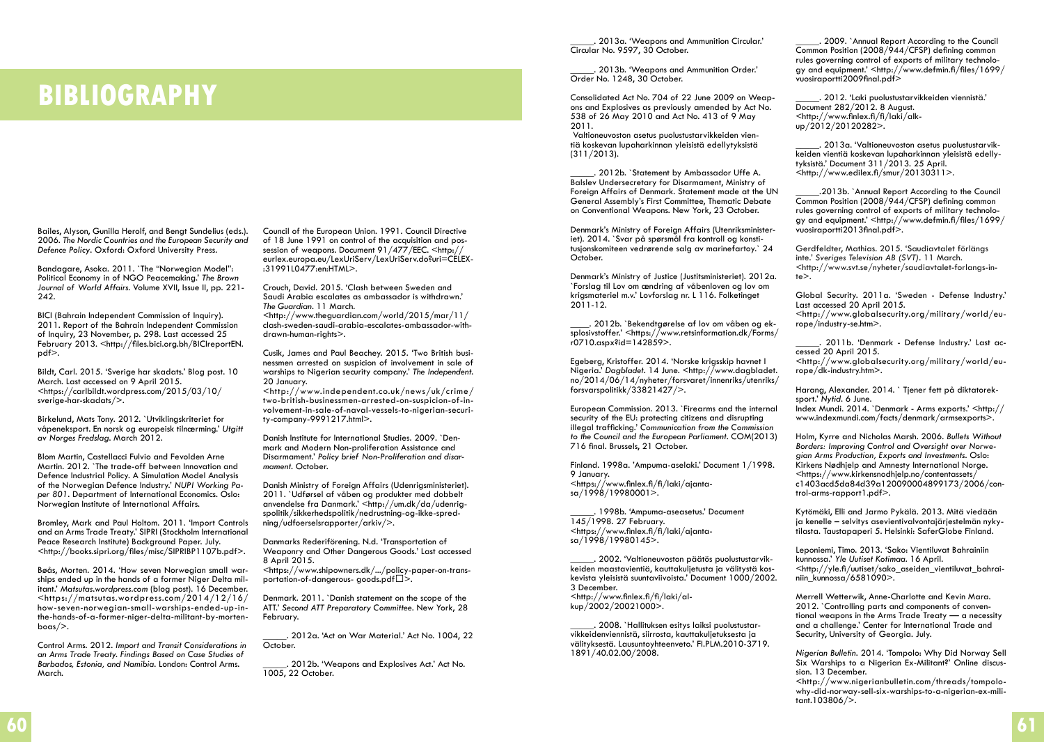# BIBLIOGRAPHY

Bailes, Alyson, Gunilla Herolf, and Bengt Sundelius (eds.). 2006. *The Nordic Countries and the European Security and Defence Policy*. Oxford: Oxford University Press.

Bandagare, Asoka. 2011. `The "Norwegian Model": Political Economy in of NGO Peacemaking.' *The Brown Journal of World Affairs*. Volume XVII, Issue II, pp. 221-242.

BICI (Bahrain Independent Commission of Inquiry). 2011. Report of the Bahrain Independent Commission of Inquiry, 23 November, p. 298. Last accessed 25 February 2013. <http://files.bici.org.bh/BICIreportEN.pdf>.

Bildt, Carl. 2015. 'Sverige har skadats.' Blog post. 10 March. Last accessed on 9 April 2015. <https://carlbildt.wordpress.com/2015/03/10/sverige-har-skadats/>.

Birkelund, Mats Tony. 2012. `Utviklingskriteriet for våpeneksport. En norsk og europeisk tilnærming.' *Utgitt av Norges Fredslag*. March 2012.

Blom Martin, Castellacci Fulvio and Fevolden Arne Martin. 2012. `The trade-off between Innovation and Defence Industrial Policy. A Simulation Model Analysis of the Norwegian Defence Industry.' *NUPI Working Paper 801*. Department of International Economics. Oslo: Norwegian Institute of International Affairs.

Bromley, Mark and Paul Holtom. 2011. 'Import Controls and an Arms Trade Treaty.' SIPRI (Stockholm International Peace Research Institute) Background Paper. July. <http://books.sipri.org/files/misc/SIPRIBP1107b.pdf>.

Bøås, Morten. 2014. 'How seven Norwegian small warships ended up in the hands of a former Niger Delta militant.' *Matsutas.wordpress.com* (blog post). 16 December. <https://matsutas.wordpress.com/2014/12/16/how-seven-norwegian-small-warships-ended-up-in-the-hands-of-a-former-niger-delta-militant-by-mortenboas/>.

Control Arms. 2012. *Import and Transit Considerations in an Arms Trade Treaty. Findings Based on Case Studies of Barbados, Estonia, and Namibia*. London: Control Arms. March.

Council of the European Union. 1991. Council Directive of 18 June 1991 on control of the acquisition and possession of weapons. Document 91/477/EEC. <http://eurlex.europa.eu/LexUriServ/LexUriServ.do?uri=CELEX-:31991L0477:en:HTML>.

Crouch, David. 2015. 'Clash between Sweden and Saudi Arabia escalates as ambassador is withdrawn.' *The Guardian*. 11 March. <http://www.theguardian.com/world/2015/mar/11/clash-sweden-saudi-arabia-escalates-ambassador-withdrawn-human-rights>.

Cusik, James and Paul Beachey. 2015. 'Two British businessmen arrested on suspicion of involvement in sale of warships to Nigerian security company.' *The Independent*. 20 January. <http://www.independent.co.uk/news/uk/crime/two-british-businessmen-arrested-on-suspicion-of-involvement-in-sale-of-naval-vessels-to-nigerian-security-company-9991217.html>.

Danish Institute for International Studies. 2009. `Denmark and Modern Non-proliferation Assistance and Disarmament.' *Policy brief Non-Proliferation and disarmament*. October.

Danish Ministry of Foreign Affairs (Udenrigsministeriet). 2011. `Udførsel af våben og produkter med dobbelt anvendelse fra Danmark.' <http://um.dk/da/udenrigspolitik/sikkerhedspolitik/nedrustning-og-ikke-spredning/udfoerselsrapporter/arkiv/>.

Danmarks Rederiförening. N.d. 'Transportation of Weaponry and Other Dangerous Goods.' Last accessed 8 April 2015. <http://www.shipowners.dk/.../policy-paper-on-transportation-of-dangerous- goods.pdf□>.

Denmark. 2011. `Danish statement on the scope of the ATT.' *Second ATT Preparatory Committee*. New York, 28 February.

_____. 2012a. 'Act on War Material.' Act No. 1004, 22 October.

_____. 2012b. 'Weapons and Explosives Act.' Act No. 1005, 22 October.

_____. 2013a. 'Weapons and Ammunition Circular.' Circular No. 9597, 30 October.

_____. 2013b. 'Weapons and Ammunition Order.' Order No. 1248, 30 October.

Consolidated Act No. 704 of 22 June 2009 on Weapons and Explosives as previously amended by Act No. 538 of 26 May 2010 and Act No. 413 of 9 May 2011.
Valtioneuvoston asetus puolustustarvikkeiden vientiä koskevan lupaharkinnan yleisistä edellytyksistä (311/2013).

_____. 2012b. `Statement by Ambassador Uffe A. Balslev Undersecretary for Disarmament, Ministry of Foreign Affairs of Denmark. Statement made at the UN General Assembly's First Committee, Thematic Debate on Conventional Weapons. New York, 23 October.

Denmark's Ministry of Foreign Affairs (Utenriksministeriet). 2014. `Svar på spørsmål fra kontroll og konstitusjonskomiteen vedrørende salg av marinefartoy.` 24 October.

Denmark's Ministry of Justice (Justitsministeriet). 2012a. `Forslag til Lov om ændring af våbenloven og lov om krigsmateriel m.v.' Lovforslag nr. L 116. Folketinget 2011-12.

____. 2012b. `Bekendtgørelse af lov om våben og eksplosivstoffer.' <https://www.retsinformation.dk/Forms/r0710.aspx?id=142859>.

Egeberg, Kristoffer. 2014. 'Norske krigsskip havnet I Nigeria.' *Dagbladet*. 14 June. <http://www.dagbladet.no/2014/06/14/nyheter/forsvaret/innenriks/utenriks/forsvarspolitikk/33821427/>.

European Commission. 2013. `Firearms and the internal security of the EU: protecting citizens and disrupting illegal trafficking.' *Communication from the Commission to the Council and the European Parliament*. COM(2013) 716 final. Brussels, 21 October.

Finland. 1998a. 'Ampuma-aselaki.' Document 1/1998. 9 January. <https://www.finlex.fi/fi/laki/ajantasa/1998/19980001>.

_____. 1998b. 'Ampuma-aseasetus.' Document 145/1998. 27 February. <https://www.finlex.fi/fi/laki/ajantasa/1998/19980145>.

_____. 2002. 'Valtioneuvoston päätös puolustustarvikkeiden maastavientiä, kauttakuljetusta ja välitystä koskevista yleisistä suuntaviivoista.' Document 1000/2002. 3 December. <http://www.finlex.fi/fi/laki/alkup/2002/20021000>.

_____. 2008. `Hallituksen esitys laiksi puolustustarvikkeidenviennistä, siirrosta, kauttakuljetuksesta ja välityksestä. Lausuntoyhteenveto.' FI.PLM.2010-3719. 1891/40.02.00/2008.

_____. 2009. `Annual Report According to the Council Common Position (2008/944/CFSP) defining common rules governing control of exports of military technology and equipment.' <http://www.defmin.fi/files/1699/vuosiraportti2009final.pdf>

_____. 2012. 'Laki puolustustarvikkeiden viennistä.' Document 282/2012. 8 August. <http://www.finlex.fi/fi/laki/alkup/2012/20120282>.

_____. 2013a. 'Valtioneuvoston asetus puolustustarvikkeiden vientiä koskevan lupaharkinnan yleisistä edellytyksistä.' Document 311/2013. 25 April. <http://www.edilex.fi/smur/20130311>.

_____.2013b. `Annual Report According to the Council Common Position (2008/944/CFSP) defining common rules governing control of exports of military technology and equipment.' <http://www.defmin.fi/files/1699/vuosiraportti2013final.pdf>.

Gerdfeldter, Mathias. 2015. 'Saudiavtalet förlängs inte.' *Sveriges Television AB (SVT)*. 11 March. <http://www.svt.se/nyheter/saudiavtalet-forlangs-inte>.

Global Security. 2011a. 'Sweden - Defense Industry.' Last accessed 20 April 2015. <http://www.globalsecurity.org/military/world/europe/industry-se.htm>.

_____. 2011b. 'Denmark - Defense Industry.' Last accessed 20 April 2015. <http://www.globalsecurity.org/military/world/europe/dk-industry.htm>.

Harang, Alexander. 2014. ` Tjener fett på diktatoreksport.' *Nytid*. 6 June.
Index Mundi. 2014. `Denmark - Arms exports.' <http://www.indexmundi.com/facts/denmark/armsexports>.

Holm, Kyrre and Nicholas Marsh. 2006. *Bullets Without Borders: Improving Control and Oversight over Norwegian Arms Production, Exports and Investments*. Oslo: Kirkens Nødhjelp and Amnesty International Norge. <https://www.kirkensnodhjelp.no/contentassets/c1403acd5da84d39a120090004899173/2006/control-arms-rapport1.pdf>.

Kytömäki, Elli and Jarmo Pykälä. 2013. Mitä viedään ja kenelle – selvitys asevientivalvontajärjestelmän nykytilasta. Taustapaperi 5. Helsinki: SaferGlobe Finland.

Leponiemi, Timo. 2013. 'Sako: Vientiluvat Bahrainiin kunnossa.' *Yle Uutiset Kotimaa*. 16 April. <http://yle.fi/uutiset/sako_aseiden_vientiluvat_bahrainiin_kunnossa/6581090>.

Merrell Wetterwik, Anne-Charlotte and Kevin Mara. 2012. `Controlling parts and components of conventional weapons in the Arms Trade Treaty — a necessity and a challenge.' Center for International Trade and Security, University of Georgia. July.

*Nigerian Bulletin*. 2014. 'Tompolo: Why Did Norway Sell Six Warships to a Nigerian Ex-Militant?' Online discussion. 13 December. <http://www.nigerianbulletin.com/threads/tompolo-why-did-norway-sell-six-warships-to-a-nigerian-ex-militant.103806/>.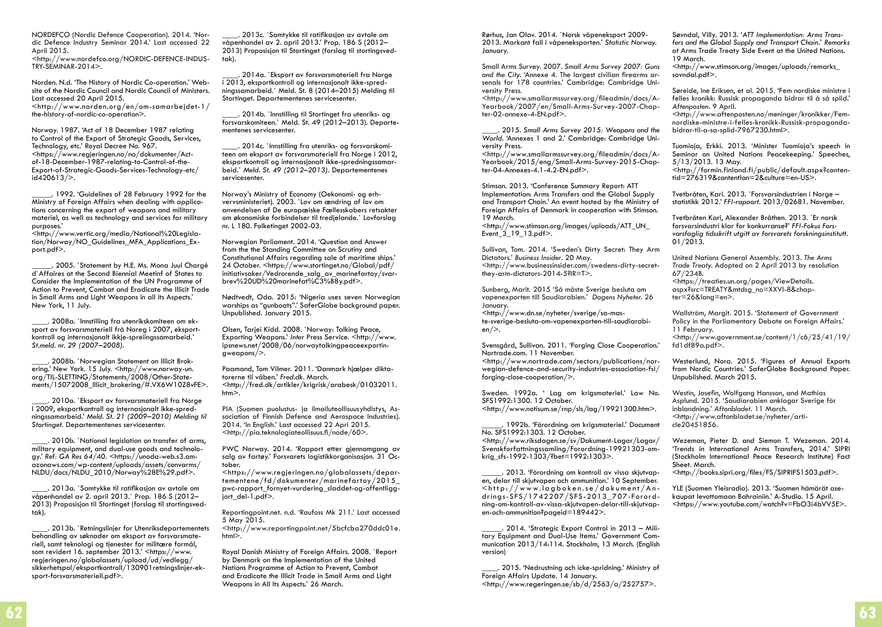NORDEFCO (Nordic Defence Cooperation). 2014. 'Nordic Defence Industry Seminar 2014.' Last accessed 22 April 2015.
<http://www.nordefco.org/NORDIC-DEFENCE-INDUSTRY-SEMINAR-2014>.

Norden. N.d. 'The History of Nordic Co-operation.' Website of the Nordic Council and Nordic Council of Ministers. Last accessed 20 April 2015.
<http://www.norden.org/en/om-samarbejdet-1/the-history-of-nordic-co-operation>.

Norway. 1987. 'Act of 18 December 1987 relating to Control of the Export of Strategic Goods, Services, Technology, etc.' Royal Decree No. 967.
<https://www.regjeringen.no/no/dokumenter/Act-of-18-December-1987-relating-to-Control-of-the-Export-of-Strategic-Goods-Services-Technology-etc/id420613/>.

_____. 1992. 'Guidelines of 28 February 1992 for the Ministry of Foreign Affairs when dealing with applications concerning the export of weapons and military materiel, as well as technology and services for military purposes.'
<http://www.vertic.org/media/National%20Legislation/Norway/NO_Guidelines_MFA_Applications_Export.pdf>.

_____. 2005. `Statement by H.E. Ms. Mona Juul Chargé d`Affaires at the Second Biennial Meetinf of States to Consider the Implementation of the UN Programme of Action to Prevent, Combat and Eradicate the Illicit Trade in Small Arms and Light Weapons in all its Aspects.' New York, 11 July.

____. 2008a. `Innstilling fra utenrikskomiteen om eksport av forsvarsmateriell frå Noreg i 2007, eksportkontroll og internasjonalt ikkje-spreiingssamarbeid.' *St.meld. nr. 29 (2007–2008)*.

____. 2008b. `Norwegian Statement on Illicit Brokering.' New York. 15 July. <http://www.norway-un.org/TIL-SLETTING/Statements/2008/Other-Statements/15072008_Illicit_brokering/#.VX6W10Z8vFE>.

____. 2010a. `Eksport av forsvarsmateriell fra Norge i 2009, eksportkontroll og internasjonalt ikke-spredningssamarbeid.' *Meld. St. 21 (2009–2010) Melding til Stortinget*. Departementenes servicesenter.

____. 2010b. `National legislation on transfer of arms, military equipment, and dual-use goods and technology.' *Ref: GA Res 64/40*. <https://unoda-web.s3.amazonaws.com/wp-content/uploads/assets/convarms/NLDU/docs/NLDU_2010/Norway%28E%29.pdf>.

____. 2013a. `Samtykke til ratifikasjon av avtale om våpenhandel av 2. april 2013.` Prop. 186 S (2012–2013) Proposisjon til Stortinget (forslag til stortingsvedtak).

____. 2013b. `Retningslinjer for Utenriksdepartementets behandling av søknader om eksport av forsvarsmateriell, samt teknologi og tjenester for militære formål, som revidert 16. september 2013.' <https://www.regjeringen.no/globalassets/upload/ud/vedlegg/sikkerhetspol/eksportkontroll/130901retningslinjer-eksport-forsvarsmateriell.pdf>.

____. 2013c. `Samtykke til ratifikasjon av avtale om våpenhandel av 2. april 2013.' Prop. 186 S (2012–2013) Proposisjon til Stortinget (forslag til stortingsvedtak).

____. 2014a. `Eksport av forsvarsmateriell fra Norge i 2013, eksportkontroll og internasjonalt ikke-spredningssamarbeid.` Meld. St. 8 (2014–2015) Melding til Stortinget. Departementenes servicesenter.

____. 2014b. `Innstilling til Stortinget fra utenriks- og forsvarskomiteen.` Meld. St. 49 (2012–2013). Departementenes servicesenter.

____. 2014c. `Innstilling fra utenriks- og forsvarskomiteen om eksport av forsvarsmateriell fra Norge i 2012, eksportkontroll og internasjonalt ikke-spredningssamarbeid.` *Meld. St. 49 (2012–2013)*. Departementenes servicesenter.

Norway's Ministry of Economy (Oekonomi- og erhvervsministeriet). 2003. `Lov om ændring af lov om anvendelsen af De europæiske Fællesskabers retsakter om økonomiske forbindelser til tredjelande.` Lovforslag nr. L 180. Folketinget 2002-03.

Norwegian Parliament. 2014. 'Question and Answer from the the Standing Committee on Scrutiny and Constitutional Affairs regarding sale of maritime ships.' 24 October. <https://www.stortinget.no/Global/pdf/initiativsaker/Vedrorende_salg_av_marinefartoy/svarbrev%20UD%20marinefat%C3%B8y.pdf>.

Nødtvedt, Oda. 2015: 'Nigeria uses seven Norwegian warships as "gunboats".' SaferGlobe background paper. Unpublished. January 2015.

Olsen, Tarjei Kidd. 2008. `Norway: Talking Peace, Exporting Weapons.' *Inter* Press Service. <http://www.ipsnews.net/2008/06/norwaytalkingpeaceexportingweapons/>.

Paamand, Tom Vilmer. 2011. 'Danmark hjælper diktatorerne til våben.' *Fred.dk*. March.
<http://fred.dk/artikler/krigrisk/arabesk/01032011.htm>.

PIA (Suomen puolustus- ja ilmailuteollisuusyhdistys, Association of Finnish Defence and Aerospace Industries). 2014. 'In English.' Last accessed 22 April 2015.
<http://pia.teknologiateollisuus.fi/node/60>.

PWC Norway. 2014. 'Rapport etter gjennomgang av salg av fartøy.' Forsvarets logistikkorganisasjon. 31 October.
<https://www.regjeringen.no/globalassets/departementene/fd/dokumenter/marinefartoy/2015_pwc-rapport_fornyet-vurdering_sladdet-og-offentliggjort_del-1.pdf>.

Reportingpoint.net. n.d. 'Raufoss Mk 211.' Last accessed 5 May 2015.
<http://www.reportingpoint.net/5bcfcba270ddc01e.html>.

Royal Danish Ministry of Foreign Affairs. 2008. `Report by Denmark on the Implementation of the United Nations Programme of Action to Prevent, Combat and Eradicate the Illicit Trade in Small Arms and Light Weapons in All Its Aspects.' 26 March.

Rørhus, Jan Olav. 2014. `Norsk våpeneksport 2009-2013. Markant fall i våpeneksporten.' *Statistic Norway*. January.

Small Arms Survey. 2007. *Small Arms Survey 2007: Guns and the City*. 'Annexe 4. The largest civilian firearms arsenals for 178 countries.' Cambridge: Cambridge University Press.
<http://www.smallarmssurvey.org/fileadmin/docs/A-Yearbook/2007/en/Small-Arms-Survey-2007-Chapter-02-annexe-4-EN.pdf>.

____. 2015. *Small Arms Survey 2015: Weapons and the World*. 'Annexes 1 and 2.' Cambridge: Cambridge University Press.
<http://www.smallarmssurvey.org/fileadmin/docs/A-Yearbook/2015/eng/Small-Arms-Survey-2015-Chapter-04-Annexes-4.1-4.2-EN.pdf>.

Stimson. 2013. 'Conference Summary Report: ATT Implementation: Arms Transfers and the Global Supply and Transport Chain.' An event hosted by the Ministry of Foreign Affairs of Denmark in cooperation with Stimson. 19 March.
<http://www.stimson.org/images/uploads/ATT_UN_Event_3_19_13.pdf>.

Sullivan, Tom. 2014. 'Sweden's Dirty Secret: They Arm Dictators.' *Business Insider*. 20 May.
<http://www.businessinsider.com/swedens-dirty-secret-they-arm-dictators-2014-5?IR=T>.

Sunberg, Marit. 2015 'Så måste Sverige besluta om vapenexporten till Saudiarabien.' *Dagens Nyheter*. 26 January.
<http://www.dn.se/nyheter/sverige/sa-maste-sverige-besluta-om-vapenexporten-till-saudiarabien/>.

Svensgård, Sullivan. 2011. 'Forging Close Cooperation.' Nortrade.com. 11 November.
<http://www.nortrade.com/sectors/publications/norwegian-defence-and-security-industries-association-fsi/forging-close-cooperation/>.

Sweden. 1992a. ' Lag om krigsmateriel.' Law No. SFS1992:1300. 12 October.
<http://www.notisum.se/rnp/sls/lag/19921300.htm>.

_____. 1992b. 'Förordning om krigsmateriel.' Document No. SFS1992:1303. 12 October.
<http://www.riksdagen.se/sv/Dokument-Lagar/Lagar/Svenskforfattningssamling/Forordning-19921303-om-krig_sfs-1992-1303/?bet=1992:1303>.

_____. 2013. 'Förordning om kontroll av vissa skjutvapen, delar till skjutvapen och ammunition.' 10 September.
<http://www.lagboken.se/dokument/Andrings-SFS/1742207/SFS-2013_707-Forordning-om-kontroll-av-vissa-skjutvapen-delar-till-skjutvapen-och-ammunition?pageid=189442>.

_____. 2014. 'Strategic Export Control in 2013 – Military Equipment and Dual-Use Items.' Government Communication 2013/14:114. Stockholm, 13 March. (English version)

____. 2015. 'Nedrustning och icke-spridning.' Ministry of Foreign Affairs Update. 14 January.
<http://www.regeringen.se/sb/d/2563/a/252757>.

Søvndal, Villy. 2013. '*ATT Implementation: Arms Transfers and the Global Supply and Transport Chain.' Remarks* at Arms Trade Treaty Side Event at the United Nations. 19 March.
<http://www.stimson.org/images/uploads/remarks_sovndal.pdf>.

Søreide, Ine Eriksen, et al. 2015. 'Fem nordiske ministre i felles kronikk: Russisk propaganda bidrar til å så splid.' *Aftenposten*. 9 April.
<http://www.aftenposten.no/meninger/kronikker/Fem-nordiske-ministre-i-felles-kronikk-Russisk-propaganda-bidrar-til-a-sa-splid-7967230.html>.

Tuomioja, Erkki. 2013. 'Minister Tuomioja's speech in Seminar on United Nations Peacekeeping.' Speeches, 5/13/2013. 13 May.
<http://formin.finland.fi/public/default.aspx?contentid=276319&contentlan=2&culture=en-US>.

Tvetbråten, Kari. 2013. `Forsvarsindustrien i Norge – statistikk 2012.' *FFI-rapoort*. 2013/02681. November.

Tvetbråten Kari, Alexander Bråthen. 2013. `Er norsk forsvarsindustri klar for konkurranse?' *FFI-Fokus Forsvarsfaglig tidsskrift utgitt av forsvarets forskningsinstitutt*. 01/2013.

United Nations General Assembly. 2013. *The Arms Trade Treaty*. Adopted on 2 April 2013 by resolution 67/234B.
<https://treaties.un.org/pages/ViewDetails.aspx?src=TREATY&mtdsg_no=XXVI-8&chapter=26&lang=en>.

Wallström, Margit. 2015. 'Statement of Government Policy in the Parliamentary Debate on Foreign Affairs.' 11 February.
<http://www.government.se/content/1/c6/25/41/19/fd1df89a.pdf>.

Westerlund, Nora. 2015. 'Figures of Annual Exports from Nordic Countries.' SaferGlobe Background Paper. Unpublished. March 2015.

Westin, Josefin, Wolfgang Hansson, and Mathias Asplund. 2015. 'Saudiarabien anklagar Sverige för inblandning.' *Aftonbladet*. 11 March.
<http://www.aftonbladet.se/nyheter/article20451856>.

Wezeman, Pieter D. and Siemon T. Wezeman. 2014. 'Trends in International Arms Transfers, 2014.' SIPRI (Stockholm International Peace Research Institute) Fact Sheet. March.
<http://books.sipri.org/files/FS/SIPRIFS1503.pdf>.

YLE (Suomen Yleisradio). 2013. 'Suomen hämärät asekaupat levottomaan Bahrainiin.' A-Studio. 15 April.
<https://www.youtube.com/watch?v=FbO3i4bVV5E>.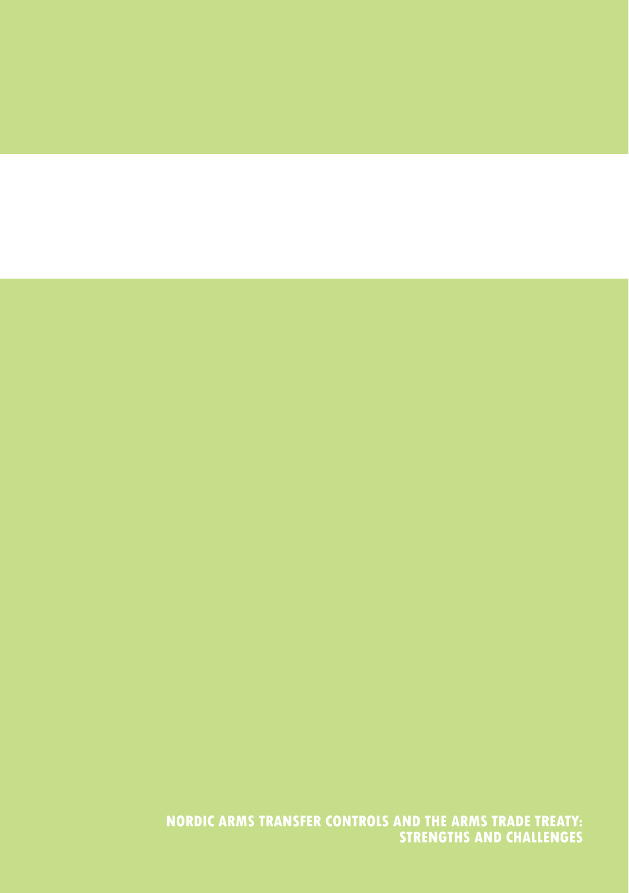**NORDIC ARMS TRANSFER CONTROLS AND THE ARMS TRADE TREATY: STRENGTHS AND CHALLENGES**